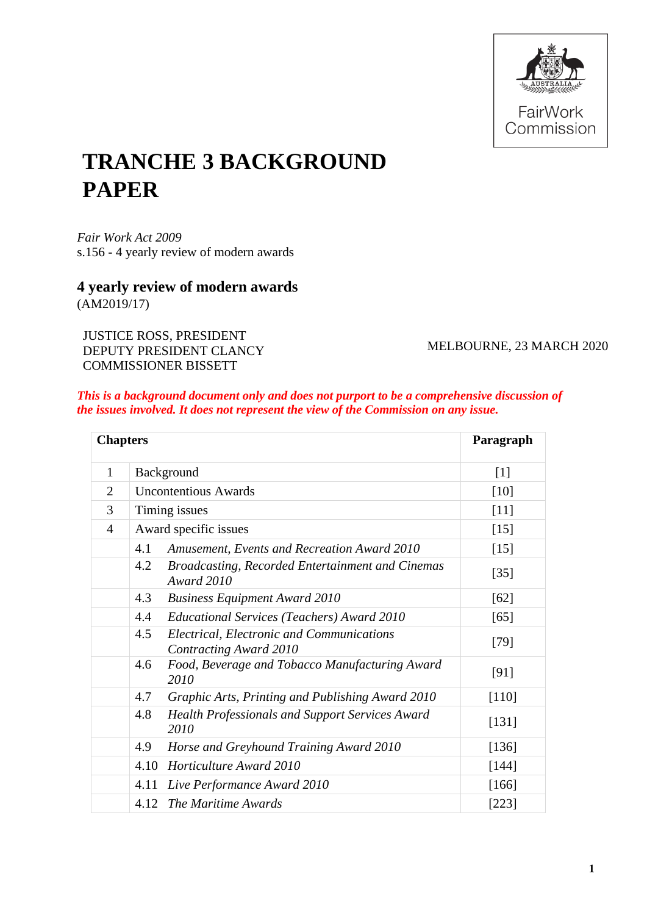FairWork Commission

# TRANCHE 3 BACKGROUND PAPER

*Fair Work Act 2009*
s.156 - 4 yearly review of modern awards

## 4 yearly review of modern awards

(AM2019/17)

JUSTICE ROSS, PRESIDENT
DEPUTY PRESIDENT CLANCY
COMMISSIONER BISSETT

MELBOURNE, 23 MARCH 2020

***This is a background document only and does not purport to be a comprehensive discussion of the issues involved. It does not represent the view of the Commission on any issue.***

| **Chapters** | | | **Paragraph** |
|---|---|---|---|
| 1 | Background | | [1] |
| 2 | Uncontentious Awards | | [10] |
| 3 | Timing issues | | [11] |
| 4 | Award specific issues | | [15] |
| | 4.1 | *Amusement, Events and Recreation Award 2010* | [15] |
| | 4.2 | *Broadcasting, Recorded Entertainment and Cinemas Award 2010* | [35] |
| | 4.3 | *Business Equipment Award 2010* | [62] |
| | 4.4 | *Educational Services (Teachers) Award 2010* | [65] |
| | 4.5 | *Electrical, Electronic and Communications Contracting Award 2010* | [79] |
| | 4.6 | *Food, Beverage and Tobacco Manufacturing Award 2010* | [91] |
| | 4.7 | *Graphic Arts, Printing and Publishing Award 2010* | [110] |
| | 4.8 | *Health Professionals and Support Services Award 2010* | [131] |
| | 4.9 | *Horse and Greyhound Training Award 2010* | [136] |
| | 4.10 | *Horticulture Award 2010* | [144] |
| | 4.11 | *Live Performance Award 2010* | [166] |
| | 4.12 | *The Maritime Awards* | [223] |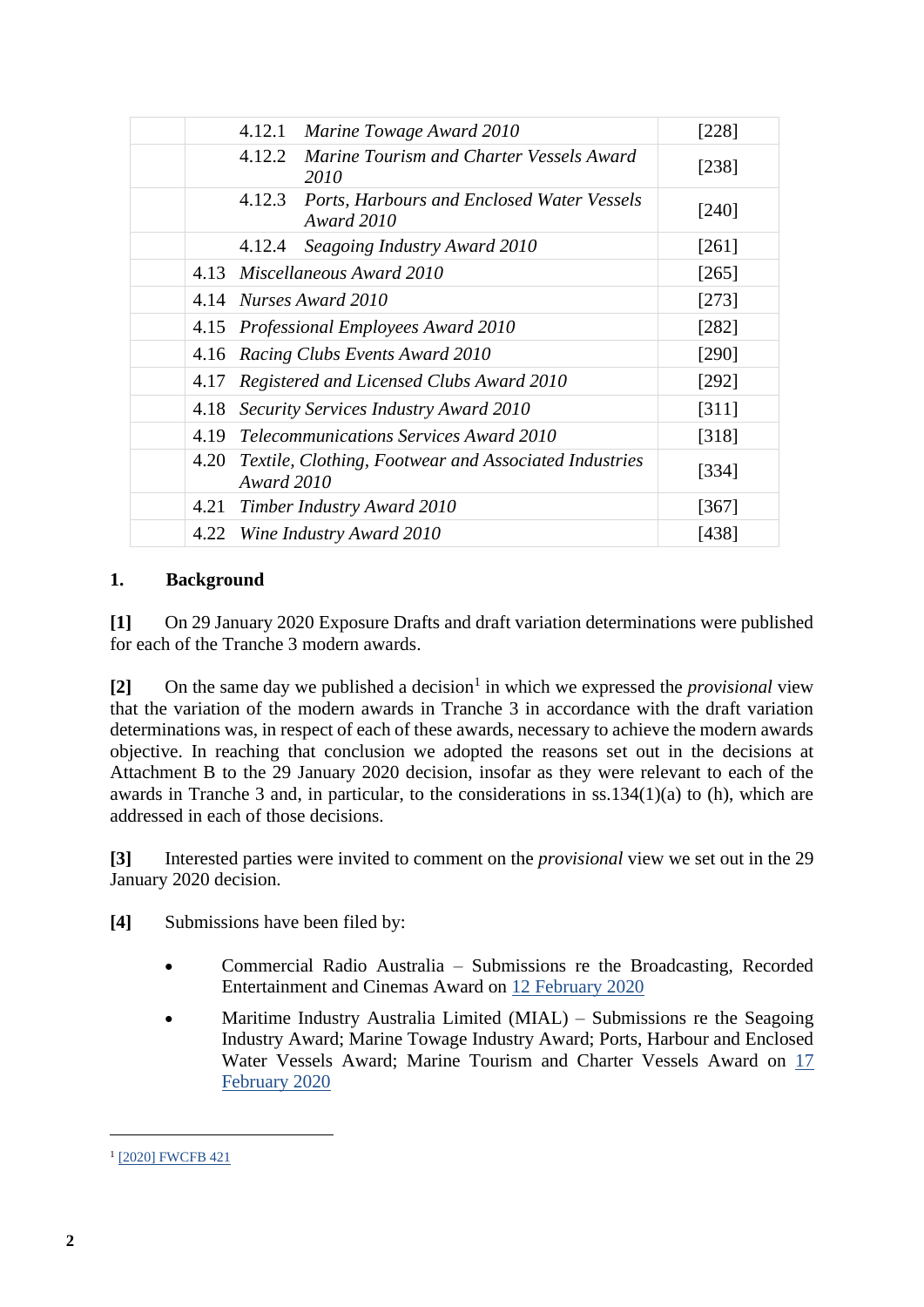| | | |
|---|---|---|
| | 4.12.1 *Marine Towage Award 2010* | [228] |
| | 4.12.2 *Marine Tourism and Charter Vessels Award 2010* | [238] |
| | 4.12.3 *Ports, Harbours and Enclosed Water Vessels Award 2010* | [240] |
| | 4.12.4 *Seagoing Industry Award 2010* | [261] |
| | 4.13 *Miscellaneous Award 2010* | [265] |
| | 4.14 *Nurses Award 2010* | [273] |
| | 4.15 *Professional Employees Award 2010* | [282] |
| | 4.16 *Racing Clubs Events Award 2010* | [290] |
| | 4.17 *Registered and Licensed Clubs Award 2010* | [292] |
| | 4.18 *Security Services Industry Award 2010* | [311] |
| | 4.19 *Telecommunications Services Award 2010* | [318] |
| | 4.20 *Textile, Clothing, Footwear and Associated Industries Award 2010* | [334] |
| | 4.21 *Timber Industry Award 2010* | [367] |
| | 4.22 *Wine Industry Award 2010* | [438] |

## 1. Background

**[1]** On 29 January 2020 Exposure Drafts and draft variation determinations were published for each of the Tranche 3 modern awards.

**[2]** On the same day we published a decision[1] in which we expressed the *provisional* view that the variation of the modern awards in Tranche 3 in accordance with the draft variation determinations was, in respect of each of these awards, necessary to achieve the modern awards objective. In reaching that conclusion we adopted the reasons set out in the decisions at Attachment B to the 29 January 2020 decision, insofar as they were relevant to each of the awards in Tranche 3 and, in particular, to the considerations in ss.134(1)(a) to (h), which are addressed in each of those decisions.

**[3]** Interested parties were invited to comment on the *provisional* view we set out in the 29 January 2020 decision.

**[4]** Submissions have been filed by:

- Commercial Radio Australia – Submissions re the Broadcasting, Recorded Entertainment and Cinemas Award on 12 February 2020
- Maritime Industry Australia Limited (MIAL) – Submissions re the Seagoing Industry Award; Marine Towage Industry Award; Ports, Harbour and Enclosed Water Vessels Award; Marine Tourism and Charter Vessels Award on 17 February 2020

[1] [2020] FWCFB 421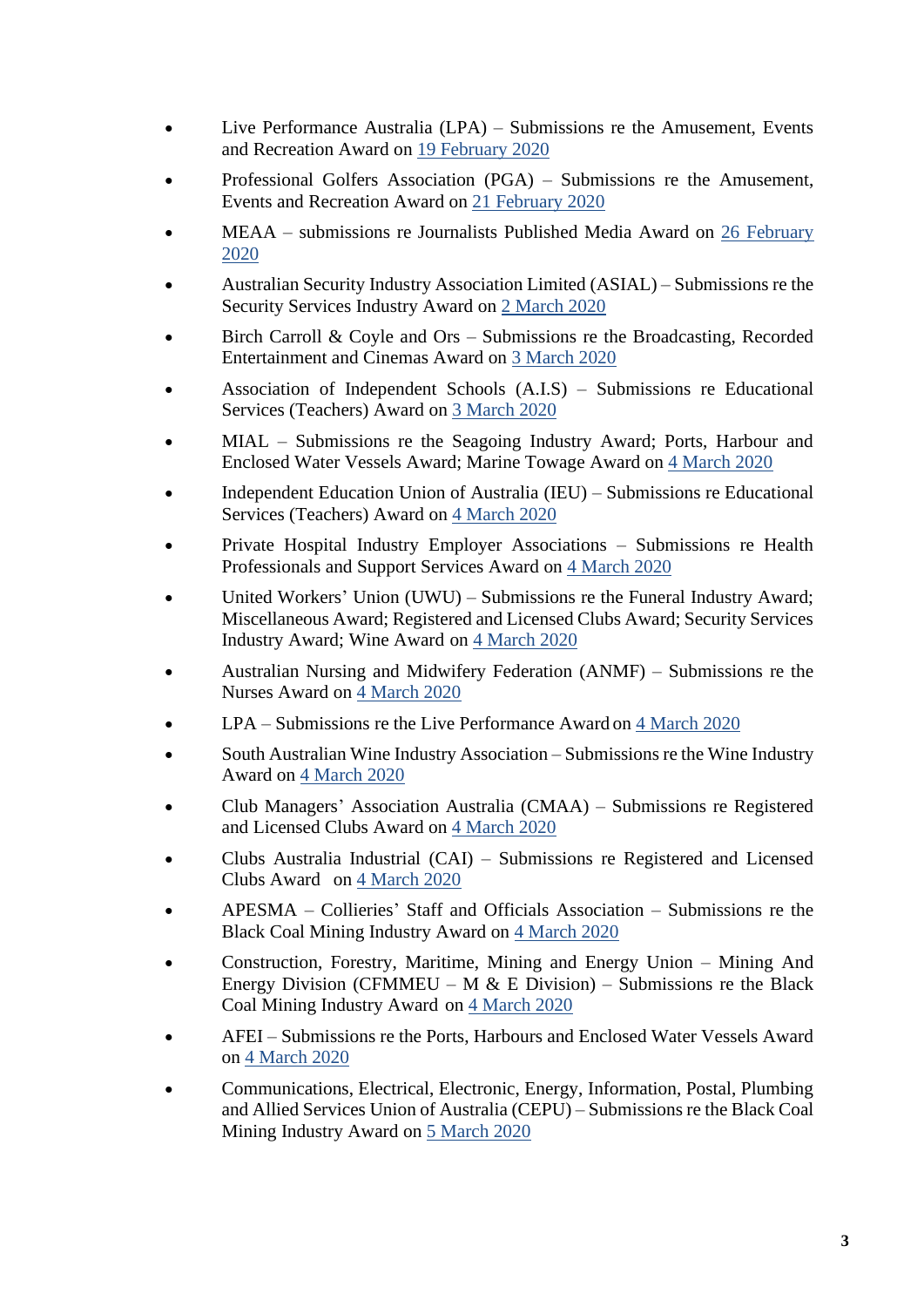- Live Performance Australia (LPA) – Submissions re the Amusement, Events and Recreation Award on 19 February 2020
- Professional Golfers Association (PGA) – Submissions re the Amusement, Events and Recreation Award on 21 February 2020
- MEAA – submissions re Journalists Published Media Award on 26 February 2020
- Australian Security Industry Association Limited (ASIAL) – Submissions re the Security Services Industry Award on 2 March 2020
- Birch Carroll & Coyle and Ors – Submissions re the Broadcasting, Recorded Entertainment and Cinemas Award on 3 March 2020
- Association of Independent Schools (A.I.S) – Submissions re Educational Services (Teachers) Award on 3 March 2020
- MIAL – Submissions re the Seagoing Industry Award; Ports, Harbour and Enclosed Water Vessels Award; Marine Towage Award on 4 March 2020
- Independent Education Union of Australia (IEU) – Submissions re Educational Services (Teachers) Award on 4 March 2020
- Private Hospital Industry Employer Associations – Submissions re Health Professionals and Support Services Award on 4 March 2020
- United Workers' Union (UWU) – Submissions re the Funeral Industry Award; Miscellaneous Award; Registered and Licensed Clubs Award; Security Services Industry Award; Wine Award on 4 March 2020
- Australian Nursing and Midwifery Federation (ANMF) – Submissions re the Nurses Award on 4 March 2020
- LPA – Submissions re the Live Performance Award on 4 March 2020
- South Australian Wine Industry Association – Submissions re the Wine Industry Award on 4 March 2020
- Club Managers' Association Australia (CMAA) – Submissions re Registered and Licensed Clubs Award on 4 March 2020
- Clubs Australia Industrial (CAI) – Submissions re Registered and Licensed Clubs Award on 4 March 2020
- APESMA – Collieries' Staff and Officials Association – Submissions re the Black Coal Mining Industry Award on 4 March 2020
- Construction, Forestry, Maritime, Mining and Energy Union – Mining And Energy Division (CFMMEU – M & E Division) – Submissions re the Black Coal Mining Industry Award on 4 March 2020
- AFEI – Submissions re the Ports, Harbours and Enclosed Water Vessels Award on 4 March 2020
- Communications, Electrical, Electronic, Energy, Information, Postal, Plumbing and Allied Services Union of Australia (CEPU) – Submissions re the Black Coal Mining Industry Award on 5 March 2020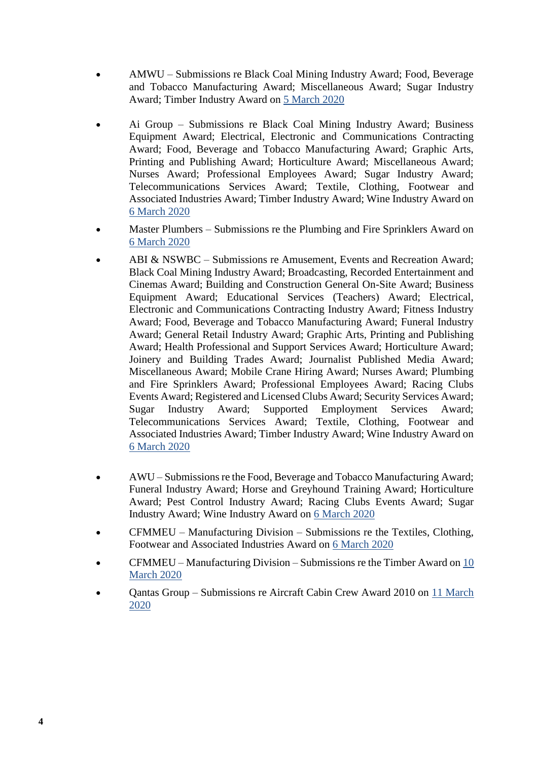- AMWU – Submissions re Black Coal Mining Industry Award; Food, Beverage and Tobacco Manufacturing Award; Miscellaneous Award; Sugar Industry Award; Timber Industry Award on 5 March 2020

- Ai Group – Submissions re Black Coal Mining Industry Award; Business Equipment Award; Electrical, Electronic and Communications Contracting Award; Food, Beverage and Tobacco Manufacturing Award; Graphic Arts, Printing and Publishing Award; Horticulture Award; Miscellaneous Award; Nurses Award; Professional Employees Award; Sugar Industry Award; Telecommunications Services Award; Textile, Clothing, Footwear and Associated Industries Award; Timber Industry Award; Wine Industry Award on 6 March 2020

- Master Plumbers – Submissions re the Plumbing and Fire Sprinklers Award on 6 March 2020

- ABI & NSWBC – Submissions re Amusement, Events and Recreation Award; Black Coal Mining Industry Award; Broadcasting, Recorded Entertainment and Cinemas Award; Building and Construction General On-Site Award; Business Equipment Award; Educational Services (Teachers) Award; Electrical, Electronic and Communications Contracting Industry Award; Fitness Industry Award; Food, Beverage and Tobacco Manufacturing Award; Funeral Industry Award; General Retail Industry Award; Graphic Arts, Printing and Publishing Award; Health Professional and Support Services Award; Horticulture Award; Joinery and Building Trades Award; Journalist Published Media Award; Miscellaneous Award; Mobile Crane Hiring Award; Nurses Award; Plumbing and Fire Sprinklers Award; Professional Employees Award; Racing Clubs Events Award; Registered and Licensed Clubs Award; Security Services Award; Sugar Industry Award; Supported Employment Services Award; Telecommunications Services Award; Textile, Clothing, Footwear and Associated Industries Award; Timber Industry Award; Wine Industry Award on 6 March 2020

- AWU – Submissions re the Food, Beverage and Tobacco Manufacturing Award; Funeral Industry Award; Horse and Greyhound Training Award; Horticulture Award; Pest Control Industry Award; Racing Clubs Events Award; Sugar Industry Award; Wine Industry Award on 6 March 2020

- CFMMEU – Manufacturing Division – Submissions re the Textiles, Clothing, Footwear and Associated Industries Award on 6 March 2020

- CFMMEU – Manufacturing Division – Submissions re the Timber Award on 10 March 2020

- Qantas Group – Submissions re Aircraft Cabin Crew Award 2010 on 11 March 2020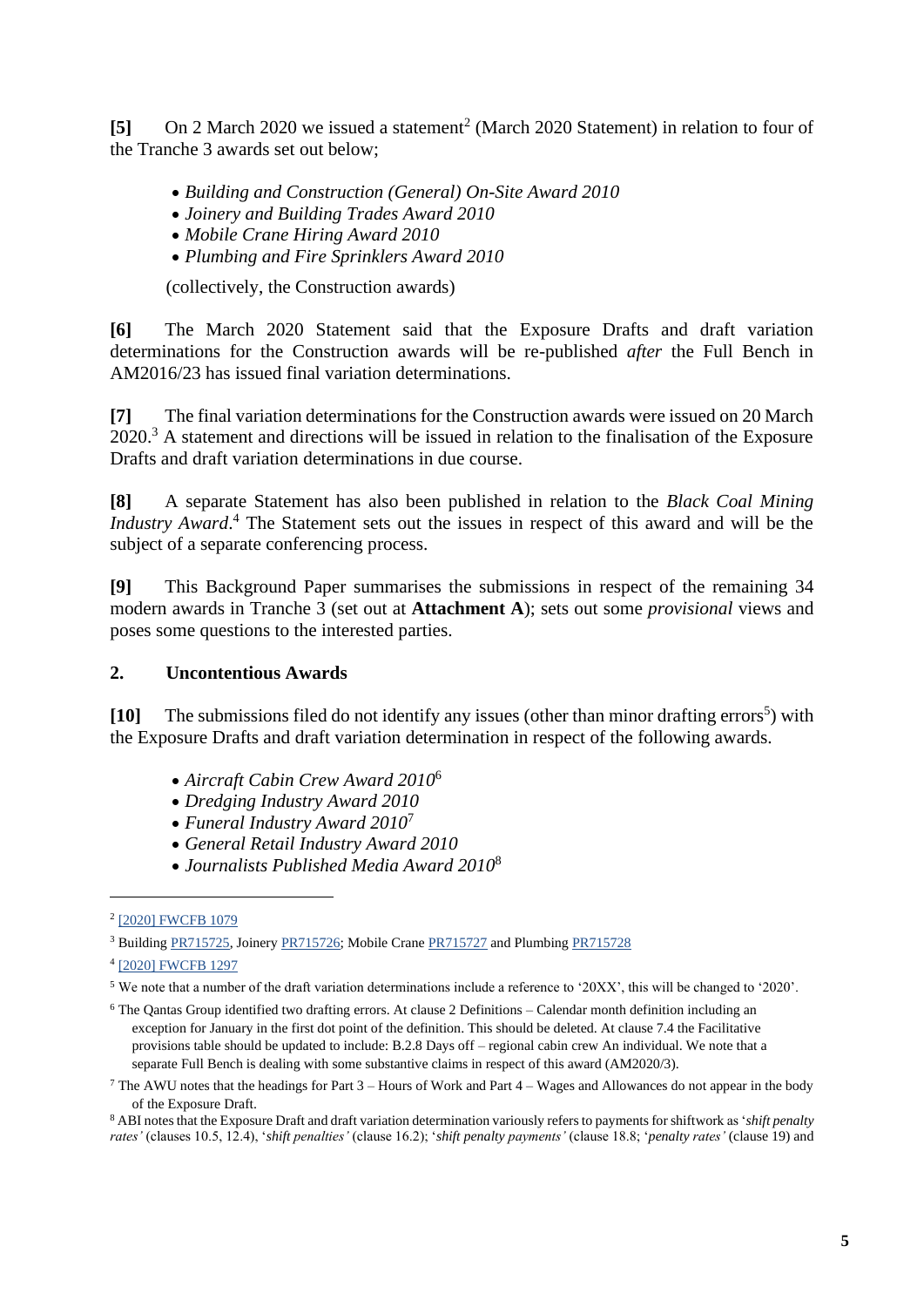**[5]** On 2 March 2020 we issued a statement[2] (March 2020 Statement) in relation to four of the Tranche 3 awards set out below;

- *Building and Construction (General) On-Site Award 2010*
- *Joinery and Building Trades Award 2010*
- *Mobile Crane Hiring Award 2010*
- *Plumbing and Fire Sprinklers Award 2010*

(collectively, the Construction awards)

**[6]** The March 2020 Statement said that the Exposure Drafts and draft variation determinations for the Construction awards will be re-published *after* the Full Bench in AM2016/23 has issued final variation determinations.

**[7]** The final variation determinations for the Construction awards were issued on 20 March 2020.[3] A statement and directions will be issued in relation to the finalisation of the Exposure Drafts and draft variation determinations in due course.

**[8]** A separate Statement has also been published in relation to the *Black Coal Mining Industry Award*.[4] The Statement sets out the issues in respect of this award and will be the subject of a separate conferencing process.

**[9]** This Background Paper summarises the submissions in respect of the remaining 34 modern awards in Tranche 3 (set out at **Attachment A**); sets out some *provisional* views and poses some questions to the interested parties.

## 2. Uncontentious Awards

**[10]** The submissions filed do not identify any issues (other than minor drafting errors[5]) with the Exposure Drafts and draft variation determination in respect of the following awards.

- *Aircraft Cabin Crew Award 2010*[6]
- *Dredging Industry Award 2010*
- *Funeral Industry Award 2010*[7]
- *General Retail Industry Award 2010*
- *Journalists Published Media Award 2010*[8]

---

[2] [2020] FWCFB 1079

[3] Building PR715725, Joinery PR715726; Mobile Crane PR715727 and Plumbing PR715728

[4] [2020] FWCFB 1297

[5] We note that a number of the draft variation determinations include a reference to '20XX', this will be changed to '2020'.

[6] The Qantas Group identified two drafting errors. At clause 2 Definitions – Calendar month definition including an exception for January in the first dot point of the definition. This should be deleted. At clause 7.4 the Facilitative provisions table should be updated to include: B.2.8 Days off – regional cabin crew An individual. We note that a separate Full Bench is dealing with some substantive claims in respect of this award (AM2020/3).

[7] The AWU notes that the headings for Part 3 – Hours of Work and Part 4 – Wages and Allowances do not appear in the body of the Exposure Draft.

[8] ABI notes that the Exposure Draft and draft variation determination variously refers to payments for shiftwork as '*shift penalty rates'* (clauses 10.5, 12.4), '*shift penalties'* (clause 16.2); '*shift penalty payments'* (clause 18.8; '*penalty rates'* (clause 19) and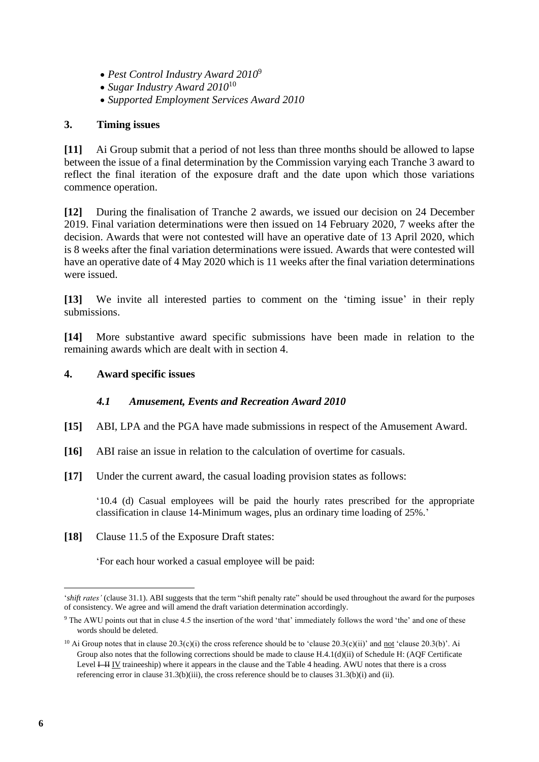- *Pest Control Industry Award 2010*[9]
- *Sugar Industry Award 2010*[10]
- *Supported Employment Services Award 2010*

## 3. Timing issues

**[11]** Ai Group submit that a period of not less than three months should be allowed to lapse between the issue of a final determination by the Commission varying each Tranche 3 award to reflect the final iteration of the exposure draft and the date upon which those variations commence operation.

**[12]** During the finalisation of Tranche 2 awards, we issued our decision on 24 December 2019. Final variation determinations were then issued on 14 February 2020, 7 weeks after the decision. Awards that were not contested will have an operative date of 13 April 2020, which is 8 weeks after the final variation determinations were issued. Awards that were contested will have an operative date of 4 May 2020 which is 11 weeks after the final variation determinations were issued.

**[13]** We invite all interested parties to comment on the 'timing issue' in their reply submissions.

**[14]** More substantive award specific submissions have been made in relation to the remaining awards which are dealt with in section 4.

## 4. Award specific issues

### *4.1 Amusement, Events and Recreation Award 2010*

**[15]** ABI, LPA and the PGA have made submissions in respect of the Amusement Award.

**[16]** ABI raise an issue in relation to the calculation of overtime for casuals.

**[17]** Under the current award, the casual loading provision states as follows:

> '10.4 (d) Casual employees will be paid the hourly rates prescribed for the appropriate classification in clause 14-Minimum wages, plus an ordinary time loading of 25%.'

**[18]** Clause 11.5 of the Exposure Draft states:

> 'For each hour worked a casual employee will be paid:

---

'*shift rates'* (clause 31.1). ABI suggests that the term "shift penalty rate" should be used throughout the award for the purposes of consistency. We agree and will amend the draft variation determination accordingly.

[9] The AWU points out that in cluse 4.5 the insertion of the word 'that' immediately follows the word 'the' and one of these words should be deleted.

[10] Ai Group notes that in clause 20.3(c)(i) the cross reference should be to 'clause 20.3(c)(ii)' and not 'clause 20.3(b)'. Ai Group also notes that the following corrections should be made to clause H.4.1(d)(ii) of Schedule H: (AQF Certificate Level ~~I–II~~ IV traineeship) where it appears in the clause and the Table 4 heading. AWU notes that there is a cross referencing error in clause 31.3(b)(iii), the cross reference should be to clauses 31.3(b)(i) and (ii).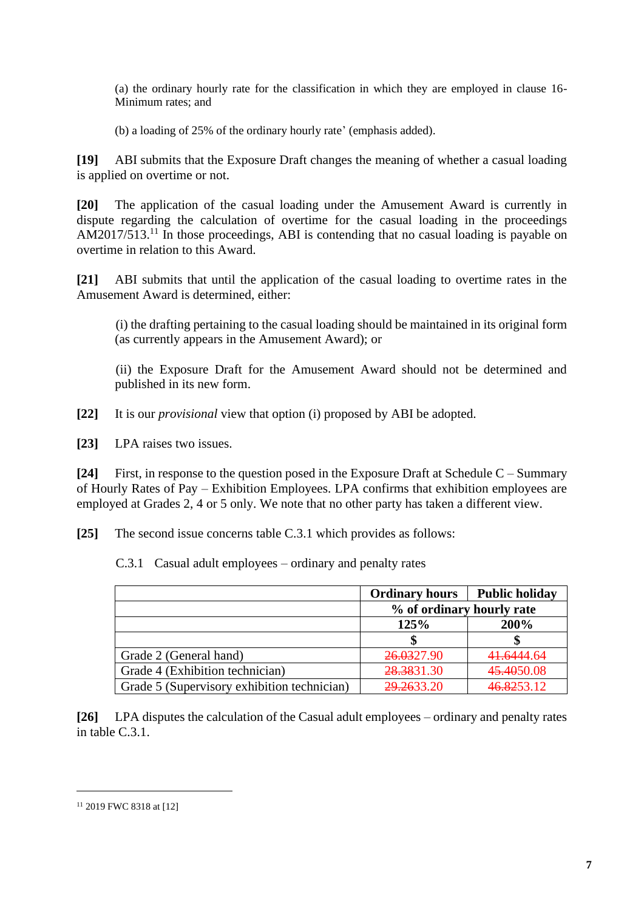(a) the ordinary hourly rate for the classification in which they are employed in clause 16-Minimum rates; and

(b) a loading of 25% of the ordinary hourly rate' (emphasis added).

**[19]** ABI submits that the Exposure Draft changes the meaning of whether a casual loading is applied on overtime or not.

**[20]** The application of the casual loading under the Amusement Award is currently in dispute regarding the calculation of overtime for the casual loading in the proceedings AM2017/513.[11] In those proceedings, ABI is contending that no casual loading is payable on overtime in relation to this Award.

**[21]** ABI submits that until the application of the casual loading to overtime rates in the Amusement Award is determined, either:

(i) the drafting pertaining to the casual loading should be maintained in its original form (as currently appears in the Amusement Award); or

(ii) the Exposure Draft for the Amusement Award should not be determined and published in its new form.

**[22]** It is our *provisional* view that option (i) proposed by ABI be adopted.

**[23]** LPA raises two issues.

**[24]** First, in response to the question posed in the Exposure Draft at Schedule C – Summary of Hourly Rates of Pay – Exhibition Employees. LPA confirms that exhibition employees are employed at Grades 2, 4 or 5 only. We note that no other party has taken a different view.

**[25]** The second issue concerns table C.3.1 which provides as follows:

C.3.1 Casual adult employees – ordinary and penalty rates

| | Ordinary hours | Public holiday |
|---|---|---|
| | % of ordinary hourly rate | |
| | 125% | 200% |
| | $ | $ |
| Grade 2 (General hand) | ~~26.03~~27.90 | ~~41.64~~44.64 |
| Grade 4 (Exhibition technician) | ~~28.38~~31.30 | ~~45.40~~50.08 |
| Grade 5 (Supervisory exhibition technician) | ~~29.26~~33.20 | ~~46.82~~53.12 |

**[26]** LPA disputes the calculation of the Casual adult employees – ordinary and penalty rates in table C.3.1.

---

[11] 2019 FWC 8318 at [12]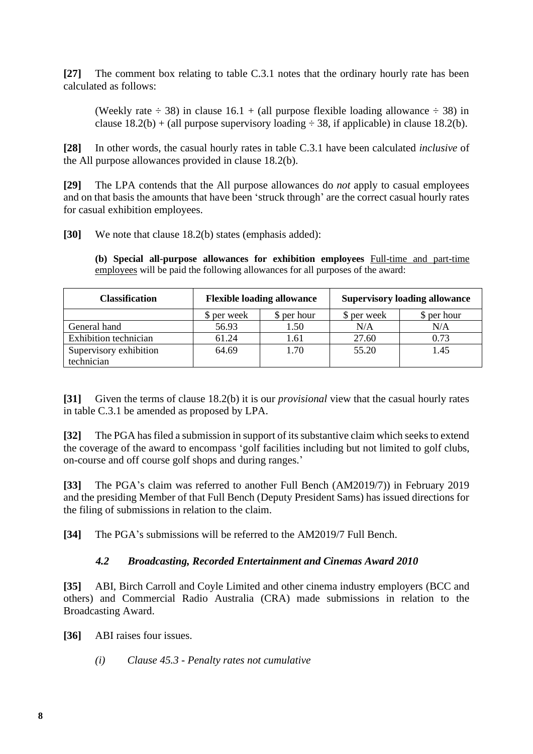**[27]** The comment box relating to table C.3.1 notes that the ordinary hourly rate has been calculated as follows:

> (Weekly rate ÷ 38) in clause 16.1 + (all purpose flexible loading allowance ÷ 38) in clause 18.2(b) + (all purpose supervisory loading ÷ 38, if applicable) in clause 18.2(b).

**[28]** In other words, the casual hourly rates in table C.3.1 have been calculated *inclusive* of the All purpose allowances provided in clause 18.2(b).

**[29]** The LPA contends that the All purpose allowances do *not* apply to casual employees and on that basis the amounts that have been 'struck through' are the correct casual hourly rates for casual exhibition employees.

**[30]** We note that clause 18.2(b) states (emphasis added):

> **(b) Special all-purpose allowances for exhibition employees** Full-time and part-time employees will be paid the following allowances for all purposes of the award:

| Classification | Flexible loading allowance | | Supervisory loading allowance | |
|---|---|---|---|---|
| | $ per week | $ per hour | $ per week | $ per hour |
| General hand | 56.93 | 1.50 | N/A | N/A |
| Exhibition technician | 61.24 | 1.61 | 27.60 | 0.73 |
| Supervisory exhibition technician | 64.69 | 1.70 | 55.20 | 1.45 |

**[31]** Given the terms of clause 18.2(b) it is our *provisional* view that the casual hourly rates in table C.3.1 be amended as proposed by LPA.

**[32]** The PGA has filed a submission in support of its substantive claim which seeks to extend the coverage of the award to encompass 'golf facilities including but not limited to golf clubs, on-course and off course golf shops and during ranges.'

**[33]** The PGA's claim was referred to another Full Bench (AM2019/7)) in February 2019 and the presiding Member of that Full Bench (Deputy President Sams) has issued directions for the filing of submissions in relation to the claim.

**[34]** The PGA's submissions will be referred to the AM2019/7 Full Bench.

### *4.2 Broadcasting, Recorded Entertainment and Cinemas Award 2010*

**[35]** ABI, Birch Carroll and Coyle Limited and other cinema industry employers (BCC and others) and Commercial Radio Australia (CRA) made submissions in relation to the Broadcasting Award.

**[36]** ABI raises four issues.

*(i) Clause 45.3 - Penalty rates not cumulative*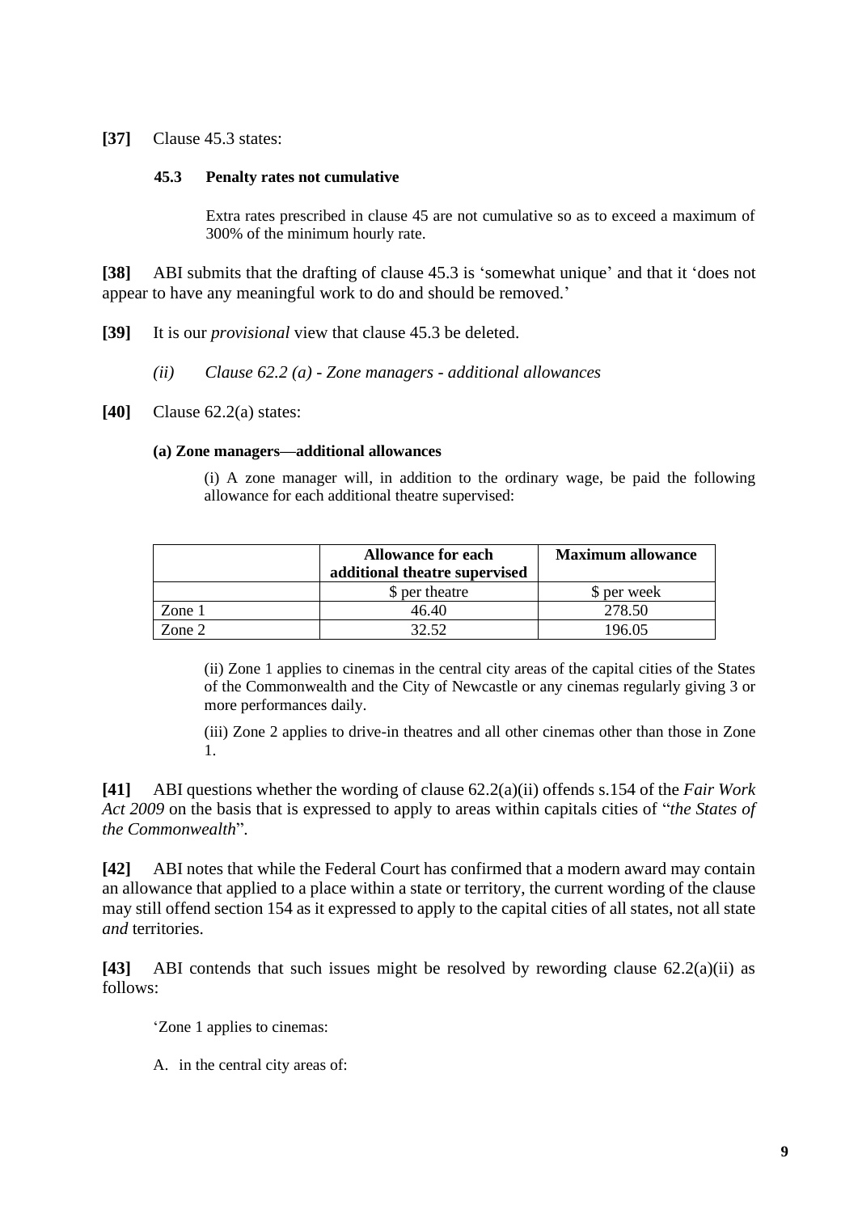**[37]** Clause 45.3 states:

> **45.3 Penalty rates not cumulative**
>
> Extra rates prescribed in clause 45 are not cumulative so as to exceed a maximum of 300% of the minimum hourly rate.

**[38]** ABI submits that the drafting of clause 45.3 is 'somewhat unique' and that it 'does not appear to have any meaningful work to do and should be removed.'

**[39]** It is our *provisional* view that clause 45.3 be deleted.

*(ii) Clause 62.2 (a) - Zone managers - additional allowances*

**[40]** Clause 62.2(a) states:

> **(a) Zone managers—additional allowances**
>
> (i) A zone manager will, in addition to the ordinary wage, be paid the following allowance for each additional theatre supervised:
>
> | | Allowance for each additional theatre supervised | Maximum allowance |
> |---|---|---|
> | | $ per theatre | $ per week |
> | Zone 1 | 46.40 | 278.50 |
> | Zone 2 | 32.52 | 196.05 |
>
> (ii) Zone 1 applies to cinemas in the central city areas of the capital cities of the States of the Commonwealth and the City of Newcastle or any cinemas regularly giving 3 or more performances daily.
>
> (iii) Zone 2 applies to drive-in theatres and all other cinemas other than those in Zone 1.

**[41]** ABI questions whether the wording of clause 62.2(a)(ii) offends s.154 of the *Fair Work Act 2009* on the basis that is expressed to apply to areas within capitals cities of "*the States of the Commonwealth*".

**[42]** ABI notes that while the Federal Court has confirmed that a modern award may contain an allowance that applied to a place within a state or territory, the current wording of the clause may still offend section 154 as it expressed to apply to the capital cities of all states, not all state *and* territories.

**[43]** ABI contends that such issues might be resolved by rewording clause 62.2(a)(ii) as follows:

> 'Zone 1 applies to cinemas:
>
> A. in the central city areas of: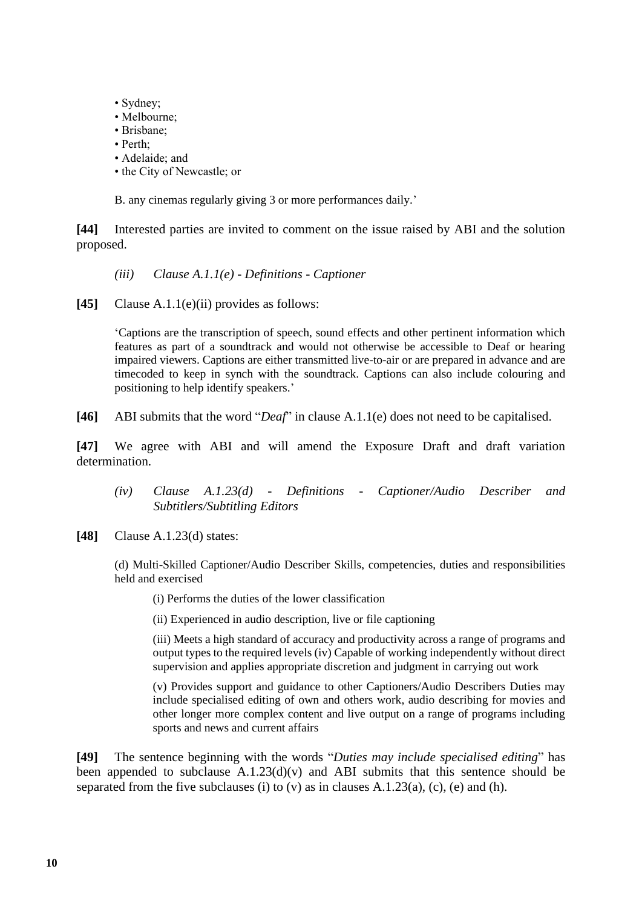- Sydney;
- Melbourne;
- Brisbane;
- Perth;
- Adelaide; and
- the City of Newcastle; or

> B. any cinemas regularly giving 3 or more performances daily.'

**[44]** Interested parties are invited to comment on the issue raised by ABI and the solution proposed.

*(iii) Clause A.1.1(e) - Definitions - Captioner*

**[45]** Clause A.1.1(e)(ii) provides as follows:

> 'Captions are the transcription of speech, sound effects and other pertinent information which features as part of a soundtrack and would not otherwise be accessible to Deaf or hearing impaired viewers. Captions are either transmitted live-to-air or are prepared in advance and are timecoded to keep in synch with the soundtrack. Captions can also include colouring and positioning to help identify speakers.'

**[46]** ABI submits that the word "*Deaf*" in clause A.1.1(e) does not need to be capitalised.

**[47]** We agree with ABI and will amend the Exposure Draft and draft variation determination.

*(iv) Clause A.1.23(d) - Definitions - Captioner/Audio Describer and Subtitlers/Subtitling Editors*

**[48]** Clause A.1.23(d) states:

> (d) Multi-Skilled Captioner/Audio Describer Skills, competencies, duties and responsibilities held and exercised
>
> (i) Performs the duties of the lower classification
>
> (ii) Experienced in audio description, live or file captioning
>
> (iii) Meets a high standard of accuracy and productivity across a range of programs and output types to the required levels (iv) Capable of working independently without direct supervision and applies appropriate discretion and judgment in carrying out work
>
> (v) Provides support and guidance to other Captioners/Audio Describers Duties may include specialised editing of own and others work, audio describing for movies and other longer more complex content and live output on a range of programs including sports and news and current affairs

**[49]** The sentence beginning with the words "*Duties may include specialised editing*" has been appended to subclause A.1.23(d)(v) and ABI submits that this sentence should be separated from the five subclauses (i) to (v) as in clauses A.1.23(a), (c), (e) and (h).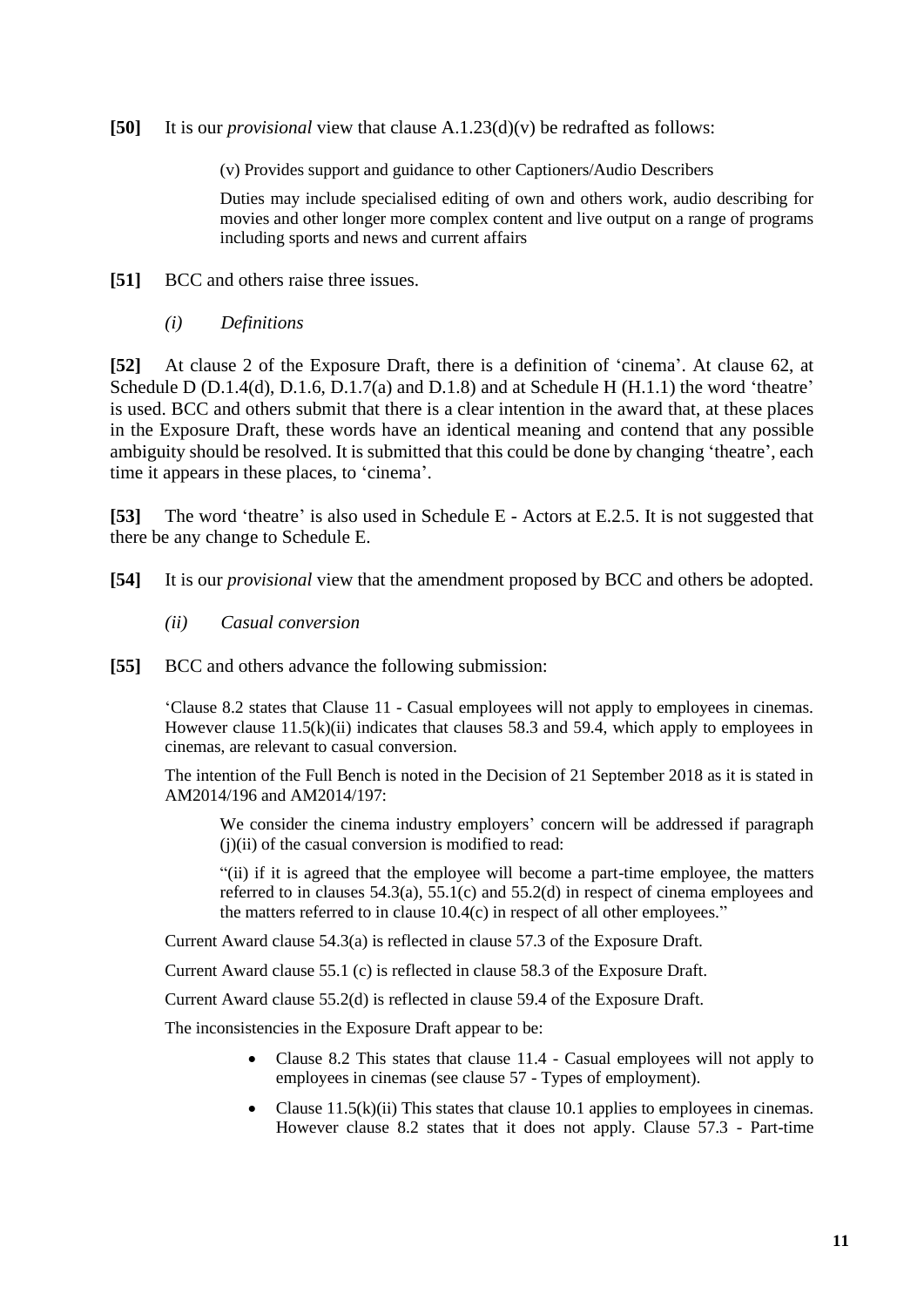**[50]** It is our *provisional* view that clause A.1.23(d)(v) be redrafted as follows:

> (v) Provides support and guidance to other Captioners/Audio Describers
>
> Duties may include specialised editing of own and others work, audio describing for movies and other longer more complex content and live output on a range of programs including sports and news and current affairs

**[51]** BCC and others raise three issues.

*(i) Definitions*

**[52]** At clause 2 of the Exposure Draft, there is a definition of 'cinema'. At clause 62, at Schedule D (D.1.4(d), D.1.6, D.1.7(a) and D.1.8) and at Schedule H (H.1.1) the word 'theatre' is used. BCC and others submit that there is a clear intention in the award that, at these places in the Exposure Draft, these words have an identical meaning and contend that any possible ambiguity should be resolved. It is submitted that this could be done by changing 'theatre', each time it appears in these places, to 'cinema'.

**[53]** The word 'theatre' is also used in Schedule E - Actors at E.2.5. It is not suggested that there be any change to Schedule E.

**[54]** It is our *provisional* view that the amendment proposed by BCC and others be adopted.

*(ii) Casual conversion*

**[55]** BCC and others advance the following submission:

> 'Clause 8.2 states that Clause 11 - Casual employees will not apply to employees in cinemas. However clause 11.5(k)(ii) indicates that clauses 58.3 and 59.4, which apply to employees in cinemas, are relevant to casual conversion.
>
> The intention of the Full Bench is noted in the Decision of 21 September 2018 as it is stated in AM2014/196 and AM2014/197:
>
>> We consider the cinema industry employers' concern will be addressed if paragraph (j)(ii) of the casual conversion is modified to read:
>>
>> "(ii) if it is agreed that the employee will become a part-time employee, the matters referred to in clauses 54.3(a), 55.1(c) and 55.2(d) in respect of cinema employees and the matters referred to in clause 10.4(c) in respect of all other employees."
>
> Current Award clause 54.3(a) is reflected in clause 57.3 of the Exposure Draft.
>
> Current Award clause 55.1 (c) is reflected in clause 58.3 of the Exposure Draft.
>
> Current Award clause 55.2(d) is reflected in clause 59.4 of the Exposure Draft.
>
> The inconsistencies in the Exposure Draft appear to be:
>
> - Clause 8.2 This states that clause 11.4 - Casual employees will not apply to employees in cinemas (see clause 57 - Types of employment).
> - Clause 11.5(k)(ii) This states that clause 10.1 applies to employees in cinemas. However clause 8.2 states that it does not apply. Clause 57.3 - Part-time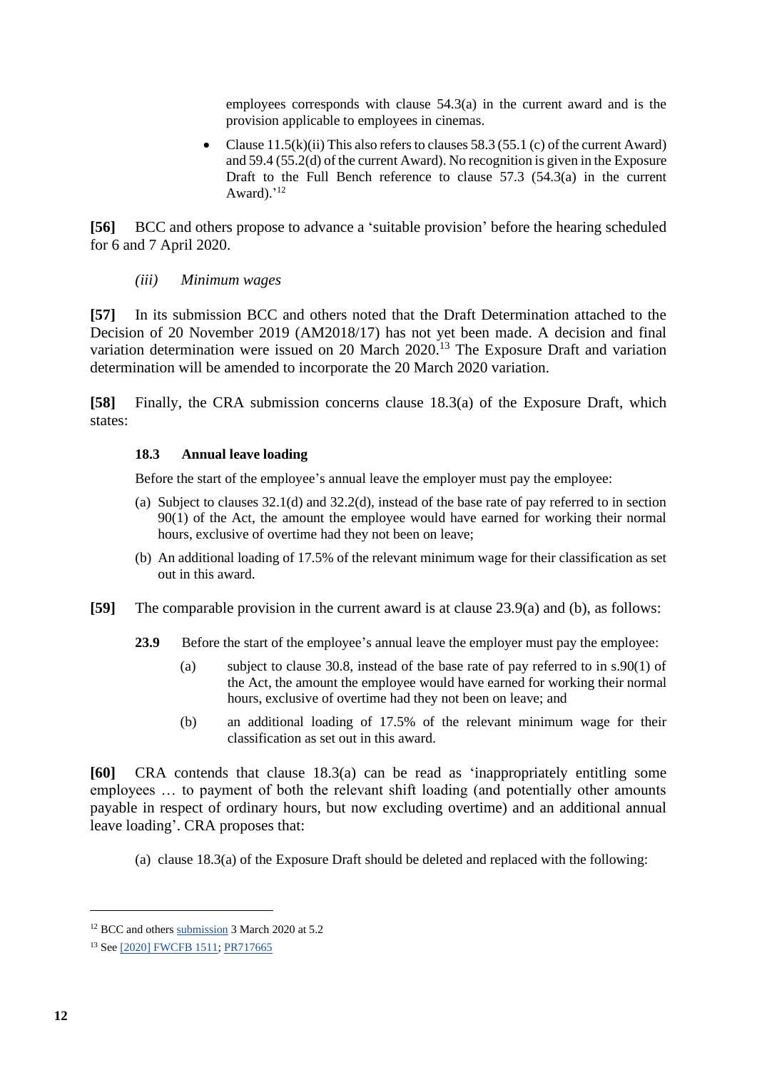employees corresponds with clause 54.3(a) in the current award and is the provision applicable to employees in cinemas.

- Clause 11.5(k)(ii) This also refers to clauses 58.3 (55.1 (c) of the current Award) and 59.4 (55.2(d) of the current Award). No recognition is given in the Exposure Draft to the Full Bench reference to clause 57.3 (54.3(a) in the current Award).'[12]

**[56]** BCC and others propose to advance a 'suitable provision' before the hearing scheduled for 6 and 7 April 2020.

*(iii) Minimum wages*

**[57]** In its submission BCC and others noted that the Draft Determination attached to the Decision of 20 November 2019 (AM2018/17) has not yet been made. A decision and final variation determination were issued on 20 March 2020.[13] The Exposure Draft and variation determination will be amended to incorporate the 20 March 2020 variation.

**[58]** Finally, the CRA submission concerns clause 18.3(a) of the Exposure Draft, which states:

> **18.3 Annual leave loading**
>
> Before the start of the employee's annual leave the employer must pay the employee:
>
> (a) Subject to clauses 32.1(d) and 32.2(d), instead of the base rate of pay referred to in section 90(1) of the Act, the amount the employee would have earned for working their normal hours, exclusive of overtime had they not been on leave;
>
> (b) An additional loading of 17.5% of the relevant minimum wage for their classification as set out in this award.

**[59]** The comparable provision in the current award is at clause 23.9(a) and (b), as follows:

> **23.9** Before the start of the employee's annual leave the employer must pay the employee:
>
> (a) subject to clause 30.8, instead of the base rate of pay referred to in s.90(1) of the Act, the amount the employee would have earned for working their normal hours, exclusive of overtime had they not been on leave; and
>
> (b) an additional loading of 17.5% of the relevant minimum wage for their classification as set out in this award.

**[60]** CRA contends that clause 18.3(a) can be read as 'inappropriately entitling some employees … to payment of both the relevant shift loading (and potentially other amounts payable in respect of ordinary hours, but now excluding overtime) and an additional annual leave loading'. CRA proposes that:

> (a) clause 18.3(a) of the Exposure Draft should be deleted and replaced with the following:

---

[12] BCC and others submission 3 March 2020 at 5.2

[13] See [2020] FWCFB 1511; PR717665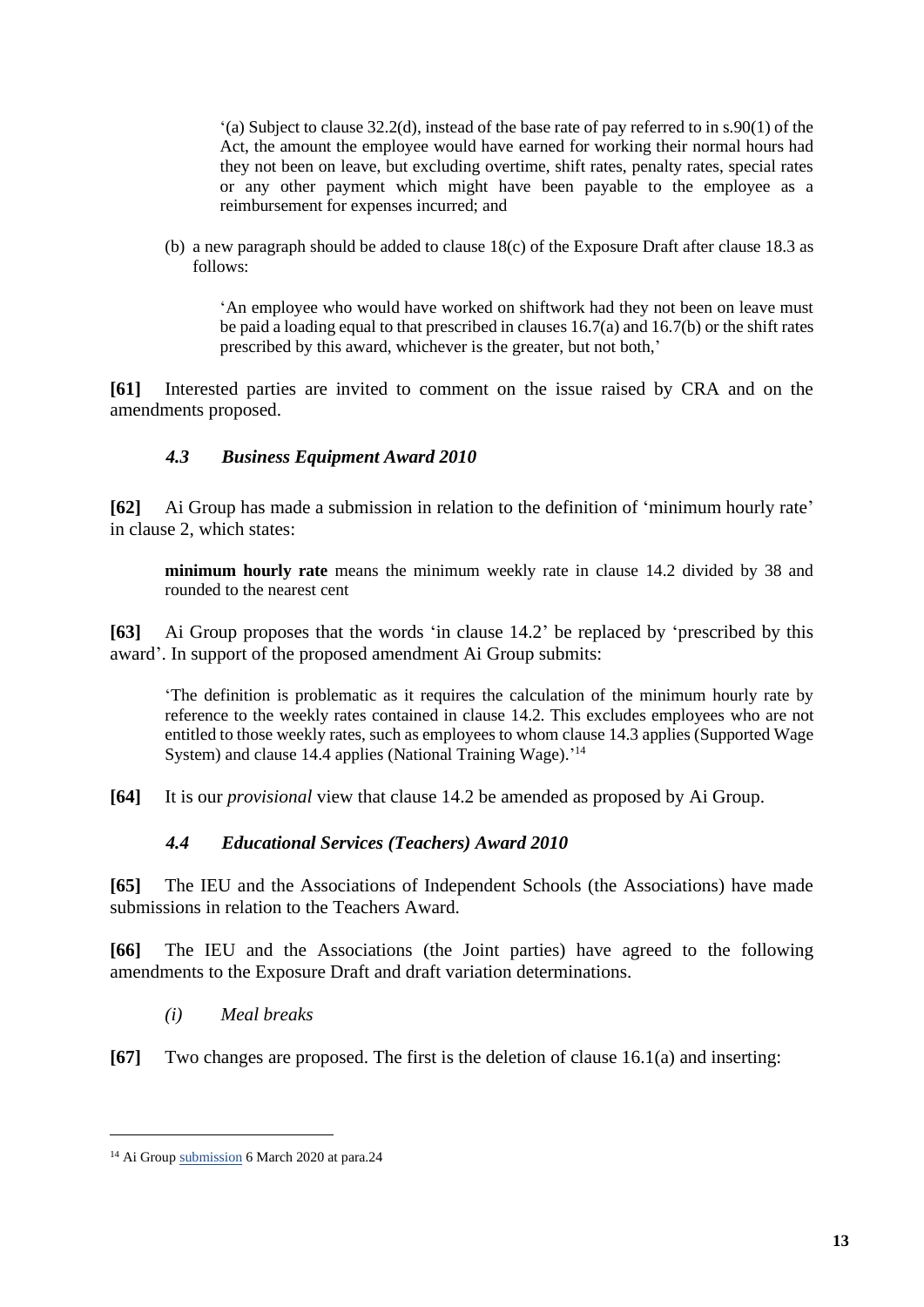> '(a) Subject to clause 32.2(d), instead of the base rate of pay referred to in s.90(1) of the Act, the amount the employee would have earned for working their normal hours had they not been on leave, but excluding overtime, shift rates, penalty rates, special rates or any other payment which might have been payable to the employee as a reimbursement for expenses incurred; and

(b) a new paragraph should be added to clause 18(c) of the Exposure Draft after clause 18.3 as follows:

> 'An employee who would have worked on shiftwork had they not been on leave must be paid a loading equal to that prescribed in clauses 16.7(a) and 16.7(b) or the shift rates prescribed by this award, whichever is the greater, but not both,'

**[61]** Interested parties are invited to comment on the issue raised by CRA and on the amendments proposed.

### *4.3 Business Equipment Award 2010*

**[62]** Ai Group has made a submission in relation to the definition of 'minimum hourly rate' in clause 2, which states:

> **minimum hourly rate** means the minimum weekly rate in clause 14.2 divided by 38 and rounded to the nearest cent

**[63]** Ai Group proposes that the words 'in clause 14.2' be replaced by 'prescribed by this award'. In support of the proposed amendment Ai Group submits:

> 'The definition is problematic as it requires the calculation of the minimum hourly rate by reference to the weekly rates contained in clause 14.2. This excludes employees who are not entitled to those weekly rates, such as employees to whom clause 14.3 applies (Supported Wage System) and clause 14.4 applies (National Training Wage).'[14]

**[64]** It is our *provisional* view that clause 14.2 be amended as proposed by Ai Group.

### *4.4 Educational Services (Teachers) Award 2010*

**[65]** The IEU and the Associations of Independent Schools (the Associations) have made submissions in relation to the Teachers Award.

**[66]** The IEU and the Associations (the Joint parties) have agreed to the following amendments to the Exposure Draft and draft variation determinations.

*(i) Meal breaks*

**[67]** Two changes are proposed. The first is the deletion of clause 16.1(a) and inserting:

---

[14] Ai Group submission 6 March 2020 at para.24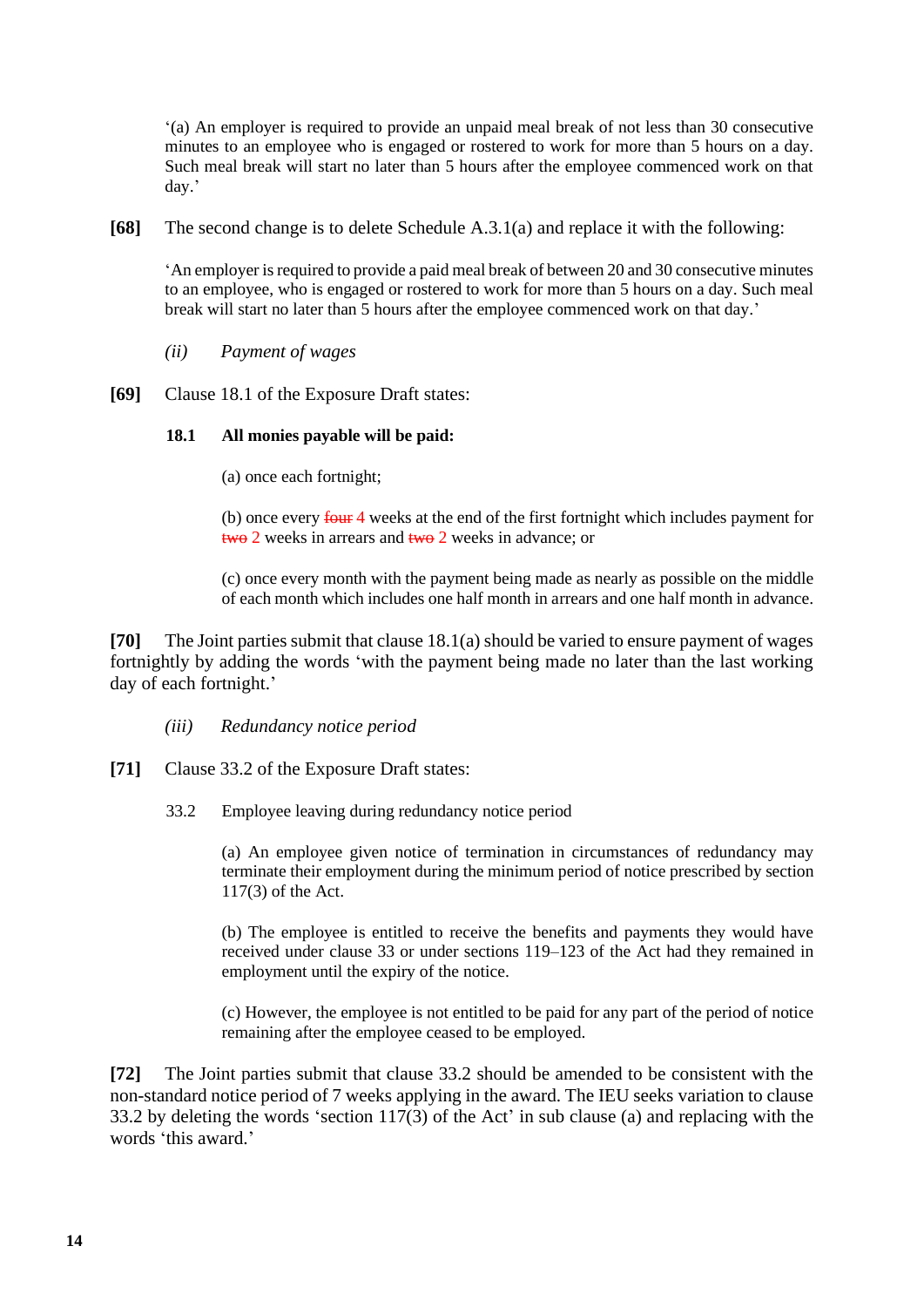'(a) An employer is required to provide an unpaid meal break of not less than 30 consecutive minutes to an employee who is engaged or rostered to work for more than 5 hours on a day. Such meal break will start no later than 5 hours after the employee commenced work on that day.'

**[68]** The second change is to delete Schedule A.3.1(a) and replace it with the following:

'An employer is required to provide a paid meal break of between 20 and 30 consecutive minutes to an employee, who is engaged or rostered to work for more than 5 hours on a day. Such meal break will start no later than 5 hours after the employee commenced work on that day.'

*(ii) Payment of wages*

**[69]** Clause 18.1 of the Exposure Draft states:

**18.1 All monies payable will be paid:**

(a) once each fortnight;

(b) once every ~~four~~ 4 weeks at the end of the first fortnight which includes payment for ~~two~~ 2 weeks in arrears and ~~two~~ 2 weeks in advance; or

(c) once every month with the payment being made as nearly as possible on the middle of each month which includes one half month in arrears and one half month in advance.

**[70]** The Joint parties submit that clause 18.1(a) should be varied to ensure payment of wages fortnightly by adding the words 'with the payment being made no later than the last working day of each fortnight.'

*(iii) Redundancy notice period*

**[71]** Clause 33.2 of the Exposure Draft states:

33.2 Employee leaving during redundancy notice period

(a) An employee given notice of termination in circumstances of redundancy may terminate their employment during the minimum period of notice prescribed by section 117(3) of the Act.

(b) The employee is entitled to receive the benefits and payments they would have received under clause 33 or under sections 119–123 of the Act had they remained in employment until the expiry of the notice.

(c) However, the employee is not entitled to be paid for any part of the period of notice remaining after the employee ceased to be employed.

**[72]** The Joint parties submit that clause 33.2 should be amended to be consistent with the non-standard notice period of 7 weeks applying in the award. The IEU seeks variation to clause 33.2 by deleting the words 'section 117(3) of the Act' in sub clause (a) and replacing with the words 'this award.'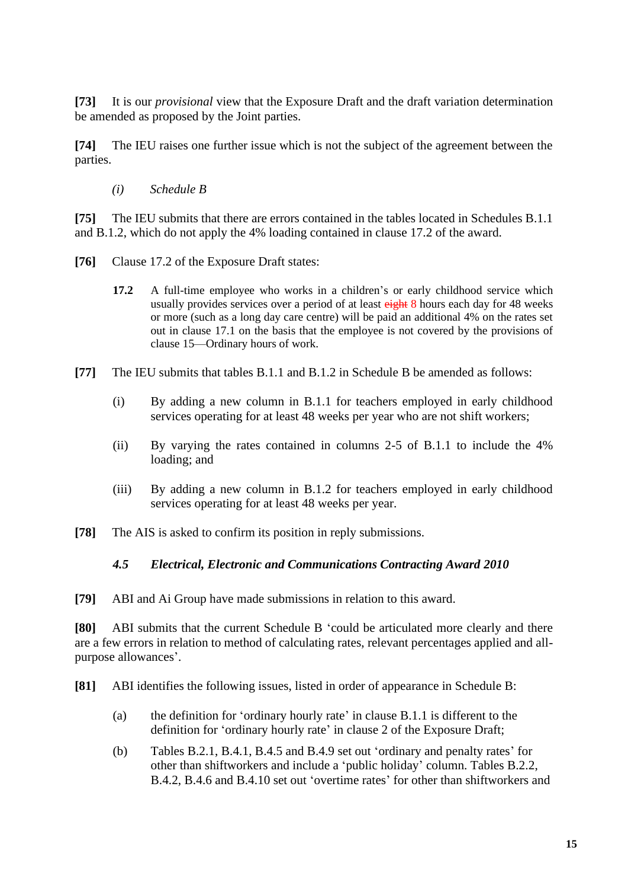**[73]** It is our *provisional* view that the Exposure Draft and the draft variation determination be amended as proposed by the Joint parties.

**[74]** The IEU raises one further issue which is not the subject of the agreement between the parties.

*(i) Schedule B*

**[75]** The IEU submits that there are errors contained in the tables located in Schedules B.1.1 and B.1.2, which do not apply the 4% loading contained in clause 17.2 of the award.

**[76]** Clause 17.2 of the Exposure Draft states:

> **17.2** A full-time employee who works in a children's or early childhood service which usually provides services over a period of at least ~~eight~~ 8 hours each day for 48 weeks or more (such as a long day care centre) will be paid an additional 4% on the rates set out in clause 17.1 on the basis that the employee is not covered by the provisions of clause 15—Ordinary hours of work.

**[77]** The IEU submits that tables B.1.1 and B.1.2 in Schedule B be amended as follows:

(i) By adding a new column in B.1.1 for teachers employed in early childhood services operating for at least 48 weeks per year who are not shift workers;

(ii) By varying the rates contained in columns 2-5 of B.1.1 to include the 4% loading; and

(iii) By adding a new column in B.1.2 for teachers employed in early childhood services operating for at least 48 weeks per year.

**[78]** The AIS is asked to confirm its position in reply submissions.

### *4.5 Electrical, Electronic and Communications Contracting Award 2010*

**[79]** ABI and Ai Group have made submissions in relation to this award.

**[80]** ABI submits that the current Schedule B 'could be articulated more clearly and there are a few errors in relation to method of calculating rates, relevant percentages applied and all-purpose allowances'.

**[81]** ABI identifies the following issues, listed in order of appearance in Schedule B:

(a) the definition for 'ordinary hourly rate' in clause B.1.1 is different to the definition for 'ordinary hourly rate' in clause 2 of the Exposure Draft;

(b) Tables B.2.1, B.4.1, B.4.5 and B.4.9 set out 'ordinary and penalty rates' for other than shiftworkers and include a 'public holiday' column. Tables B.2.2, B.4.2, B.4.6 and B.4.10 set out 'overtime rates' for other than shiftworkers and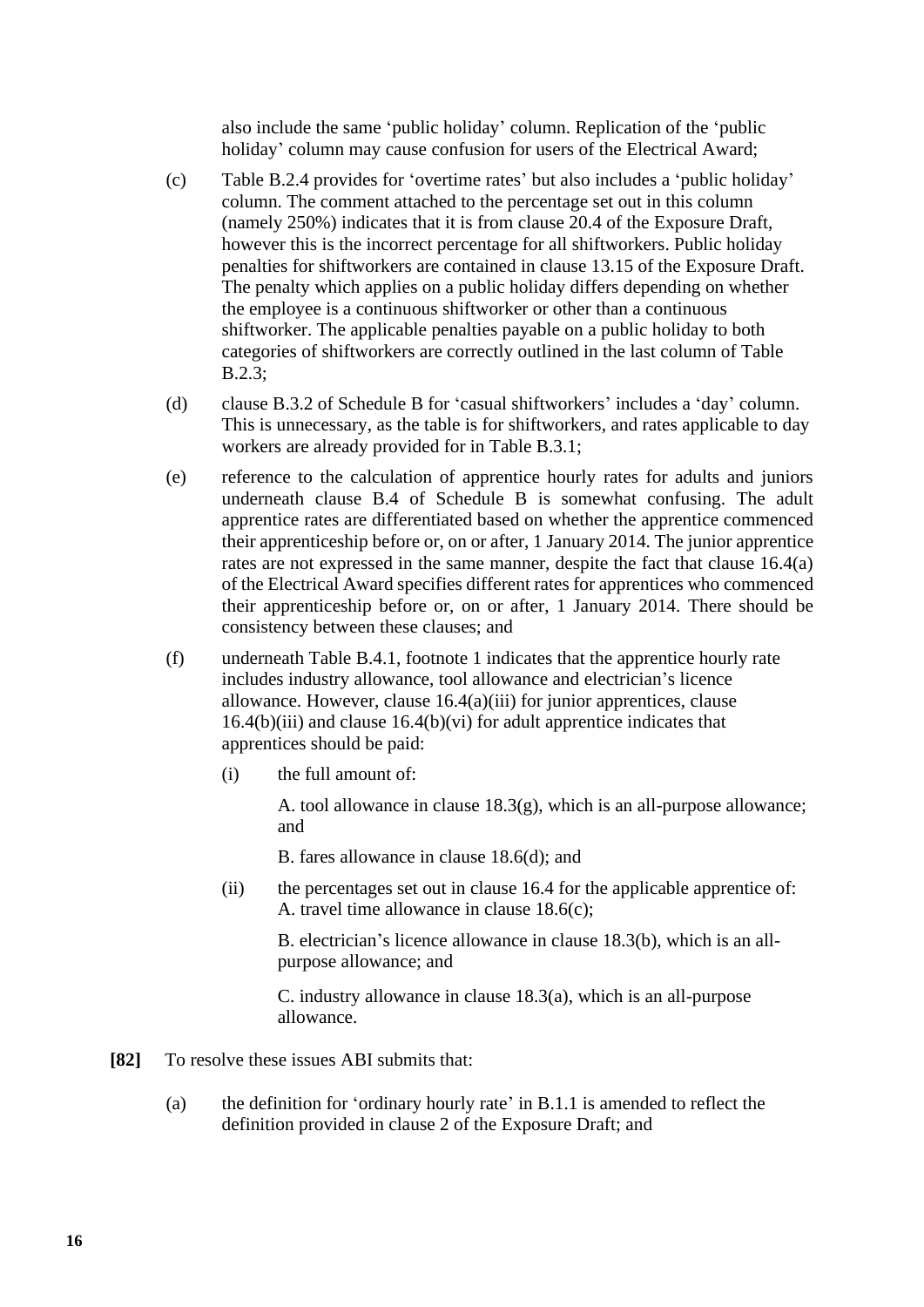also include the same 'public holiday' column. Replication of the 'public holiday' column may cause confusion for users of the Electrical Award;

(c) Table B.2.4 provides for 'overtime rates' but also includes a 'public holiday' column. The comment attached to the percentage set out in this column (namely 250%) indicates that it is from clause 20.4 of the Exposure Draft, however this is the incorrect percentage for all shiftworkers. Public holiday penalties for shiftworkers are contained in clause 13.15 of the Exposure Draft. The penalty which applies on a public holiday differs depending on whether the employee is a continuous shiftworker or other than a continuous shiftworker. The applicable penalties payable on a public holiday to both categories of shiftworkers are correctly outlined in the last column of Table B.2.3;

(d) clause B.3.2 of Schedule B for 'casual shiftworkers' includes a 'day' column. This is unnecessary, as the table is for shiftworkers, and rates applicable to day workers are already provided for in Table B.3.1;

(e) reference to the calculation of apprentice hourly rates for adults and juniors underneath clause B.4 of Schedule B is somewhat confusing. The adult apprentice rates are differentiated based on whether the apprentice commenced their apprenticeship before or, on or after, 1 January 2014. The junior apprentice rates are not expressed in the same manner, despite the fact that clause 16.4(a) of the Electrical Award specifies different rates for apprentices who commenced their apprenticeship before or, on or after, 1 January 2014. There should be consistency between these clauses; and

(f) underneath Table B.4.1, footnote 1 indicates that the apprentice hourly rate includes industry allowance, tool allowance and electrician's licence allowance. However, clause 16.4(a)(iii) for junior apprentices, clause 16.4(b)(iii) and clause 16.4(b)(vi) for adult apprentice indicates that apprentices should be paid:

   (i) the full amount of:

      A. tool allowance in clause 18.3(g), which is an all-purpose allowance; and

      B. fares allowance in clause 18.6(d); and

   (ii) the percentages set out in clause 16.4 for the applicable apprentice of:
      A. travel time allowance in clause 18.6(c);

      B. electrician's licence allowance in clause 18.3(b), which is an all-purpose allowance; and

      C. industry allowance in clause 18.3(a), which is an all-purpose allowance.

**[82]** To resolve these issues ABI submits that:

(a) the definition for 'ordinary hourly rate' in B.1.1 is amended to reflect the definition provided in clause 2 of the Exposure Draft; and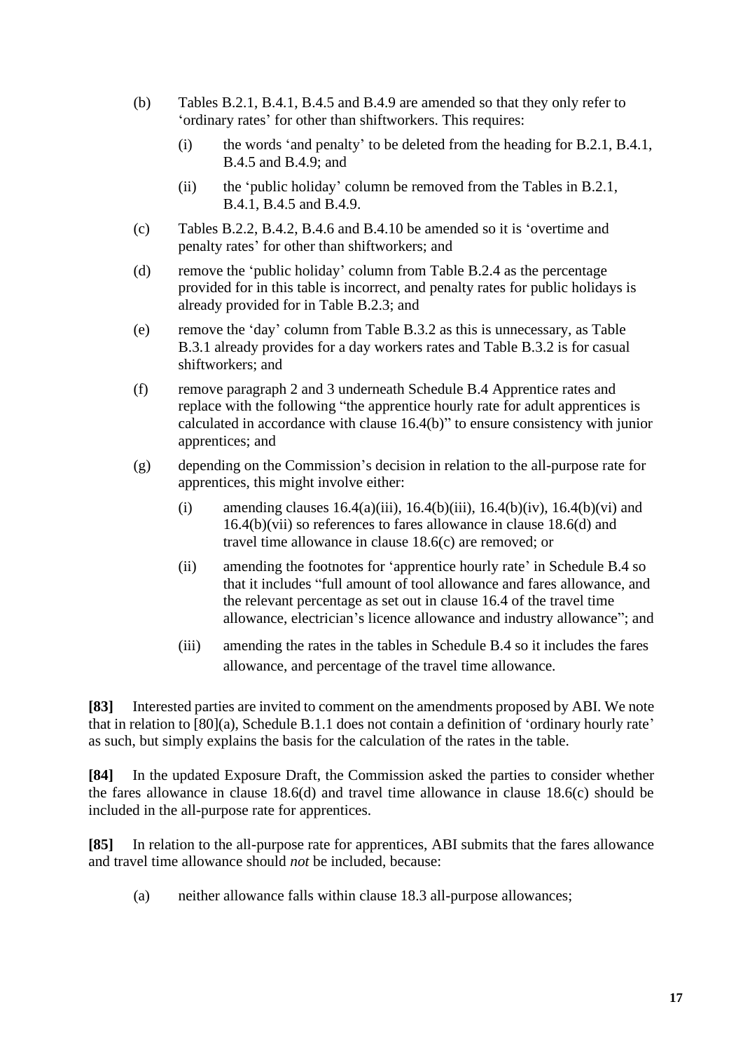(b) Tables B.2.1, B.4.1, B.4.5 and B.4.9 are amended so that they only refer to 'ordinary rates' for other than shiftworkers. This requires:

   (i) the words 'and penalty' to be deleted from the heading for B.2.1, B.4.1, B.4.5 and B.4.9; and

   (ii) the 'public holiday' column be removed from the Tables in B.2.1, B.4.1, B.4.5 and B.4.9.

(c) Tables B.2.2, B.4.2, B.4.6 and B.4.10 be amended so it is 'overtime and penalty rates' for other than shiftworkers; and

(d) remove the 'public holiday' column from Table B.2.4 as the percentage provided for in this table is incorrect, and penalty rates for public holidays is already provided for in Table B.2.3; and

(e) remove the 'day' column from Table B.3.2 as this is unnecessary, as Table B.3.1 already provides for a day workers rates and Table B.3.2 is for casual shiftworkers; and

(f) remove paragraph 2 and 3 underneath Schedule B.4 Apprentice rates and replace with the following "the apprentice hourly rate for adult apprentices is calculated in accordance with clause 16.4(b)" to ensure consistency with junior apprentices; and

(g) depending on the Commission's decision in relation to the all-purpose rate for apprentices, this might involve either:

   (i) amending clauses 16.4(a)(iii), 16.4(b)(iii), 16.4(b)(iv), 16.4(b)(vi) and 16.4(b)(vii) so references to fares allowance in clause 18.6(d) and travel time allowance in clause 18.6(c) are removed; or

   (ii) amending the footnotes for 'apprentice hourly rate' in Schedule B.4 so that it includes "full amount of tool allowance and fares allowance, and the relevant percentage as set out in clause 16.4 of the travel time allowance, electrician's licence allowance and industry allowance"; and

   (iii) amending the rates in the tables in Schedule B.4 so it includes the fares allowance, and percentage of the travel time allowance.

**[83]** Interested parties are invited to comment on the amendments proposed by ABI. We note that in relation to [80](a), Schedule B.1.1 does not contain a definition of 'ordinary hourly rate' as such, but simply explains the basis for the calculation of the rates in the table.

**[84]** In the updated Exposure Draft, the Commission asked the parties to consider whether the fares allowance in clause 18.6(d) and travel time allowance in clause 18.6(c) should be included in the all-purpose rate for apprentices.

**[85]** In relation to the all-purpose rate for apprentices, ABI submits that the fares allowance and travel time allowance should *not* be included, because:

(a) neither allowance falls within clause 18.3 all-purpose allowances;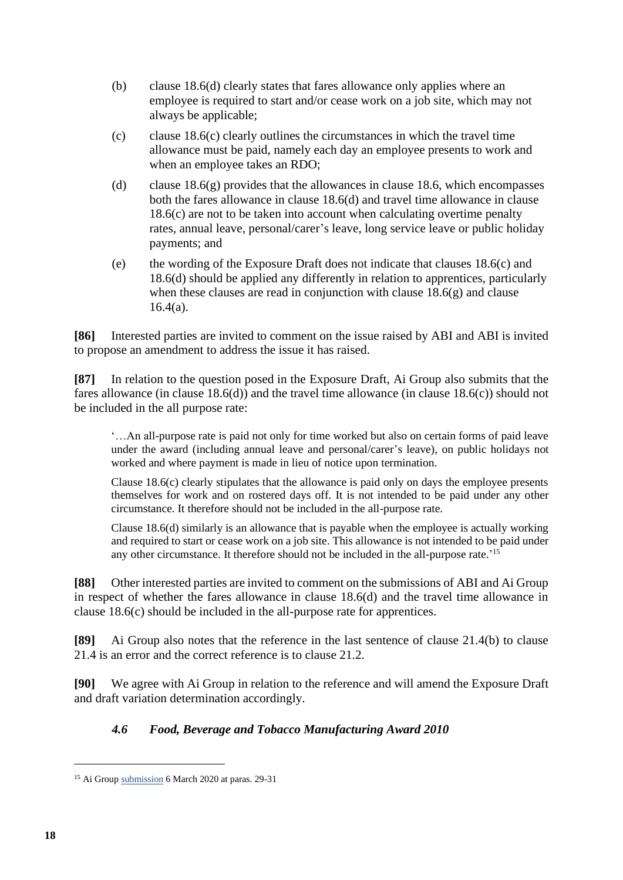(b) clause 18.6(d) clearly states that fares allowance only applies where an employee is required to start and/or cease work on a job site, which may not always be applicable;

(c) clause 18.6(c) clearly outlines the circumstances in which the travel time allowance must be paid, namely each day an employee presents to work and when an employee takes an RDO;

(d) clause 18.6(g) provides that the allowances in clause 18.6, which encompasses both the fares allowance in clause 18.6(d) and travel time allowance in clause 18.6(c) are not to be taken into account when calculating overtime penalty rates, annual leave, personal/carer's leave, long service leave or public holiday payments; and

(e) the wording of the Exposure Draft does not indicate that clauses 18.6(c) and 18.6(d) should be applied any differently in relation to apprentices, particularly when these clauses are read in conjunction with clause 18.6(g) and clause 16.4(a).

**[86]** Interested parties are invited to comment on the issue raised by ABI and ABI is invited to propose an amendment to address the issue it has raised.

**[87]** In relation to the question posed in the Exposure Draft, Ai Group also submits that the fares allowance (in clause 18.6(d)) and the travel time allowance (in clause 18.6(c)) should not be included in the all purpose rate:

> '…An all-purpose rate is paid not only for time worked but also on certain forms of paid leave under the award (including annual leave and personal/carer's leave), on public holidays not worked and where payment is made in lieu of notice upon termination.
>
> Clause 18.6(c) clearly stipulates that the allowance is paid only on days the employee presents themselves for work and on rostered days off. It is not intended to be paid under any other circumstance. It therefore should not be included in the all-purpose rate.
>
> Clause 18.6(d) similarly is an allowance that is payable when the employee is actually working and required to start or cease work on a job site. This allowance is not intended to be paid under any other circumstance. It therefore should not be included in the all-purpose rate.'[15]

**[88]** Other interested parties are invited to comment on the submissions of ABI and Ai Group in respect of whether the fares allowance in clause 18.6(d) and the travel time allowance in clause 18.6(c) should be included in the all-purpose rate for apprentices.

**[89]** Ai Group also notes that the reference in the last sentence of clause 21.4(b) to clause 21.4 is an error and the correct reference is to clause 21.2.

**[90]** We agree with Ai Group in relation to the reference and will amend the Exposure Draft and draft variation determination accordingly.

### *4.6 Food, Beverage and Tobacco Manufacturing Award 2010*

---

[15] Ai Group submission 6 March 2020 at paras. 29-31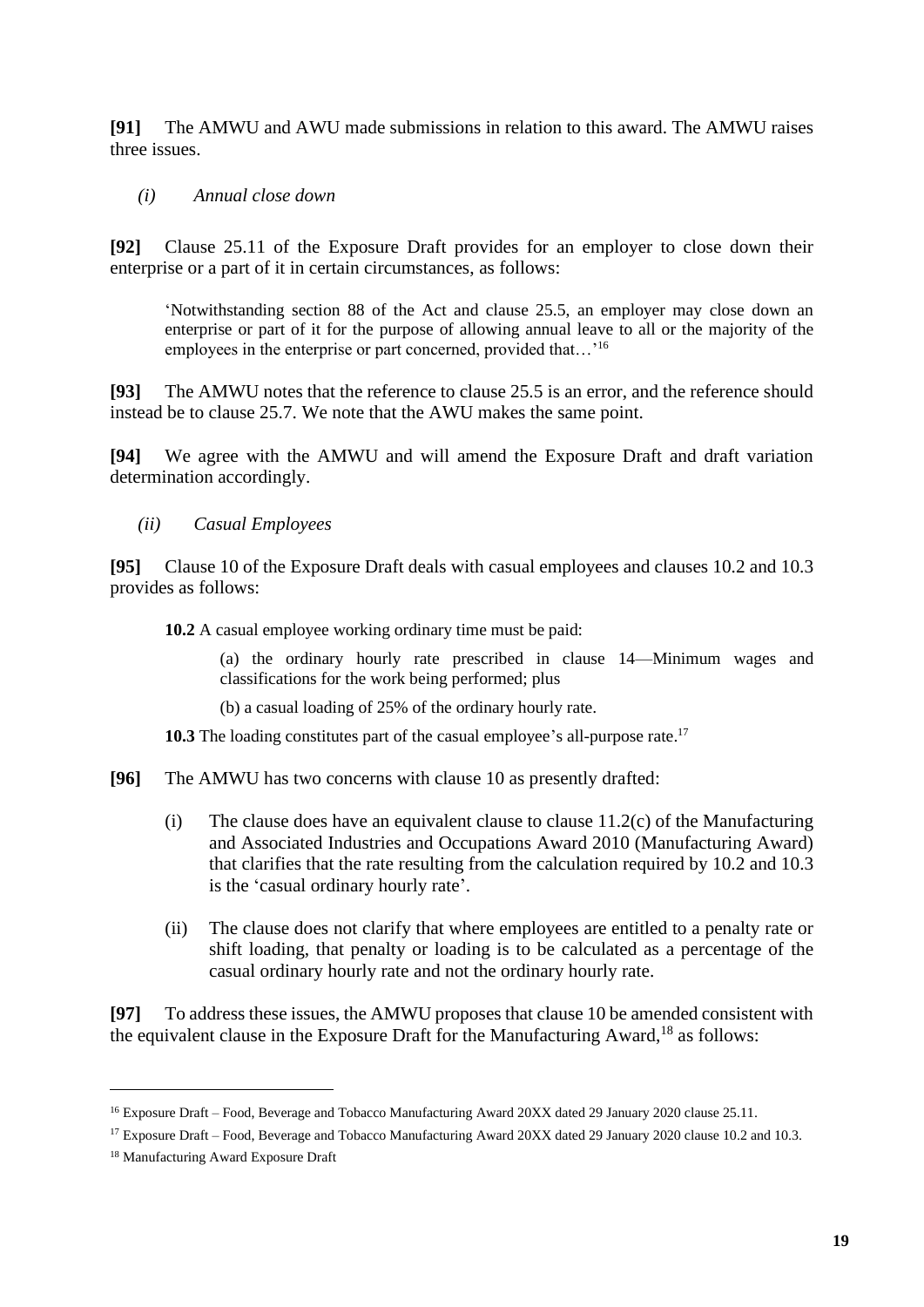**[91]** The AMWU and AWU made submissions in relation to this award. The AMWU raises three issues.

*(i) Annual close down*

**[92]** Clause 25.11 of the Exposure Draft provides for an employer to close down their enterprise or a part of it in certain circumstances, as follows:

> 'Notwithstanding section 88 of the Act and clause 25.5, an employer may close down an enterprise or part of it for the purpose of allowing annual leave to all or the majority of the employees in the enterprise or part concerned, provided that…'[16]

**[93]** The AMWU notes that the reference to clause 25.5 is an error, and the reference should instead be to clause 25.7. We note that the AWU makes the same point.

**[94]** We agree with the AMWU and will amend the Exposure Draft and draft variation determination accordingly.

*(ii) Casual Employees*

**[95]** Clause 10 of the Exposure Draft deals with casual employees and clauses 10.2 and 10.3 provides as follows:

> **10.2** A casual employee working ordinary time must be paid:
>
> (a) the ordinary hourly rate prescribed in clause 14—Minimum wages and classifications for the work being performed; plus
>
> (b) a casual loading of 25% of the ordinary hourly rate.
>
> **10.3** The loading constitutes part of the casual employee's all-purpose rate.[17]

**[96]** The AMWU has two concerns with clause 10 as presently drafted:

(i) The clause does have an equivalent clause to clause 11.2(c) of the Manufacturing and Associated Industries and Occupations Award 2010 (Manufacturing Award) that clarifies that the rate resulting from the calculation required by 10.2 and 10.3 is the 'casual ordinary hourly rate'.

(ii) The clause does not clarify that where employees are entitled to a penalty rate or shift loading, that penalty or loading is to be calculated as a percentage of the casual ordinary hourly rate and not the ordinary hourly rate.

**[97]** To address these issues, the AMWU proposes that clause 10 be amended consistent with the equivalent clause in the Exposure Draft for the Manufacturing Award,[18] as follows:

---

[16] Exposure Draft – Food, Beverage and Tobacco Manufacturing Award 20XX dated 29 January 2020 clause 25.11.

[17] Exposure Draft – Food, Beverage and Tobacco Manufacturing Award 20XX dated 29 January 2020 clause 10.2 and 10.3.

[18] Manufacturing Award Exposure Draft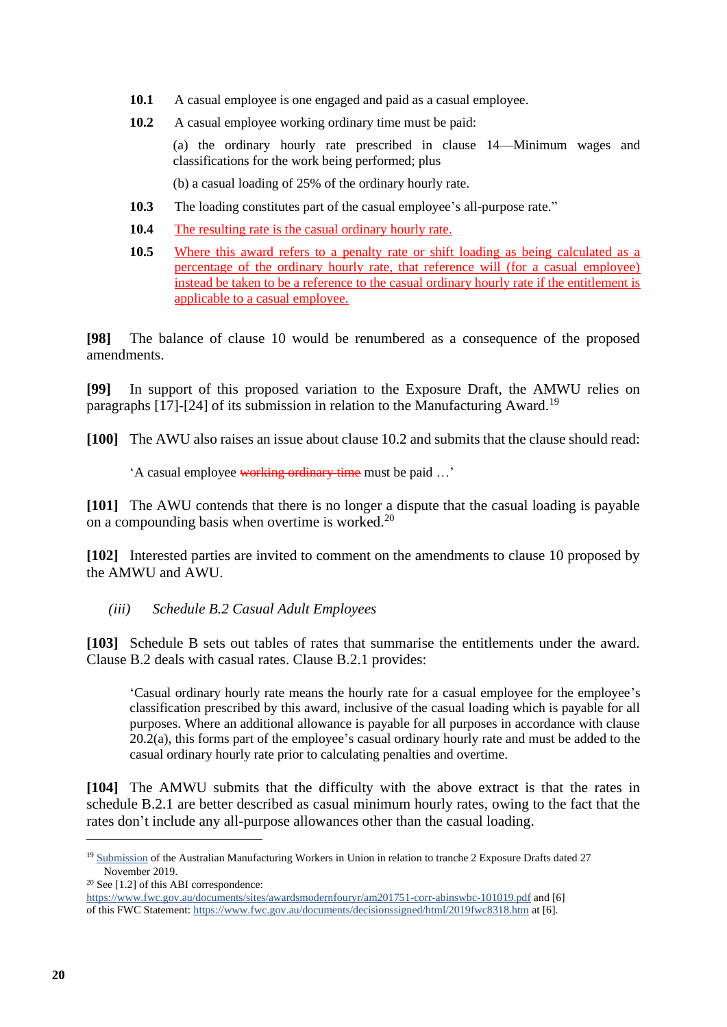**10.1** A casual employee is one engaged and paid as a casual employee.

**10.2** A casual employee working ordinary time must be paid:

(a) the ordinary hourly rate prescribed in clause 14—Minimum wages and classifications for the work being performed; plus

(b) a casual loading of 25% of the ordinary hourly rate.

**10.3** The loading constitutes part of the casual employee's all-purpose rate."

**10.4** <u>The resulting rate is the casual ordinary hourly rate.</u>

**10.5** <u>Where this award refers to a penalty rate or shift loading as being calculated as a percentage of the ordinary hourly rate, that reference will (for a casual employee) instead be taken to be a reference to the casual ordinary hourly rate if the entitlement is applicable to a casual employee.</u>

**[98]** The balance of clause 10 would be renumbered as a consequence of the proposed amendments.

**[99]** In support of this proposed variation to the Exposure Draft, the AMWU relies on paragraphs [17]-[24] of its submission in relation to the Manufacturing Award.[19]

**[100]** The AWU also raises an issue about clause 10.2 and submits that the clause should read:

> 'A casual employee ~~working ordinary time~~ must be paid …'

**[101]** The AWU contends that there is no longer a dispute that the casual loading is payable on a compounding basis when overtime is worked.[20]

**[102]** Interested parties are invited to comment on the amendments to clause 10 proposed by the AMWU and AWU.

*(iii) Schedule B.2 Casual Adult Employees*

**[103]** Schedule B sets out tables of rates that summarise the entitlements under the award. Clause B.2 deals with casual rates. Clause B.2.1 provides:

> 'Casual ordinary hourly rate means the hourly rate for a casual employee for the employee's classification prescribed by this award, inclusive of the casual loading which is payable for all purposes. Where an additional allowance is payable for all purposes in accordance with clause 20.2(a), this forms part of the employee's casual ordinary hourly rate and must be added to the casual ordinary hourly rate prior to calculating penalties and overtime.

**[104]** The AMWU submits that the difficulty with the above extract is that the rates in schedule B.2.1 are better described as casual minimum hourly rates, owing to the fact that the rates don't include any all-purpose allowances other than the casual loading.

---

[19] Submission of the Australian Manufacturing Workers in Union in relation to tranche 2 Exposure Drafts dated 27 November 2019.

[20] See [1.2] of this ABI correspondence: https://www.fwc.gov.au/documents/sites/awardsmodernfouryr/am201751-corr-abinswbc-101019.pdf and [6] of this FWC Statement: https://www.fwc.gov.au/documents/decisionssigned/html/2019fwc8318.htm at [6].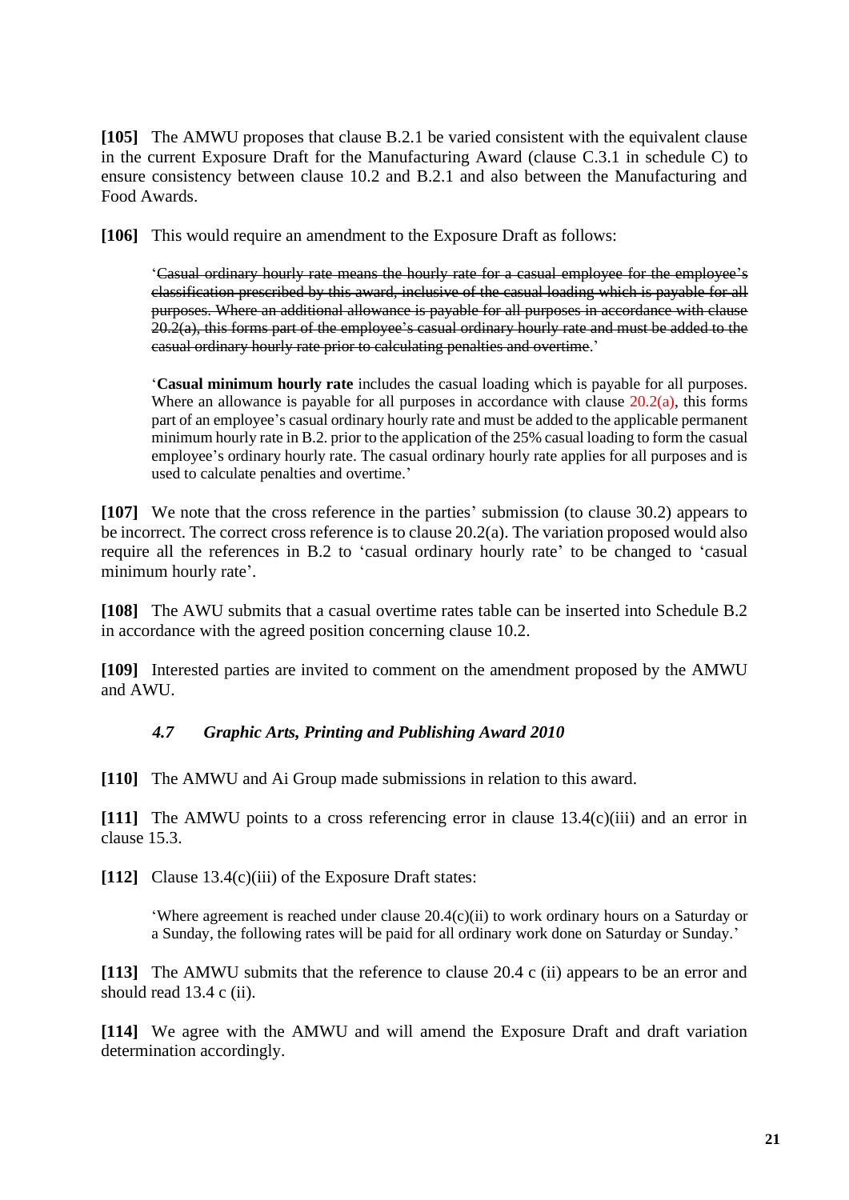**[105]** The AMWU proposes that clause B.2.1 be varied consistent with the equivalent clause in the current Exposure Draft for the Manufacturing Award (clause C.3.1 in schedule C) to ensure consistency between clause 10.2 and B.2.1 and also between the Manufacturing and Food Awards.

**[106]** This would require an amendment to the Exposure Draft as follows:

> '~~Casual ordinary hourly rate means the hourly rate for a casual employee for the employee's classification prescribed by this award, inclusive of the casual loading which is payable for all purposes. Where an additional allowance is payable for all purposes in accordance with clause 20.2(a), this forms part of the employee's casual ordinary hourly rate and must be added to the casual ordinary hourly rate prior to calculating penalties and overtime~~.'
>
> '**Casual minimum hourly rate** includes the casual loading which is payable for all purposes. Where an allowance is payable for all purposes in accordance with clause 20.2(a), this forms part of an employee's casual ordinary hourly rate and must be added to the applicable permanent minimum hourly rate in B.2. prior to the application of the 25% casual loading to form the casual employee's ordinary hourly rate. The casual ordinary hourly rate applies for all purposes and is used to calculate penalties and overtime.'

**[107]** We note that the cross reference in the parties' submission (to clause 30.2) appears to be incorrect. The correct cross reference is to clause 20.2(a). The variation proposed would also require all the references in B.2 to 'casual ordinary hourly rate' to be changed to 'casual minimum hourly rate'.

**[108]** The AWU submits that a casual overtime rates table can be inserted into Schedule B.2 in accordance with the agreed position concerning clause 10.2.

**[109]** Interested parties are invited to comment on the amendment proposed by the AMWU and AWU.

### *4.7 Graphic Arts, Printing and Publishing Award 2010*

**[110]** The AMWU and Ai Group made submissions in relation to this award.

**[111]** The AMWU points to a cross referencing error in clause 13.4(c)(iii) and an error in clause 15.3.

**[112]** Clause 13.4(c)(iii) of the Exposure Draft states:

> 'Where agreement is reached under clause 20.4(c)(ii) to work ordinary hours on a Saturday or a Sunday, the following rates will be paid for all ordinary work done on Saturday or Sunday.'

**[113]** The AMWU submits that the reference to clause 20.4 c (ii) appears to be an error and should read 13.4 c (ii).

**[114]** We agree with the AMWU and will amend the Exposure Draft and draft variation determination accordingly.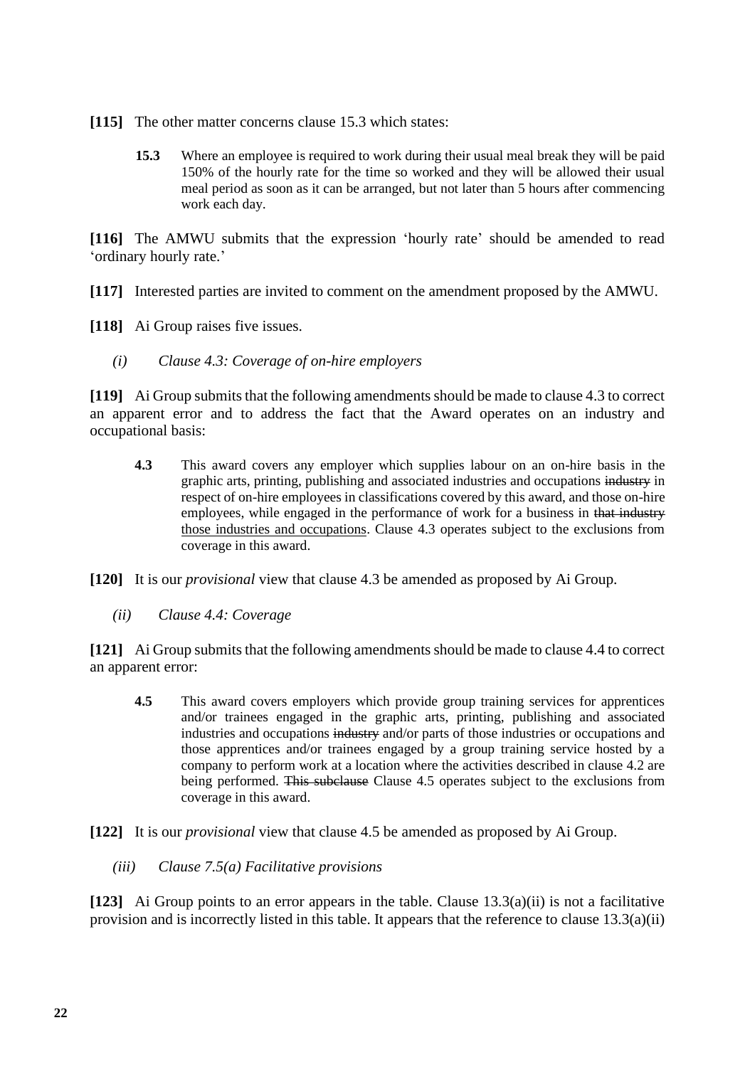**[115]** The other matter concerns clause 15.3 which states:

> **15.3** Where an employee is required to work during their usual meal break they will be paid 150% of the hourly rate for the time so worked and they will be allowed their usual meal period as soon as it can be arranged, but not later than 5 hours after commencing work each day.

**[116]** The AMWU submits that the expression 'hourly rate' should be amended to read 'ordinary hourly rate.'

**[117]** Interested parties are invited to comment on the amendment proposed by the AMWU.

**[118]** Ai Group raises five issues.

*(i) Clause 4.3: Coverage of on-hire employers*

**[119]** Ai Group submits that the following amendments should be made to clause 4.3 to correct an apparent error and to address the fact that the Award operates on an industry and occupational basis:

> **4.3** This award covers any employer which supplies labour on an on-hire basis in the graphic arts, printing, publishing and associated industries and occupations ~~industry~~ in respect of on-hire employees in classifications covered by this award, and those on-hire employees, while engaged in the performance of work for a business in ~~that industry~~ <u>those industries and occupations</u>. Clause 4.3 operates subject to the exclusions from coverage in this award.

**[120]** It is our *provisional* view that clause 4.3 be amended as proposed by Ai Group.

*(ii) Clause 4.4: Coverage*

**[121]** Ai Group submits that the following amendments should be made to clause 4.4 to correct an apparent error:

> **4.5** This award covers employers which provide group training services for apprentices and/or trainees engaged in the graphic arts, printing, publishing and associated industries and occupations ~~industry~~ and/or parts of those industries or occupations and those apprentices and/or trainees engaged by a group training service hosted by a company to perform work at a location where the activities described in clause 4.2 are being performed. ~~This subclause~~ Clause 4.5 operates subject to the exclusions from coverage in this award.

**[122]** It is our *provisional* view that clause 4.5 be amended as proposed by Ai Group.

*(iii) Clause 7.5(a) Facilitative provisions*

**[123]** Ai Group points to an error appears in the table. Clause 13.3(a)(ii) is not a facilitative provision and is incorrectly listed in this table. It appears that the reference to clause 13.3(a)(ii)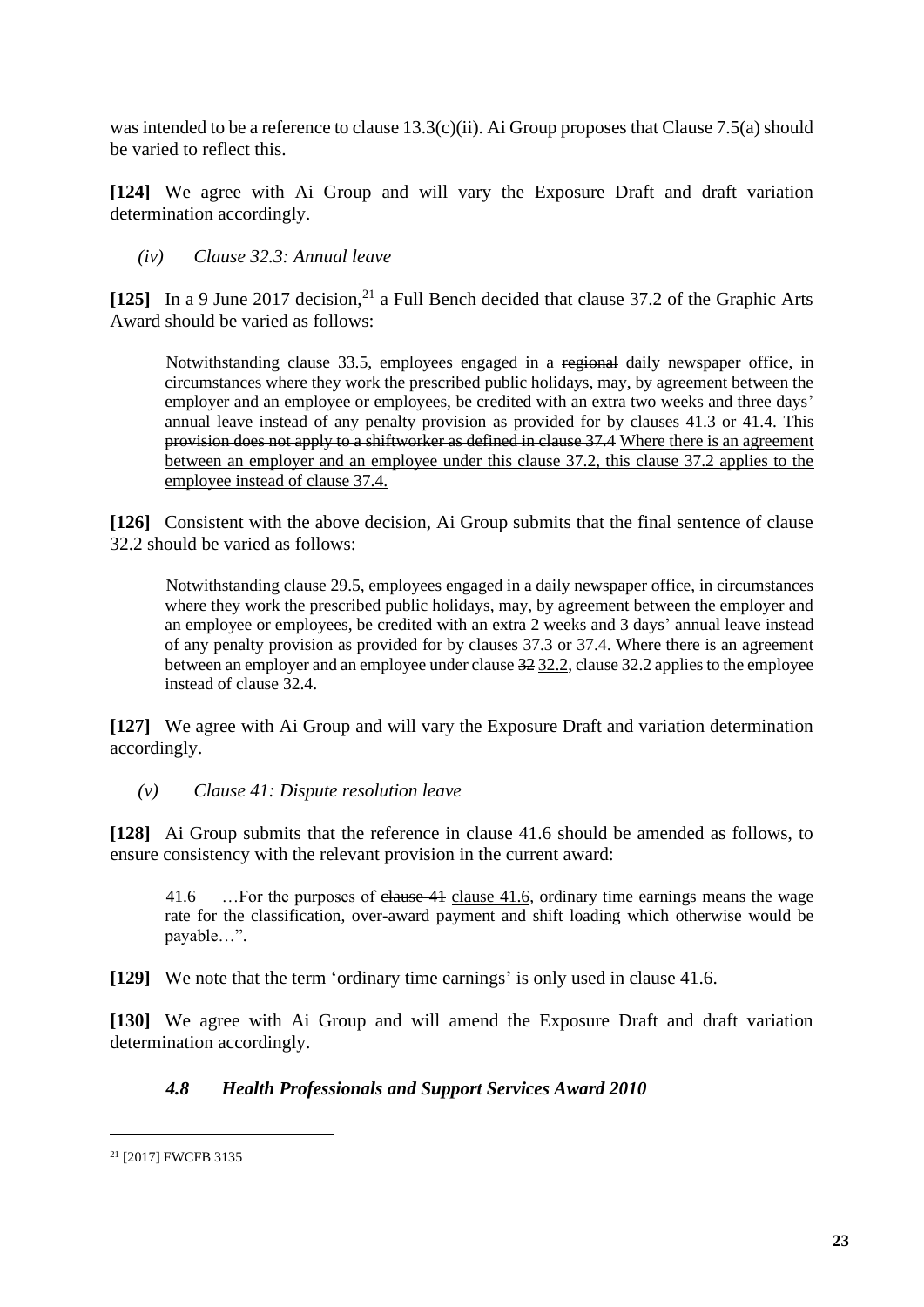was intended to be a reference to clause 13.3(c)(ii). Ai Group proposes that Clause 7.5(a) should be varied to reflect this.

**[124]** We agree with Ai Group and will vary the Exposure Draft and draft variation determination accordingly.

*(iv) Clause 32.3: Annual leave*

**[125]** In a 9 June 2017 decision,[21] a Full Bench decided that clause 37.2 of the Graphic Arts Award should be varied as follows:

> Notwithstanding clause 33.5, employees engaged in a ~~regional~~ daily newspaper office, in circumstances where they work the prescribed public holidays, may, by agreement between the employer and an employee or employees, be credited with an extra two weeks and three days' annual leave instead of any penalty provision as provided for by clauses 41.3 or 41.4. ~~This provision does not apply to a shiftworker as defined in clause 37.4~~ <u>Where there is an agreement between an employer and an employee under this clause 37.2, this clause 37.2 applies to the employee instead of clause 37.4.</u>

**[126]** Consistent with the above decision, Ai Group submits that the final sentence of clause 32.2 should be varied as follows:

> Notwithstanding clause 29.5, employees engaged in a daily newspaper office, in circumstances where they work the prescribed public holidays, may, by agreement between the employer and an employee or employees, be credited with an extra 2 weeks and 3 days' annual leave instead of any penalty provision as provided for by clauses 37.3 or 37.4. Where there is an agreement between an employer and an employee under clause ~~32~~ <u>32.2</u>, clause 32.2 applies to the employee instead of clause 32.4.

**[127]** We agree with Ai Group and will vary the Exposure Draft and variation determination accordingly.

*(v) Clause 41: Dispute resolution leave*

**[128]** Ai Group submits that the reference in clause 41.6 should be amended as follows, to ensure consistency with the relevant provision in the current award:

> 41.6 …For the purposes of ~~clause 41~~ <u>clause 41.6</u>, ordinary time earnings means the wage rate for the classification, over-award payment and shift loading which otherwise would be payable…".

**[129]** We note that the term 'ordinary time earnings' is only used in clause 41.6.

**[130]** We agree with Ai Group and will amend the Exposure Draft and draft variation determination accordingly.

### *4.8 Health Professionals and Support Services Award 2010*

---

[21] [2017] FWCFB 3135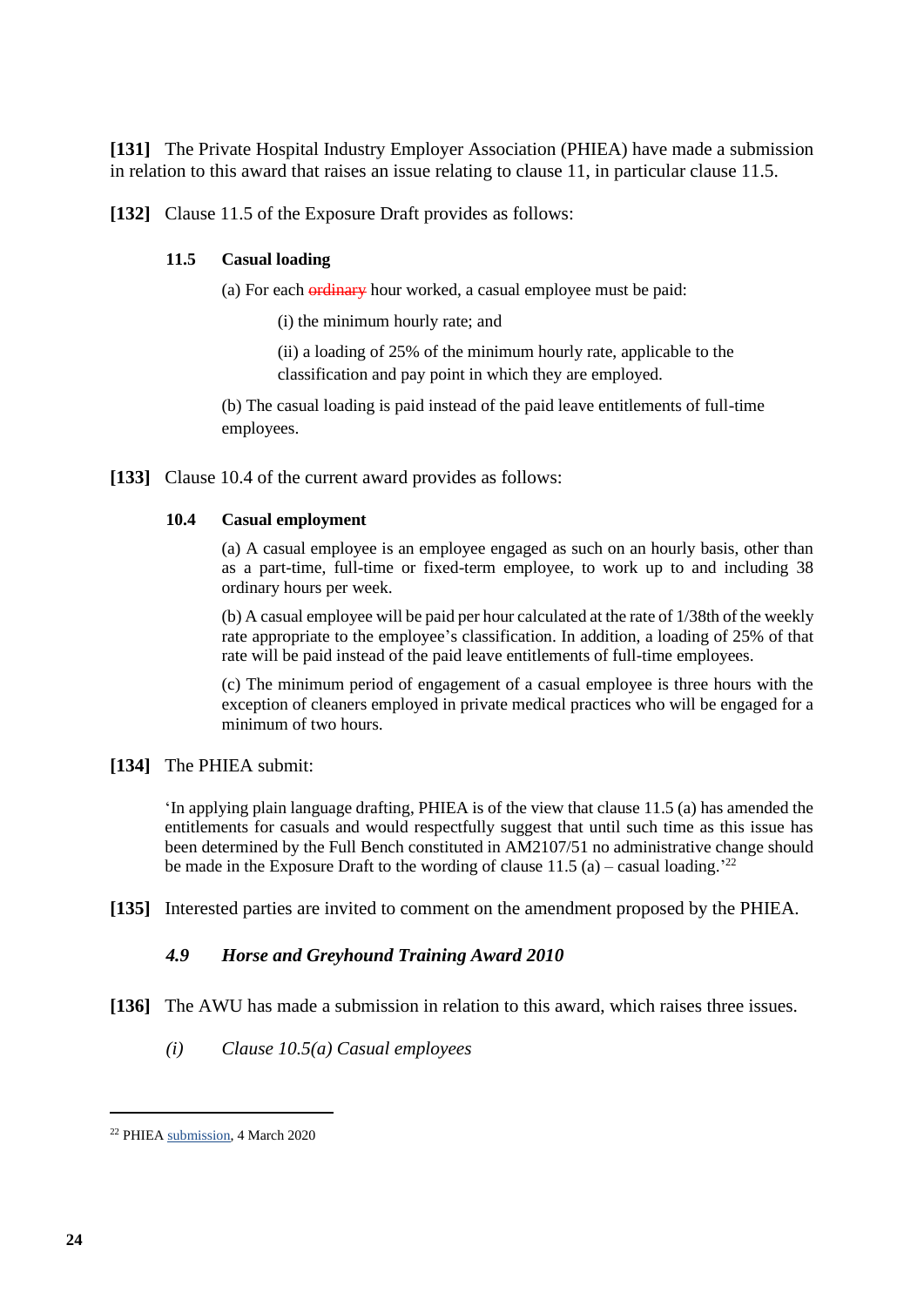**[131]** The Private Hospital Industry Employer Association (PHIEA) have made a submission in relation to this award that raises an issue relating to clause 11, in particular clause 11.5.

**[132]** Clause 11.5 of the Exposure Draft provides as follows:

> **11.5 Casual loading**
>
> (a) For each ~~ordinary~~ hour worked, a casual employee must be paid:
>
> (i) the minimum hourly rate; and
>
> (ii) a loading of 25% of the minimum hourly rate, applicable to the classification and pay point in which they are employed.
>
> (b) The casual loading is paid instead of the paid leave entitlements of full-time employees.

**[133]** Clause 10.4 of the current award provides as follows:

> **10.4 Casual employment**
>
> (a) A casual employee is an employee engaged as such on an hourly basis, other than as a part-time, full-time or fixed-term employee, to work up to and including 38 ordinary hours per week.
>
> (b) A casual employee will be paid per hour calculated at the rate of 1/38th of the weekly rate appropriate to the employee's classification. In addition, a loading of 25% of that rate will be paid instead of the paid leave entitlements of full-time employees.
>
> (c) The minimum period of engagement of a casual employee is three hours with the exception of cleaners employed in private medical practices who will be engaged for a minimum of two hours.

**[134]** The PHIEA submit:

> 'In applying plain language drafting, PHIEA is of the view that clause 11.5 (a) has amended the entitlements for casuals and would respectfully suggest that until such time as this issue has been determined by the Full Bench constituted in AM2107/51 no administrative change should be made in the Exposure Draft to the wording of clause 11.5 (a) – casual loading.'[22]

**[135]** Interested parties are invited to comment on the amendment proposed by the PHIEA.

### *4.9 Horse and Greyhound Training Award 2010*

**[136]** The AWU has made a submission in relation to this award, which raises three issues.

#### *(i) Clause 10.5(a) Casual employees*

---

[22] PHIEA submission, 4 March 2020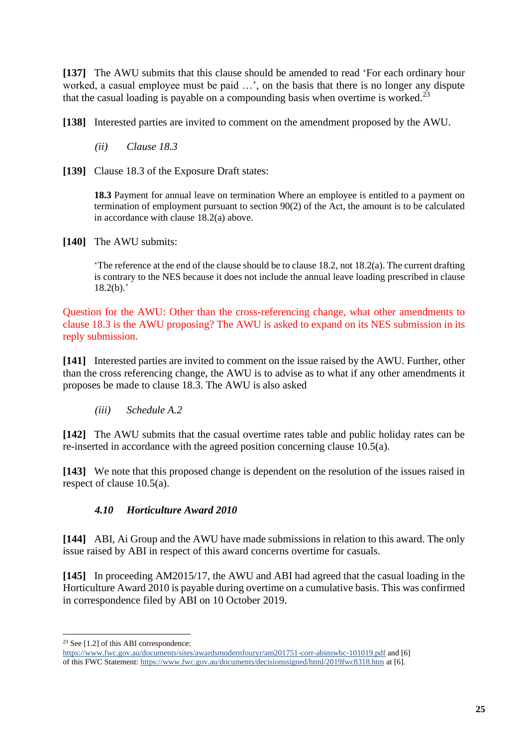**[137]** The AWU submits that this clause should be amended to read 'For each ordinary hour worked, a casual employee must be paid …', on the basis that there is no longer any dispute that the casual loading is payable on a compounding basis when overtime is worked.[23]

**[138]** Interested parties are invited to comment on the amendment proposed by the AWU.

*(ii) Clause 18.3*

**[139]** Clause 18.3 of the Exposure Draft states:

> **18.3** Payment for annual leave on termination Where an employee is entitled to a payment on termination of employment pursuant to section 90(2) of the Act, the amount is to be calculated in accordance with clause 18.2(a) above.

**[140]** The AWU submits:

> 'The reference at the end of the clause should be to clause 18.2, not 18.2(a). The current drafting is contrary to the NES because it does not include the annual leave loading prescribed in clause 18.2(b).'

Question for the AWU: Other than the cross-referencing change, what other amendments to clause 18.3 is the AWU proposing? The AWU is asked to expand on its NES submission in its reply submission.

**[141]** Interested parties are invited to comment on the issue raised by the AWU. Further, other than the cross referencing change, the AWU is to advise as to what if any other amendments it proposes be made to clause 18.3. The AWU is also asked

*(iii) Schedule A.2*

**[142]** The AWU submits that the casual overtime rates table and public holiday rates can be re-inserted in accordance with the agreed position concerning clause 10.5(a).

**[143]** We note that this proposed change is dependent on the resolution of the issues raised in respect of clause 10.5(a).

### *4.10 Horticulture Award 2010*

**[144]** ABI, Ai Group and the AWU have made submissions in relation to this award. The only issue raised by ABI in respect of this award concerns overtime for casuals.

**[145]** In proceeding AM2015/17, the AWU and ABI had agreed that the casual loading in the Horticulture Award 2010 is payable during overtime on a cumulative basis. This was confirmed in correspondence filed by ABI on 10 October 2019.

---

[23] See [1.2] of this ABI correspondence: https://www.fwc.gov.au/documents/sites/awardsmodernfouryr/am201751-corr-abinswbc-101019.pdf and [6] of this FWC Statement: https://www.fwc.gov.au/documents/decisionssigned/html/2019fwc8318.htm at [6].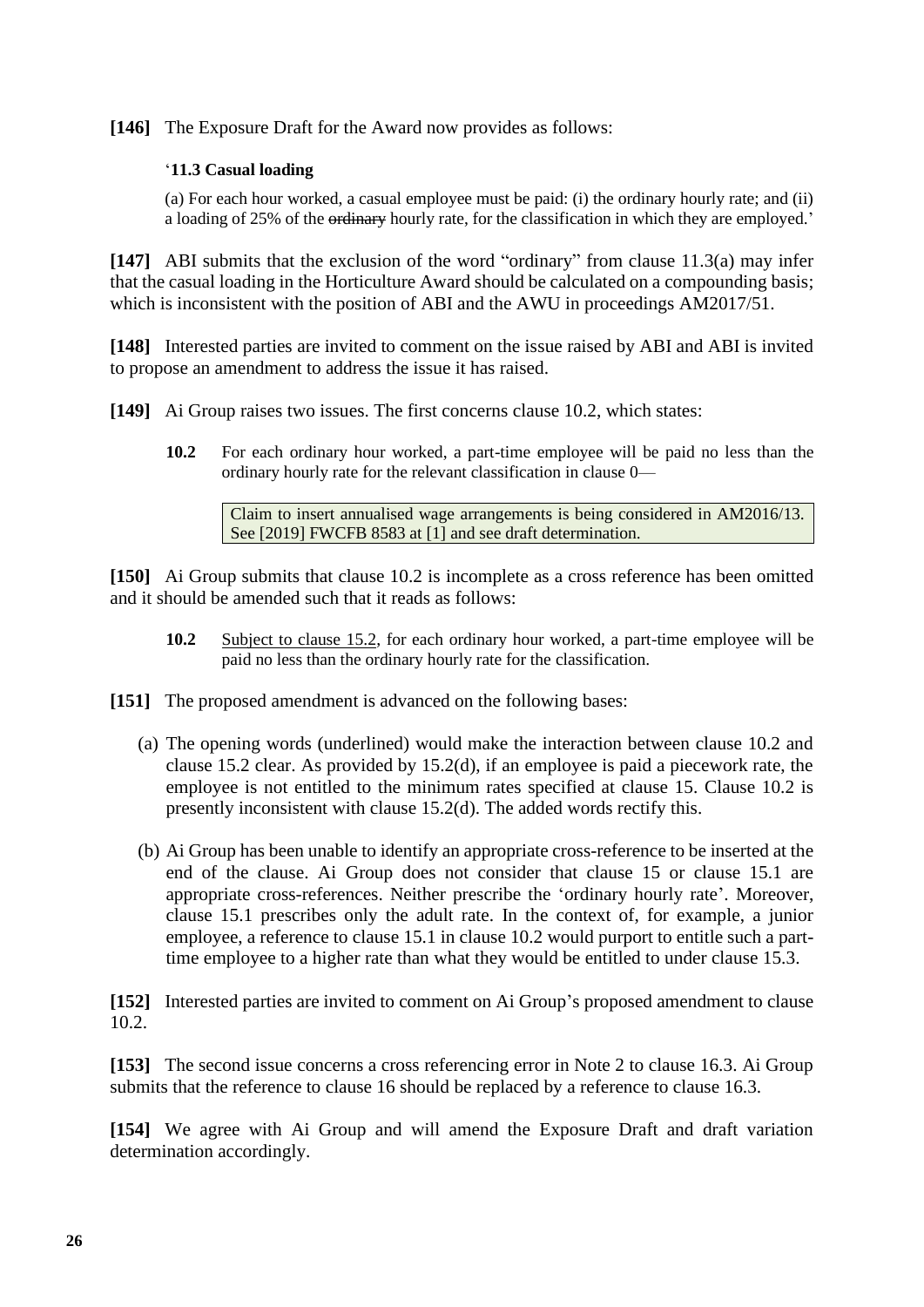**[146]** The Exposure Draft for the Award now provides as follows:

> '**11.3 Casual loading**
>
> (a) For each hour worked, a casual employee must be paid: (i) the ordinary hourly rate; and (ii) a loading of 25% of the ~~ordinary~~ hourly rate, for the classification in which they are employed.'

**[147]** ABI submits that the exclusion of the word "ordinary" from clause 11.3(a) may infer that the casual loading in the Horticulture Award should be calculated on a compounding basis; which is inconsistent with the position of ABI and the AWU in proceedings AM2017/51.

**[148]** Interested parties are invited to comment on the issue raised by ABI and ABI is invited to propose an amendment to address the issue it has raised.

**[149]** Ai Group raises two issues. The first concerns clause 10.2, which states:

> **10.2** For each ordinary hour worked, a part-time employee will be paid no less than the ordinary hourly rate for the relevant classification in clause 0—
>
> > Claim to insert annualised wage arrangements is being considered in AM2016/13. See [2019] FWCFB 8583 at [1] and see draft determination.

**[150]** Ai Group submits that clause 10.2 is incomplete as a cross reference has been omitted and it should be amended such that it reads as follows:

> **10.2** <u>Subject to clause 15.2</u>, for each ordinary hour worked, a part-time employee will be paid no less than the ordinary hourly rate for the classification.

**[151]** The proposed amendment is advanced on the following bases:

(a) The opening words (underlined) would make the interaction between clause 10.2 and clause 15.2 clear. As provided by 15.2(d), if an employee is paid a piecework rate, the employee is not entitled to the minimum rates specified at clause 15. Clause 10.2 is presently inconsistent with clause 15.2(d). The added words rectify this.

(b) Ai Group has been unable to identify an appropriate cross-reference to be inserted at the end of the clause. Ai Group does not consider that clause 15 or clause 15.1 are appropriate cross-references. Neither prescribe the 'ordinary hourly rate'. Moreover, clause 15.1 prescribes only the adult rate. In the context of, for example, a junior employee, a reference to clause 15.1 in clause 10.2 would purport to entitle such a part-time employee to a higher rate than what they would be entitled to under clause 15.3.

**[152]** Interested parties are invited to comment on Ai Group's proposed amendment to clause 10.2.

**[153]** The second issue concerns a cross referencing error in Note 2 to clause 16.3. Ai Group submits that the reference to clause 16 should be replaced by a reference to clause 16.3.

**[154]** We agree with Ai Group and will amend the Exposure Draft and draft variation determination accordingly.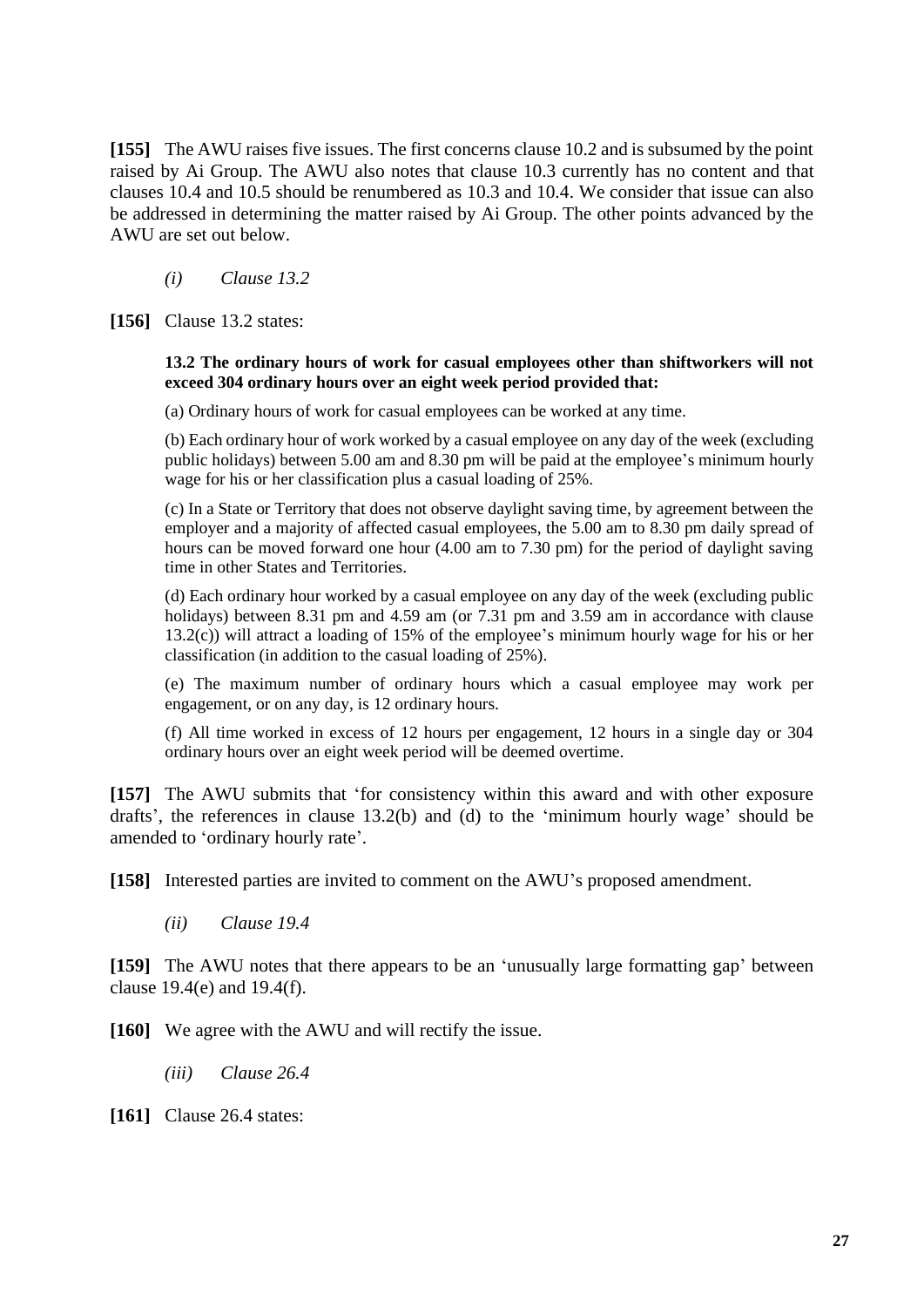**[155]** The AWU raises five issues. The first concerns clause 10.2 and is subsumed by the point raised by Ai Group. The AWU also notes that clause 10.3 currently has no content and that clauses 10.4 and 10.5 should be renumbered as 10.3 and 10.4. We consider that issue can also be addressed in determining the matter raised by Ai Group. The other points advanced by the AWU are set out below.

*(i) Clause 13.2*

**[156]** Clause 13.2 states:

> **13.2 The ordinary hours of work for casual employees other than shiftworkers will not exceed 304 ordinary hours over an eight week period provided that:**
>
> (a) Ordinary hours of work for casual employees can be worked at any time.
>
> (b) Each ordinary hour of work worked by a casual employee on any day of the week (excluding public holidays) between 5.00 am and 8.30 pm will be paid at the employee's minimum hourly wage for his or her classification plus a casual loading of 25%.
>
> (c) In a State or Territory that does not observe daylight saving time, by agreement between the employer and a majority of affected casual employees, the 5.00 am to 8.30 pm daily spread of hours can be moved forward one hour (4.00 am to 7.30 pm) for the period of daylight saving time in other States and Territories.
>
> (d) Each ordinary hour worked by a casual employee on any day of the week (excluding public holidays) between 8.31 pm and 4.59 am (or 7.31 pm and 3.59 am in accordance with clause 13.2(c)) will attract a loading of 15% of the employee's minimum hourly wage for his or her classification (in addition to the casual loading of 25%).
>
> (e) The maximum number of ordinary hours which a casual employee may work per engagement, or on any day, is 12 ordinary hours.
>
> (f) All time worked in excess of 12 hours per engagement, 12 hours in a single day or 304 ordinary hours over an eight week period will be deemed overtime.

**[157]** The AWU submits that 'for consistency within this award and with other exposure drafts', the references in clause 13.2(b) and (d) to the 'minimum hourly wage' should be amended to 'ordinary hourly rate'.

**[158]** Interested parties are invited to comment on the AWU's proposed amendment.

*(ii) Clause 19.4*

**[159]** The AWU notes that there appears to be an 'unusually large formatting gap' between clause 19.4(e) and 19.4(f).

**[160]** We agree with the AWU and will rectify the issue.

*(iii) Clause 26.4*

**[161]** Clause 26.4 states: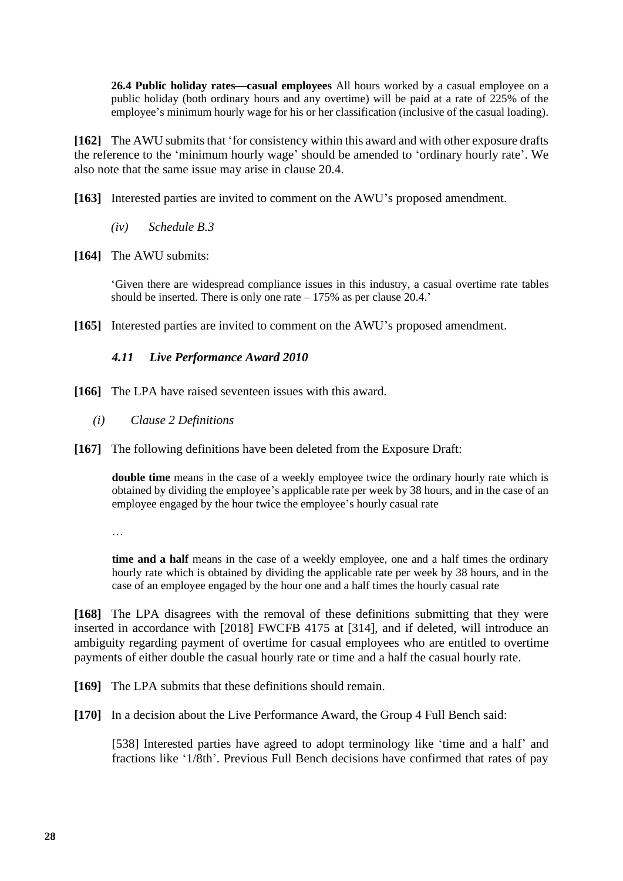> **26.4 Public holiday rates—casual employees** All hours worked by a casual employee on a public holiday (both ordinary hours and any overtime) will be paid at a rate of 225% of the employee's minimum hourly wage for his or her classification (inclusive of the casual loading).

**[162]** The AWU submits that 'for consistency within this award and with other exposure drafts the reference to the 'minimum hourly wage' should be amended to 'ordinary hourly rate'. We also note that the same issue may arise in clause 20.4.

**[163]** Interested parties are invited to comment on the AWU's proposed amendment.

*(iv) Schedule B.3*

**[164]** The AWU submits:

> 'Given there are widespread compliance issues in this industry, a casual overtime rate tables should be inserted. There is only one rate – 175% as per clause 20.4.'

**[165]** Interested parties are invited to comment on the AWU's proposed amendment.

### *4.11 Live Performance Award 2010*

**[166]** The LPA have raised seventeen issues with this award.

*(i) Clause 2 Definitions*

**[167]** The following definitions have been deleted from the Exposure Draft:

> **double time** means in the case of a weekly employee twice the ordinary hourly rate which is obtained by dividing the employee's applicable rate per week by 38 hours, and in the case of an employee engaged by the hour twice the employee's hourly casual rate
>
> …
>
> **time and a half** means in the case of a weekly employee, one and a half times the ordinary hourly rate which is obtained by dividing the applicable rate per week by 38 hours, and in the case of an employee engaged by the hour one and a half times the hourly casual rate

**[168]** The LPA disagrees with the removal of these definitions submitting that they were inserted in accordance with [2018] FWCFB 4175 at [314], and if deleted, will introduce an ambiguity regarding payment of overtime for casual employees who are entitled to overtime payments of either double the casual hourly rate or time and a half the casual hourly rate.

**[169]** The LPA submits that these definitions should remain.

**[170]** In a decision about the Live Performance Award, the Group 4 Full Bench said:

> [538] Interested parties have agreed to adopt terminology like 'time and a half' and fractions like '1/8th'. Previous Full Bench decisions have confirmed that rates of pay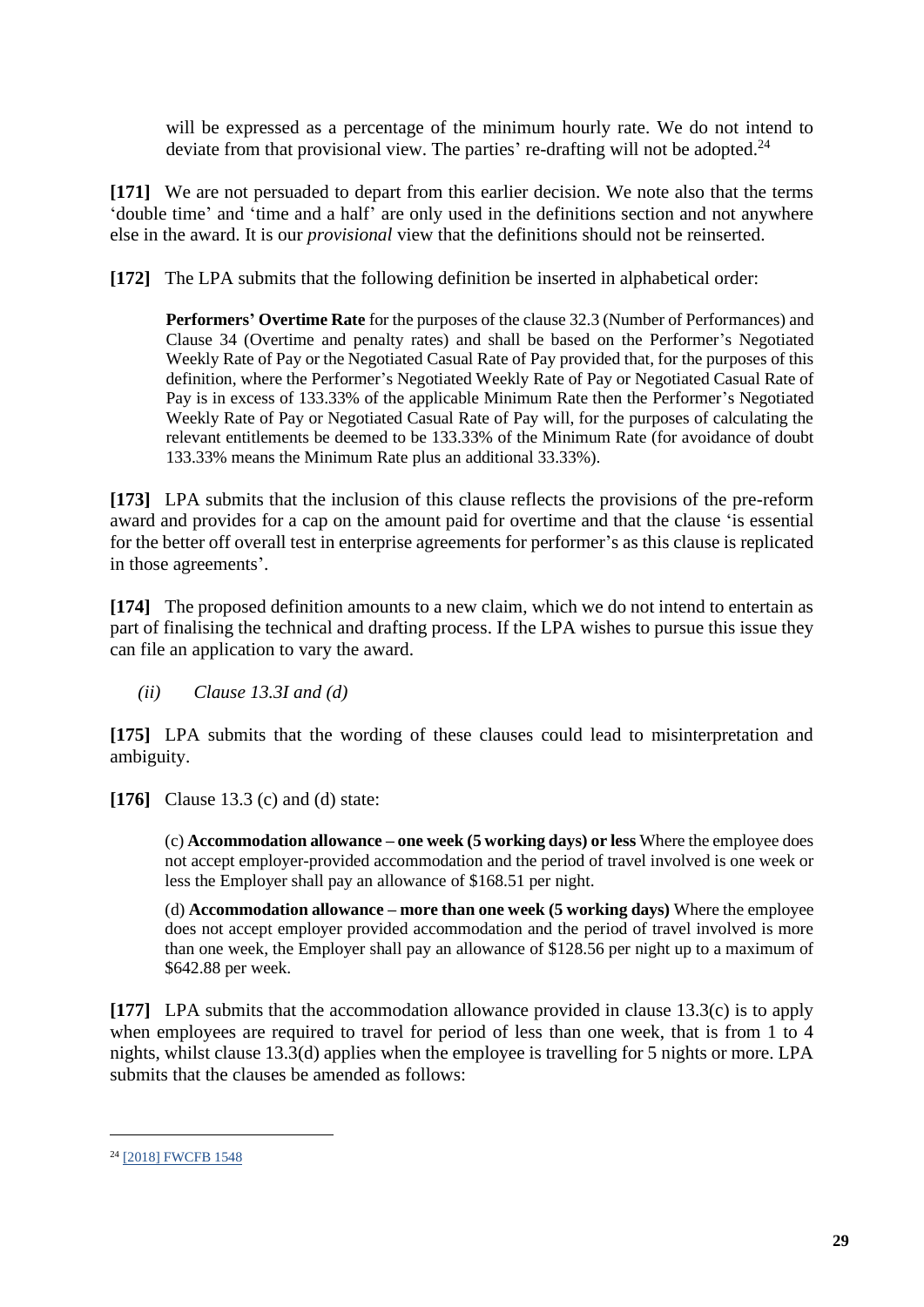will be expressed as a percentage of the minimum hourly rate. We do not intend to deviate from that provisional view. The parties' re-drafting will not be adopted.[24]

**[171]** We are not persuaded to depart from this earlier decision. We note also that the terms 'double time' and 'time and a half' are only used in the definitions section and not anywhere else in the award. It is our *provisional* view that the definitions should not be reinserted.

**[172]** The LPA submits that the following definition be inserted in alphabetical order:

> **Performers' Overtime Rate** for the purposes of the clause 32.3 (Number of Performances) and Clause 34 (Overtime and penalty rates) and shall be based on the Performer's Negotiated Weekly Rate of Pay or the Negotiated Casual Rate of Pay provided that, for the purposes of this definition, where the Performer's Negotiated Weekly Rate of Pay or Negotiated Casual Rate of Pay is in excess of 133.33% of the applicable Minimum Rate then the Performer's Negotiated Weekly Rate of Pay or Negotiated Casual Rate of Pay will, for the purposes of calculating the relevant entitlements be deemed to be 133.33% of the Minimum Rate (for avoidance of doubt 133.33% means the Minimum Rate plus an additional 33.33%).

**[173]** LPA submits that the inclusion of this clause reflects the provisions of the pre-reform award and provides for a cap on the amount paid for overtime and that the clause 'is essential for the better off overall test in enterprise agreements for performer's as this clause is replicated in those agreements'.

**[174]** The proposed definition amounts to a new claim, which we do not intend to entertain as part of finalising the technical and drafting process. If the LPA wishes to pursue this issue they can file an application to vary the award.

*(ii) Clause 13.3I and (d)*

**[175]** LPA submits that the wording of these clauses could lead to misinterpretation and ambiguity.

**[176]** Clause 13.3 (c) and (d) state:

> (c) **Accommodation allowance – one week (5 working days) or less** Where the employee does not accept employer-provided accommodation and the period of travel involved is one week or less the Employer shall pay an allowance of $168.51 per night.
>
> (d) **Accommodation allowance – more than one week (5 working days)** Where the employee does not accept employer provided accommodation and the period of travel involved is more than one week, the Employer shall pay an allowance of $128.56 per night up to a maximum of $642.88 per week.

**[177]** LPA submits that the accommodation allowance provided in clause 13.3(c) is to apply when employees are required to travel for period of less than one week, that is from 1 to 4 nights, whilst clause 13.3(d) applies when the employee is travelling for 5 nights or more. LPA submits that the clauses be amended as follows:

---

[24] [2018] FWCFB 1548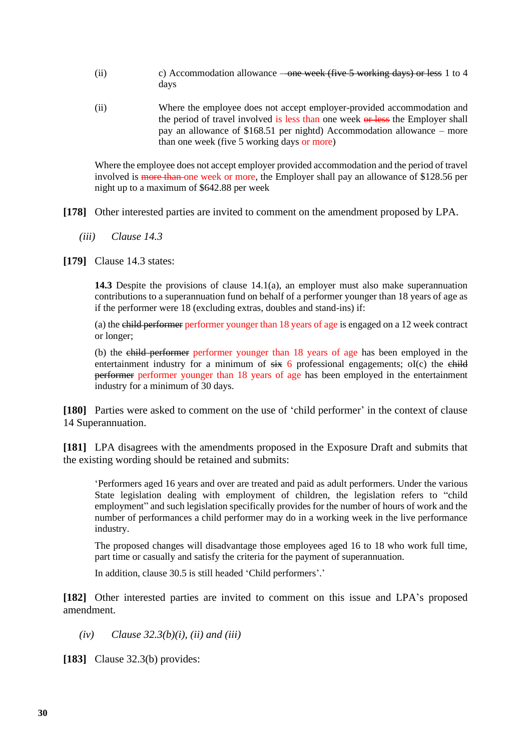(ii) c) Accommodation allowance ~~– one week (five 5 working days) or less~~ 1 to 4 days

(ii) Where the employee does not accept employer-provided accommodation and the period of travel involved is less than one week ~~or less~~ the Employer shall pay an allowance of $168.51 per nightd) Accommodation allowance – more than one week (five 5 working days or more)

Where the employee does not accept employer provided accommodation and the period of travel involved is ~~more than~~ one week or more, the Employer shall pay an allowance of $128.56 per night up to a maximum of $642.88 per week

**[178]** Other interested parties are invited to comment on the amendment proposed by LPA.

*(iii) Clause 14.3*

**[179]** Clause 14.3 states:

> **14.3** Despite the provisions of clause 14.1(a), an employer must also make superannuation contributions to a superannuation fund on behalf of a performer younger than 18 years of age as if the performer were 18 (excluding extras, doubles and stand-ins) if:
>
> (a) the ~~child performer~~ performer younger than 18 years of age is engaged on a 12 week contract or longer;
>
> (b) the ~~child performer~~ performer younger than 18 years of age has been employed in the entertainment industry for a minimum of ~~six~~ 6 professional engagements; oI(c) the ~~child performer~~ performer younger than 18 years of age has been employed in the entertainment industry for a minimum of 30 days.

**[180]** Parties were asked to comment on the use of 'child performer' in the context of clause 14 Superannuation.

**[181]** LPA disagrees with the amendments proposed in the Exposure Draft and submits that the existing wording should be retained and submits:

> 'Performers aged 16 years and over are treated and paid as adult performers. Under the various State legislation dealing with employment of children, the legislation refers to "child employment" and such legislation specifically provides for the number of hours of work and the number of performances a child performer may do in a working week in the live performance industry.
>
> The proposed changes will disadvantage those employees aged 16 to 18 who work full time, part time or casually and satisfy the criteria for the payment of superannuation.
>
> In addition, clause 30.5 is still headed 'Child performers'.'

**[182]** Other interested parties are invited to comment on this issue and LPA's proposed amendment.

*(iv) Clause 32.3(b)(i), (ii) and (iii)*

**[183]** Clause 32.3(b) provides: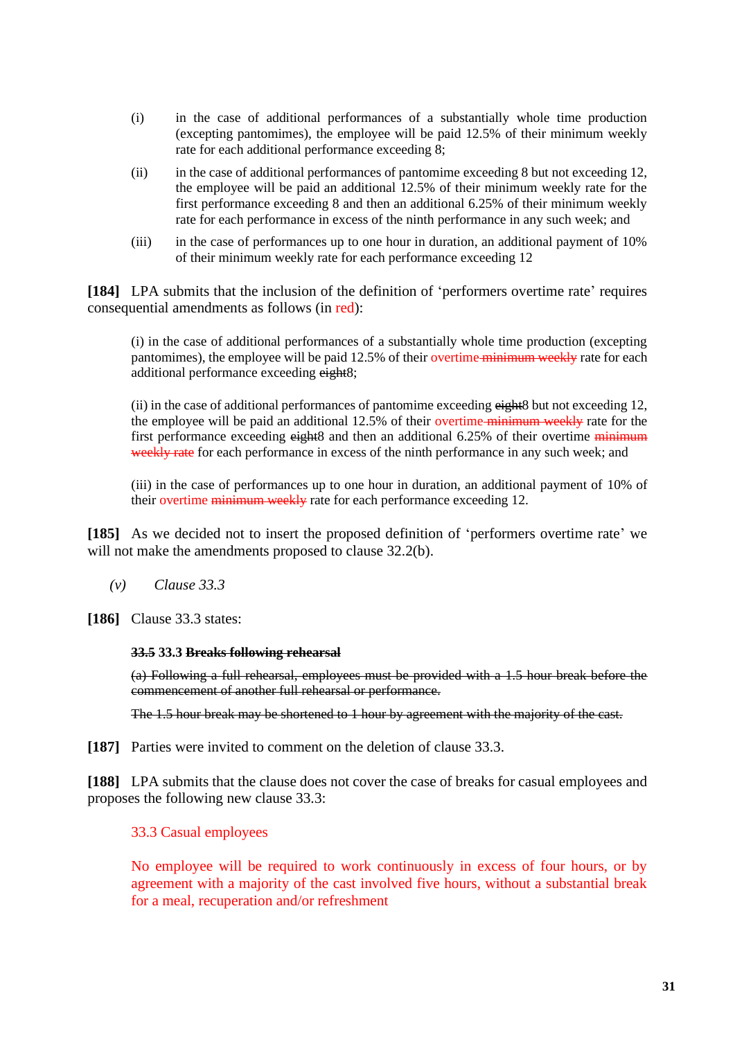(i) in the case of additional performances of a substantially whole time production (excepting pantomimes), the employee will be paid 12.5% of their minimum weekly rate for each additional performance exceeding 8;

(ii) in the case of additional performances of pantomime exceeding 8 but not exceeding 12, the employee will be paid an additional 12.5% of their minimum weekly rate for the first performance exceeding 8 and then an additional 6.25% of their minimum weekly rate for each performance in excess of the ninth performance in any such week; and

(iii) in the case of performances up to one hour in duration, an additional payment of 10% of their minimum weekly rate for each performance exceeding 12

**[184]** LPA submits that the inclusion of the definition of 'performers overtime rate' requires consequential amendments as follows (in red):

> (i) in the case of additional performances of a substantially whole time production (excepting pantomimes), the employee will be paid 12.5% of their overtime ~~minimum weekly~~ rate for each additional performance exceeding ~~eight~~8;
>
> (ii) in the case of additional performances of pantomime exceeding ~~eight~~8 but not exceeding 12, the employee will be paid an additional 12.5% of their overtime ~~minimum weekly~~ rate for the first performance exceeding ~~eight~~8 and then an additional 6.25% of their overtime ~~minimum weekly rate~~ for each performance in excess of the ninth performance in any such week; and
>
> (iii) in the case of performances up to one hour in duration, an additional payment of 10% of their overtime ~~minimum weekly~~ rate for each performance exceeding 12.

**[185]** As we decided not to insert the proposed definition of 'performers overtime rate' we will not make the amendments proposed to clause 32.2(b).

*(v) Clause 33.3*

**[186]** Clause 33.3 states:

> **~~33.5~~ 33.3 ~~Breaks following rehearsal~~**
>
> ~~(a) Following a full rehearsal, employees must be provided with a 1.5 hour break before the commencement of another full rehearsal or performance.~~
>
> ~~The 1.5 hour break may be shortened to 1 hour by agreement with the majority of the cast.~~

**[187]** Parties were invited to comment on the deletion of clause 33.3.

**[188]** LPA submits that the clause does not cover the case of breaks for casual employees and proposes the following new clause 33.3:

> 33.3 Casual employees
>
> No employee will be required to work continuously in excess of four hours, or by agreement with a majority of the cast involved five hours, without a substantial break for a meal, recuperation and/or refreshment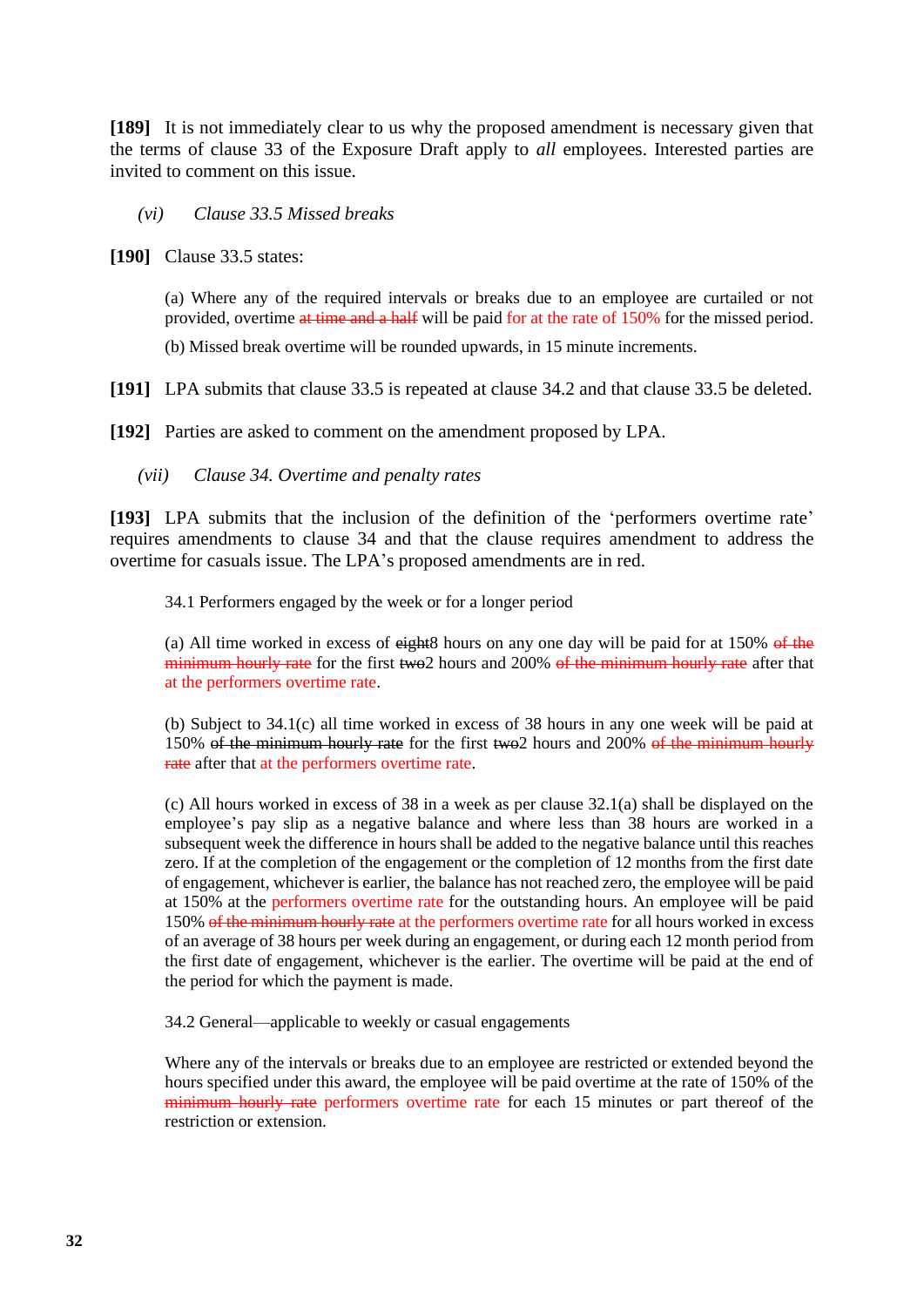**[189]** It is not immediately clear to us why the proposed amendment is necessary given that the terms of clause 33 of the Exposure Draft apply to *all* employees. Interested parties are invited to comment on this issue.

*(vi) Clause 33.5 Missed breaks*

**[190]** Clause 33.5 states:

> (a) Where any of the required intervals or breaks due to an employee are curtailed or not provided, overtime ~~at time and a half~~ will be paid for at the rate of 150% for the missed period.
>
> (b) Missed break overtime will be rounded upwards, in 15 minute increments.

**[191]** LPA submits that clause 33.5 is repeated at clause 34.2 and that clause 33.5 be deleted.

**[192]** Parties are asked to comment on the amendment proposed by LPA.

*(vii) Clause 34. Overtime and penalty rates*

**[193]** LPA submits that the inclusion of the definition of the 'performers overtime rate' requires amendments to clause 34 and that the clause requires amendment to address the overtime for casuals issue. The LPA's proposed amendments are in red.

> 34.1 Performers engaged by the week or for a longer period
>
> (a) All time worked in excess of ~~eight~~8 hours on any one day will be paid for at 150% ~~of the minimum hourly rate~~ for the first ~~two~~2 hours and 200% ~~of the minimum hourly rate~~ after that at the performers overtime rate.
>
> (b) Subject to 34.1(c) all time worked in excess of 38 hours in any one week will be paid at 150% ~~of the minimum hourly rate~~ for the first ~~two~~2 hours and 200% ~~of the minimum hourly rate~~ after that at the performers overtime rate.
>
> (c) All hours worked in excess of 38 in a week as per clause 32.1(a) shall be displayed on the employee's pay slip as a negative balance and where less than 38 hours are worked in a subsequent week the difference in hours shall be added to the negative balance until this reaches zero. If at the completion of the engagement or the completion of 12 months from the first date of engagement, whichever is earlier, the balance has not reached zero, the employee will be paid at 150% at the performers overtime rate for the outstanding hours. An employee will be paid 150% ~~of the minimum hourly rate~~ at the performers overtime rate for all hours worked in excess of an average of 38 hours per week during an engagement, or during each 12 month period from the first date of engagement, whichever is the earlier. The overtime will be paid at the end of the period for which the payment is made.
>
> 34.2 General—applicable to weekly or casual engagements
>
> Where any of the intervals or breaks due to an employee are restricted or extended beyond the hours specified under this award, the employee will be paid overtime at the rate of 150% of the ~~minimum hourly rate~~ performers overtime rate for each 15 minutes or part thereof of the restriction or extension.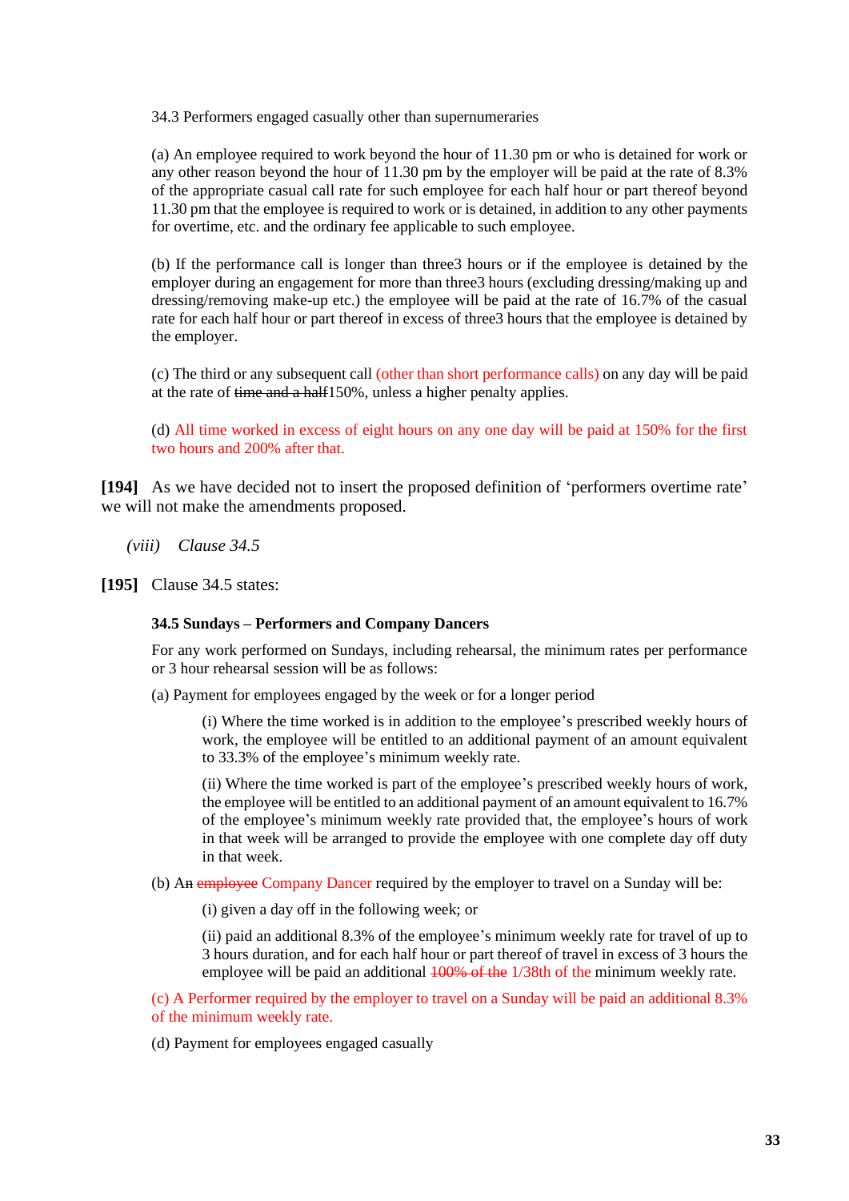34.3 Performers engaged casually other than supernumeraries

(a) An employee required to work beyond the hour of 11.30 pm or who is detained for work or any other reason beyond the hour of 11.30 pm by the employer will be paid at the rate of 8.3% of the appropriate casual call rate for such employee for each half hour or part thereof beyond 11.30 pm that the employee is required to work or is detained, in addition to any other payments for overtime, etc. and the ordinary fee applicable to such employee.

(b) If the performance call is longer than three3 hours or if the employee is detained by the employer during an engagement for more than three3 hours (excluding dressing/making up and dressing/removing make-up etc.) the employee will be paid at the rate of 16.7% of the casual rate for each half hour or part thereof in excess of three3 hours that the employee is detained by the employer.

(c) The third or any subsequent call (other than short performance calls) on any day will be paid at the rate of ~~time and a half~~150%, unless a higher penalty applies.

(d) All time worked in excess of eight hours on any one day will be paid at 150% for the first two hours and 200% after that.

**[194]** As we have decided not to insert the proposed definition of 'performers overtime rate' we will not make the amendments proposed.

*(viii) Clause 34.5*

**[195]** Clause 34.5 states:

**34.5 Sundays – Performers and Company Dancers**

For any work performed on Sundays, including rehearsal, the minimum rates per performance or 3 hour rehearsal session will be as follows:

(a) Payment for employees engaged by the week or for a longer period

(i) Where the time worked is in addition to the employee's prescribed weekly hours of work, the employee will be entitled to an additional payment of an amount equivalent to 33.3% of the employee's minimum weekly rate.

(ii) Where the time worked is part of the employee's prescribed weekly hours of work, the employee will be entitled to an additional payment of an amount equivalent to 16.7% of the employee's minimum weekly rate provided that, the employee's hours of work in that week will be arranged to provide the employee with one complete day off duty in that week.

(b) A~~n~~ ~~employee~~ Company Dancer required by the employer to travel on a Sunday will be:

(i) given a day off in the following week; or

(ii) paid an additional 8.3% of the employee's minimum weekly rate for travel of up to 3 hours duration, and for each half hour or part thereof of travel in excess of 3 hours the employee will be paid an additional ~~100% of the~~ 1/38th of the minimum weekly rate.

(c) A Performer required by the employer to travel on a Sunday will be paid an additional 8.3% of the minimum weekly rate.

(d) Payment for employees engaged casually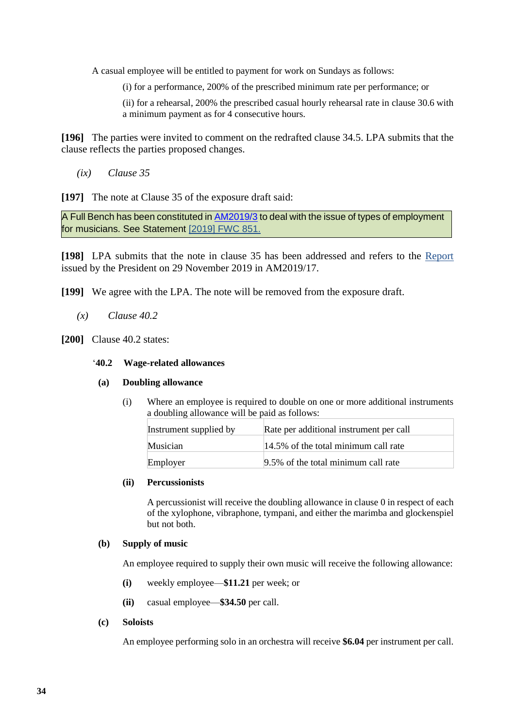A casual employee will be entitled to payment for work on Sundays as follows:

(i) for a performance, 200% of the prescribed minimum rate per performance; or

(ii) for a rehearsal, 200% the prescribed casual hourly rehearsal rate in clause 30.6 with a minimum payment as for 4 consecutive hours.

**[196]** The parties were invited to comment on the redrafted clause 34.5. LPA submits that the clause reflects the parties proposed changes.

*(ix) Clause 35*

**[197]** The note at Clause 35 of the exposure draft said:

> A Full Bench has been constituted in AM2019/3 to deal with the issue of types of employment for musicians. See Statement [2019] FWC 851.

**[198]** LPA submits that the note in clause 35 has been addressed and refers to the Report issued by the President on 29 November 2019 in AM2019/17.

**[199]** We agree with the LPA. The note will be removed from the exposure draft.

*(x) Clause 40.2*

**[200]** Clause 40.2 states:

‘**40.2 Wage-related allowances**

**(a) Doubling allowance**

(i) Where an employee is required to double on one or more additional instruments a doubling allowance will be paid as follows:

| Instrument supplied by | Rate per additional instrument per call |
|---|---|
| Musician | 14.5% of the total minimum call rate |
| Employer | 9.5% of the total minimum call rate |

**(ii) Percussionists**

A percussionist will receive the doubling allowance in clause 0 in respect of each of the xylophone, vibraphone, tympani, and either the marimba and glockenspiel but not both.

**(b) Supply of music**

An employee required to supply their own music will receive the following allowance:

**(i)** weekly employee—**$11.21** per week; or

**(ii)** casual employee—**$34.50** per call.

**(c) Soloists**

An employee performing solo in an orchestra will receive **$6.04** per instrument per call.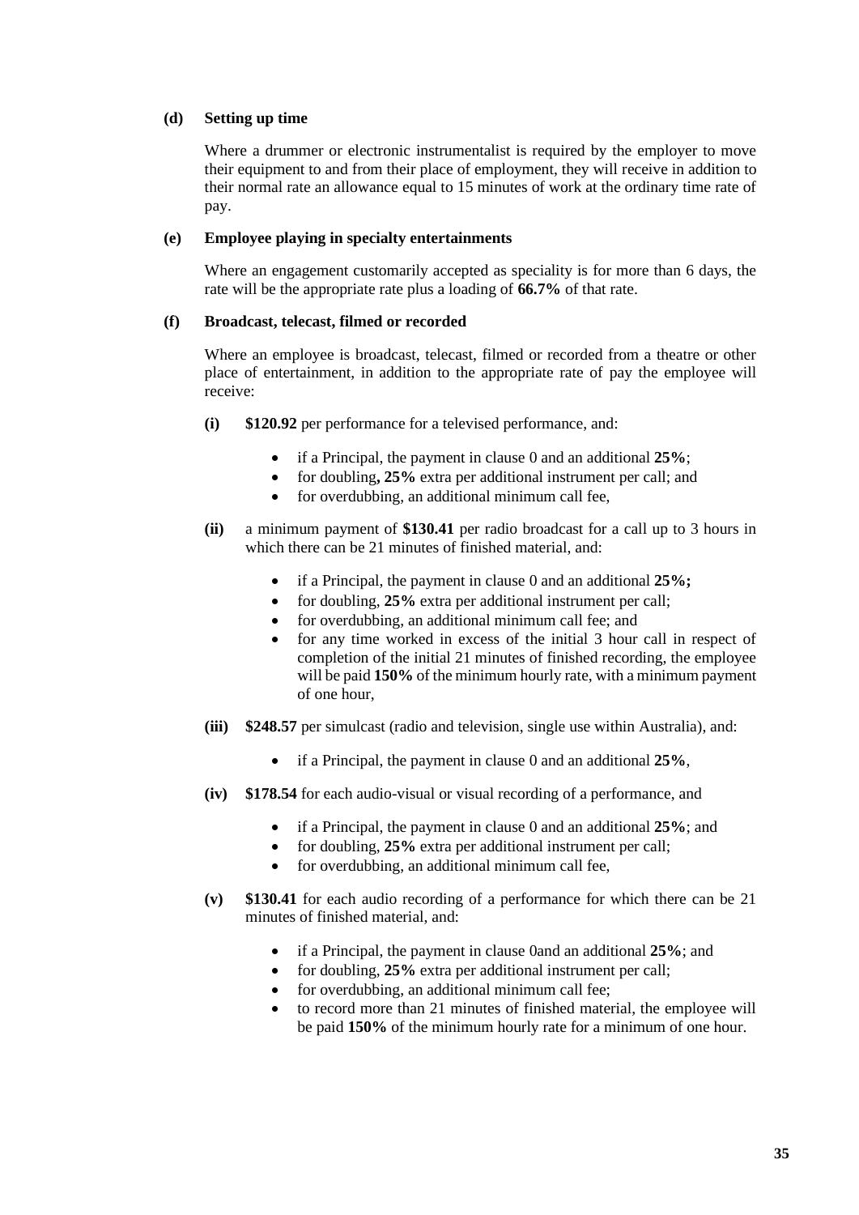**(d) Setting up time**

Where a drummer or electronic instrumentalist is required by the employer to move their equipment to and from their place of employment, they will receive in addition to their normal rate an allowance equal to 15 minutes of work at the ordinary time rate of pay.

**(e) Employee playing in specialty entertainments**

Where an engagement customarily accepted as speciality is for more than 6 days, the rate will be the appropriate rate plus a loading of **66.7%** of that rate.

**(f) Broadcast, telecast, filmed or recorded**

Where an employee is broadcast, telecast, filmed or recorded from a theatre or other place of entertainment, in addition to the appropriate rate of pay the employee will receive:

**(i)** **$120.92** per performance for a televised performance, and:

- if a Principal, the payment in clause 0 and an additional **25%**;
- for doubling**, 25%** extra per additional instrument per call; and
- for overdubbing, an additional minimum call fee,

**(ii)** a minimum payment of **$130.41** per radio broadcast for a call up to 3 hours in which there can be 21 minutes of finished material, and:

- if a Principal, the payment in clause 0 and an additional **25%;**
- for doubling, **25%** extra per additional instrument per call;
- for overdubbing, an additional minimum call fee; and
- for any time worked in excess of the initial 3 hour call in respect of completion of the initial 21 minutes of finished recording, the employee will be paid **150%** of the minimum hourly rate, with a minimum payment of one hour,

**(iii)** **$248.57** per simulcast (radio and television, single use within Australia), and:

- if a Principal, the payment in clause 0 and an additional **25%**,

**(iv)** **$178.54** for each audio-visual or visual recording of a performance, and

- if a Principal, the payment in clause 0 and an additional **25%**; and
- for doubling, **25%** extra per additional instrument per call;
- for overdubbing, an additional minimum call fee,

**(v)** **$130.41** for each audio recording of a performance for which there can be 21 minutes of finished material, and:

- if a Principal, the payment in clause 0and an additional **25%**; and
- for doubling, **25%** extra per additional instrument per call;
- for overdubbing, an additional minimum call fee;
- to record more than 21 minutes of finished material, the employee will be paid **150%** of the minimum hourly rate for a minimum of one hour.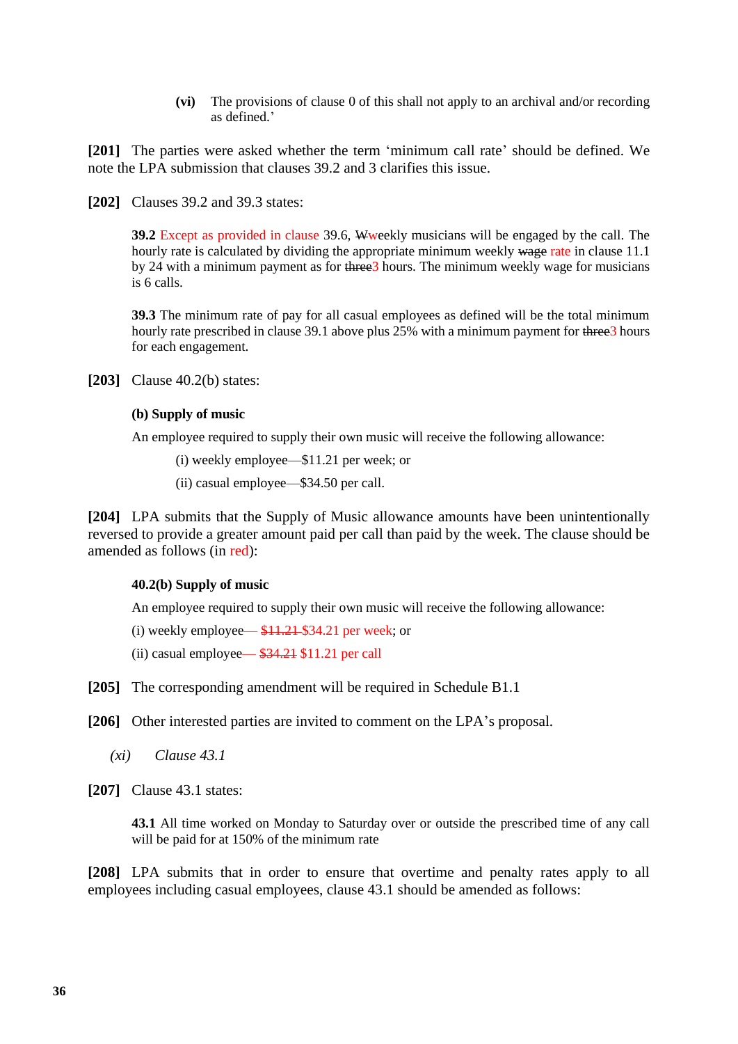(vi) The provisions of clause 0 of this shall not apply to an archival and/or recording as defined.'

**[201]** The parties were asked whether the term 'minimum call rate' should be defined. We note the LPA submission that clauses 39.2 and 3 clarifies this issue.

**[202]** Clauses 39.2 and 39.3 states:

> **39.2** Except as provided in clause 39.6, ~~W~~weekly musicians will be engaged by the call. The hourly rate is calculated by dividing the appropriate minimum weekly ~~wage~~ rate in clause 11.1 by 24 with a minimum payment as for ~~three~~3 hours. The minimum weekly wage for musicians is 6 calls.
>
> **39.3** The minimum rate of pay for all casual employees as defined will be the total minimum hourly rate prescribed in clause 39.1 above plus 25% with a minimum payment for ~~three~~3 hours for each engagement.

**[203]** Clause 40.2(b) states:

> **(b) Supply of music**
>
> An employee required to supply their own music will receive the following allowance:
>
> (i) weekly employee—$11.21 per week; or
>
> (ii) casual employee—$34.50 per call.

**[204]** LPA submits that the Supply of Music allowance amounts have been unintentionally reversed to provide a greater amount paid per call than paid by the week. The clause should be amended as follows (in red):

> **40.2(b) Supply of music**
>
> An employee required to supply their own music will receive the following allowance:
>
> (i) weekly employee— ~~$11.21~~ $34.21 per week; or
>
> (ii) casual employee— ~~$34.21~~ $11.21 per call

**[205]** The corresponding amendment will be required in Schedule B1.1

**[206]** Other interested parties are invited to comment on the LPA's proposal.

*(xi) Clause 43.1*

**[207]** Clause 43.1 states:

> **43.1** All time worked on Monday to Saturday over or outside the prescribed time of any call will be paid for at 150% of the minimum rate

**[208]** LPA submits that in order to ensure that overtime and penalty rates apply to all employees including casual employees, clause 43.1 should be amended as follows: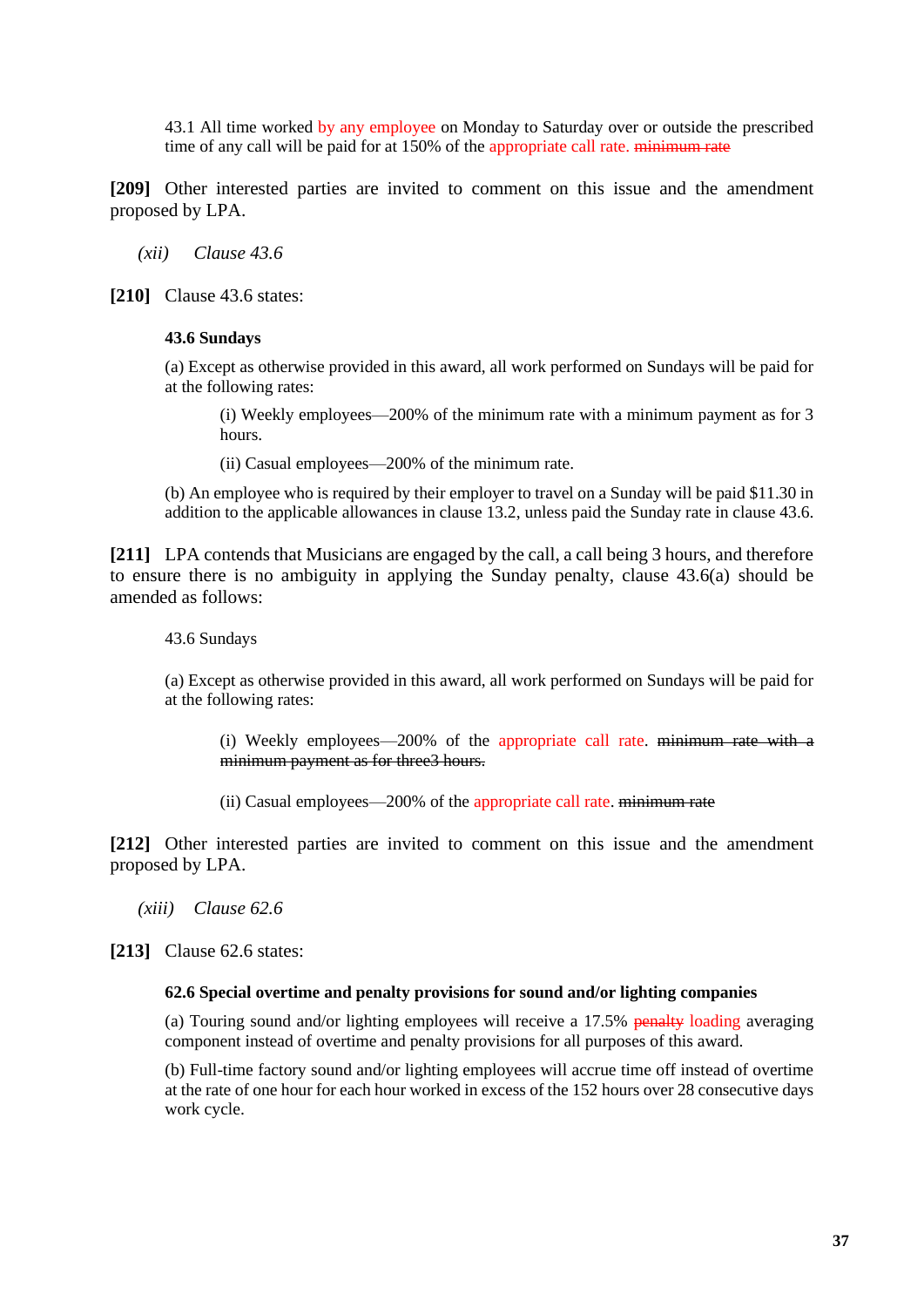43.1 All time worked by any employee on Monday to Saturday over or outside the prescribed time of any call will be paid for at 150% of the appropriate call rate. ~~minimum rate~~

**[209]** Other interested parties are invited to comment on this issue and the amendment proposed by LPA.

*(xii) Clause 43.6*

**[210]** Clause 43.6 states:

**43.6 Sundays**

(a) Except as otherwise provided in this award, all work performed on Sundays will be paid for at the following rates:

(i) Weekly employees—200% of the minimum rate with a minimum payment as for 3 hours.

(ii) Casual employees—200% of the minimum rate.

(b) An employee who is required by their employer to travel on a Sunday will be paid $11.30 in addition to the applicable allowances in clause 13.2, unless paid the Sunday rate in clause 43.6.

**[211]** LPA contends that Musicians are engaged by the call, a call being 3 hours, and therefore to ensure there is no ambiguity in applying the Sunday penalty, clause 43.6(a) should be amended as follows:

43.6 Sundays

(a) Except as otherwise provided in this award, all work performed on Sundays will be paid for at the following rates:

(i) Weekly employees—200% of the appropriate call rate. ~~minimum rate with a minimum payment as for three3 hours.~~

(ii) Casual employees—200% of the appropriate call rate. ~~minimum rate~~

**[212]** Other interested parties are invited to comment on this issue and the amendment proposed by LPA.

*(xiii) Clause 62.6*

**[213]** Clause 62.6 states:

**62.6 Special overtime and penalty provisions for sound and/or lighting companies**

(a) Touring sound and/or lighting employees will receive a 17.5% ~~penalty~~ loading averaging component instead of overtime and penalty provisions for all purposes of this award.

(b) Full-time factory sound and/or lighting employees will accrue time off instead of overtime at the rate of one hour for each hour worked in excess of the 152 hours over 28 consecutive days work cycle.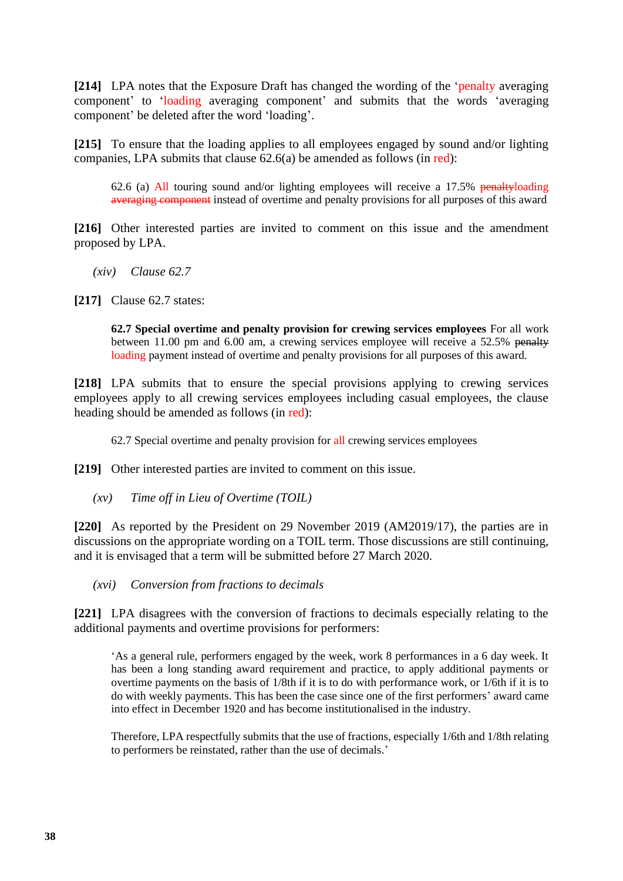**[214]** LPA notes that the Exposure Draft has changed the wording of the 'penalty averaging component' to 'loading averaging component' and submits that the words 'averaging component' be deleted after the word 'loading'.

**[215]** To ensure that the loading applies to all employees engaged by sound and/or lighting companies, LPA submits that clause 62.6(a) be amended as follows (in red):

> 62.6 (a) All touring sound and/or lighting employees will receive a 17.5% ~~penalty~~loading ~~averaging component~~ instead of overtime and penalty provisions for all purposes of this award

**[216]** Other interested parties are invited to comment on this issue and the amendment proposed by LPA.

*(xiv) Clause 62.7*

**[217]** Clause 62.7 states:

> **62.7 Special overtime and penalty provision for crewing services employees** For all work between 11.00 pm and 6.00 am, a crewing services employee will receive a 52.5% ~~penalty~~ loading payment instead of overtime and penalty provisions for all purposes of this award.

**[218]** LPA submits that to ensure the special provisions applying to crewing services employees apply to all crewing services employees including casual employees, the clause heading should be amended as follows (in red):

> 62.7 Special overtime and penalty provision for all crewing services employees

**[219]** Other interested parties are invited to comment on this issue.

*(xv) Time off in Lieu of Overtime (TOIL)*

**[220]** As reported by the President on 29 November 2019 (AM2019/17), the parties are in discussions on the appropriate wording on a TOIL term. Those discussions are still continuing, and it is envisaged that a term will be submitted before 27 March 2020.

*(xvi) Conversion from fractions to decimals*

**[221]** LPA disagrees with the conversion of fractions to decimals especially relating to the additional payments and overtime provisions for performers:

> 'As a general rule, performers engaged by the week, work 8 performances in a 6 day week. It has been a long standing award requirement and practice, to apply additional payments or overtime payments on the basis of 1/8th if it is to do with performance work, or 1/6th if it is to do with weekly payments. This has been the case since one of the first performers' award came into effect in December 1920 and has become institutionalised in the industry.
>
> Therefore, LPA respectfully submits that the use of fractions, especially 1/6th and 1/8th relating to performers be reinstated, rather than the use of decimals.'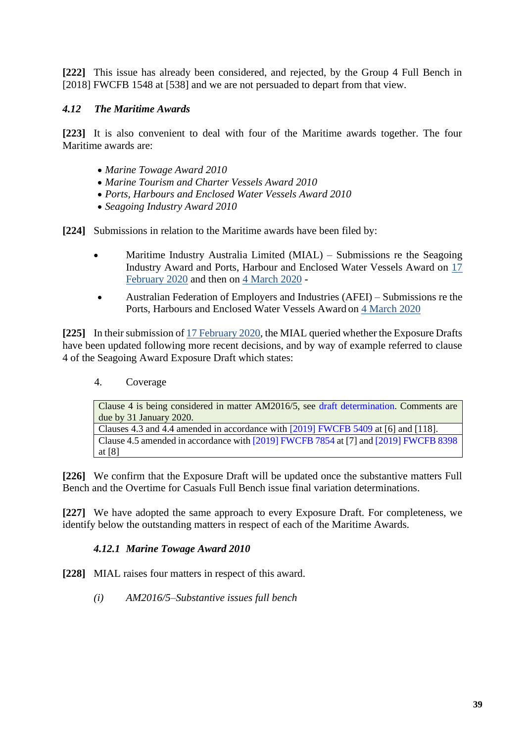**[222]** This issue has already been considered, and rejected, by the Group 4 Full Bench in [2018] FWCFB 1548 at [538] and we are not persuaded to depart from that view.

### *4.12 The Maritime Awards*

**[223]** It is also convenient to deal with four of the Maritime awards together. The four Maritime awards are:

- *Marine Towage Award 2010*
- *Marine Tourism and Charter Vessels Award 2010*
- *Ports, Harbours and Enclosed Water Vessels Award 2010*
- *Seagoing Industry Award 2010*

**[224]** Submissions in relation to the Maritime awards have been filed by:

- Maritime Industry Australia Limited (MIAL) – Submissions re the Seagoing Industry Award and Ports, Harbour and Enclosed Water Vessels Award on 17 February 2020 and then on 4 March 2020 -
- Australian Federation of Employers and Industries (AFEI) – Submissions re the Ports, Harbours and Enclosed Water Vessels Award on 4 March 2020

**[225]** In their submission of 17 February 2020, the MIAL queried whether the Exposure Drafts have been updated following more recent decisions, and by way of example referred to clause 4 of the Seagoing Award Exposure Draft which states:

4. Coverage

| Clause 4 is being considered in matter AM2016/5, see draft determination. Comments are due by 31 January 2020. |
|---|
| Clauses 4.3 and 4.4 amended in accordance with [2019] FWCFB 5409 at [6] and [118]. |
| Clause 4.5 amended in accordance with [2019] FWCFB 7854 at [7] and [2019] FWCFB 8398 at [8] |

**[226]** We confirm that the Exposure Draft will be updated once the substantive matters Full Bench and the Overtime for Casuals Full Bench issue final variation determinations.

**[227]** We have adopted the same approach to every Exposure Draft. For completeness, we identify below the outstanding matters in respect of each of the Maritime Awards.

#### *4.12.1 Marine Towage Award 2010*

**[228]** MIAL raises four matters in respect of this award.

*(i) AM2016/5–Substantive issues full bench*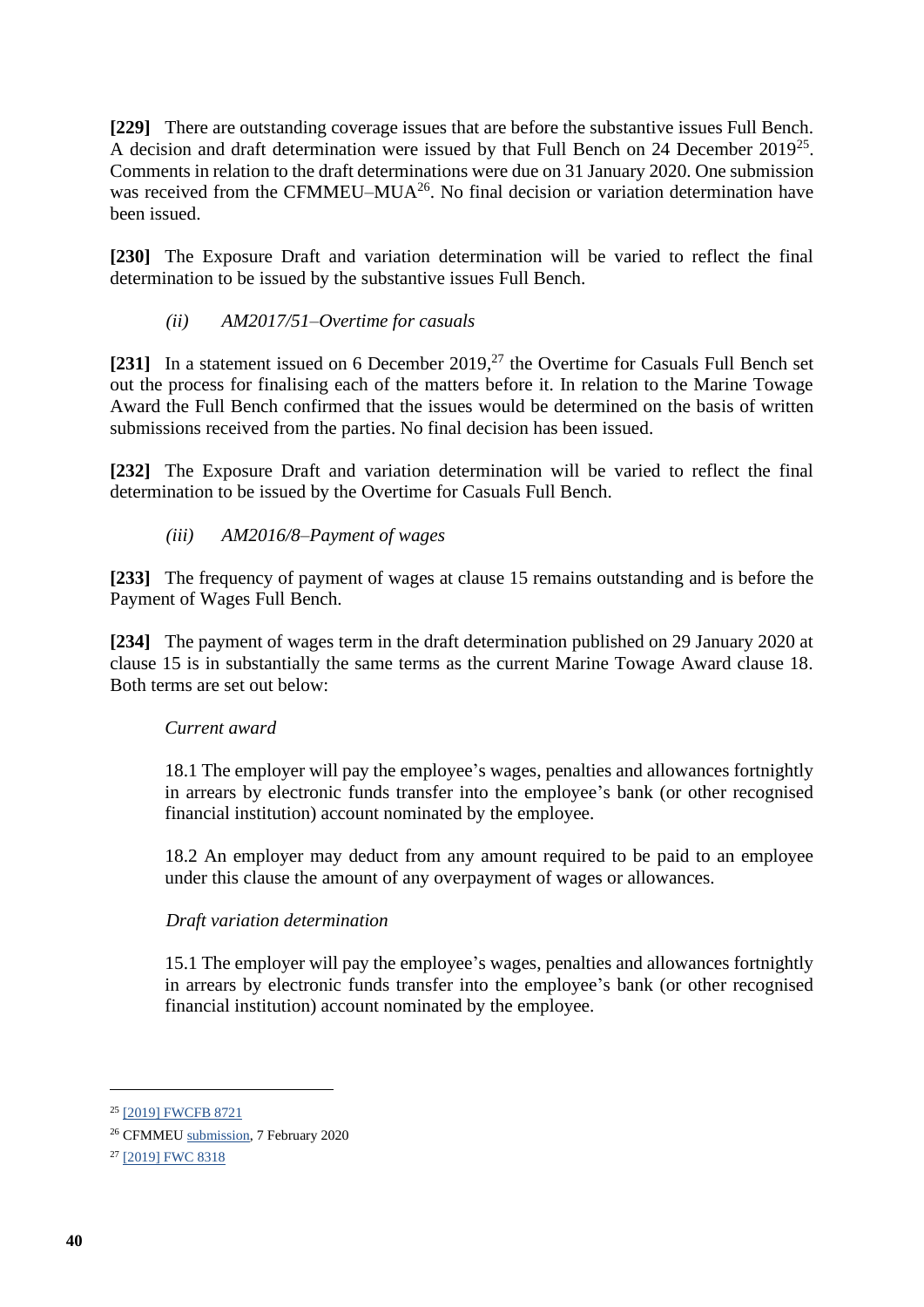**[229]** There are outstanding coverage issues that are before the substantive issues Full Bench. A decision and draft determination were issued by that Full Bench on 24 December 2019[25]. Comments in relation to the draft determinations were due on 31 January 2020. One submission was received from the CFMMEU–MUA[26]. No final decision or variation determination have been issued.

**[230]** The Exposure Draft and variation determination will be varied to reflect the final determination to be issued by the substantive issues Full Bench.

*(ii) AM2017/51–Overtime for casuals*

**[231]** In a statement issued on 6 December 2019,[27] the Overtime for Casuals Full Bench set out the process for finalising each of the matters before it. In relation to the Marine Towage Award the Full Bench confirmed that the issues would be determined on the basis of written submissions received from the parties. No final decision has been issued.

**[232]** The Exposure Draft and variation determination will be varied to reflect the final determination to be issued by the Overtime for Casuals Full Bench.

*(iii) AM2016/8–Payment of wages*

**[233]** The frequency of payment of wages at clause 15 remains outstanding and is before the Payment of Wages Full Bench.

**[234]** The payment of wages term in the draft determination published on 29 January 2020 at clause 15 is in substantially the same terms as the current Marine Towage Award clause 18. Both terms are set out below:

> *Current award*
>
> 18.1 The employer will pay the employee's wages, penalties and allowances fortnightly in arrears by electronic funds transfer into the employee's bank (or other recognised financial institution) account nominated by the employee.
>
> 18.2 An employer may deduct from any amount required to be paid to an employee under this clause the amount of any overpayment of wages or allowances.
>
> *Draft variation determination*
>
> 15.1 The employer will pay the employee's wages, penalties and allowances fortnightly in arrears by electronic funds transfer into the employee's bank (or other recognised financial institution) account nominated by the employee.

---

[25] [2019] FWCFB 8721

[26] CFMMEU submission, 7 February 2020

[27] [2019] FWC 8318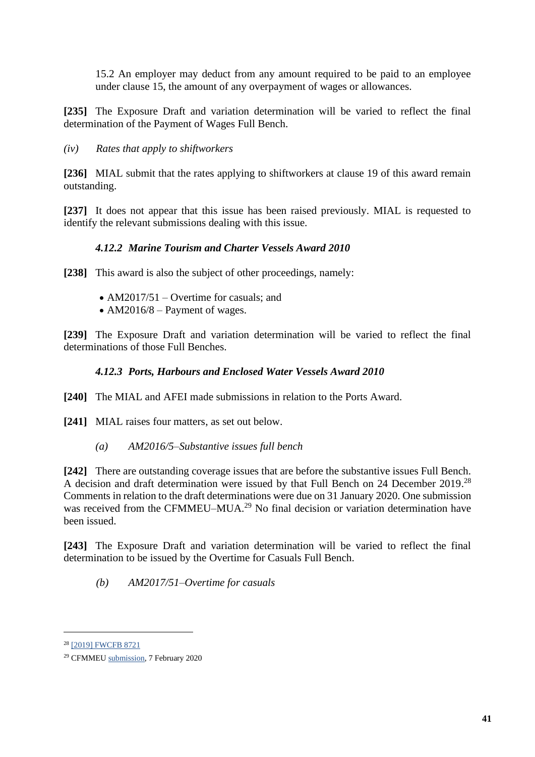15.2 An employer may deduct from any amount required to be paid to an employee under clause 15, the amount of any overpayment of wages or allowances.

**[235]** The Exposure Draft and variation determination will be varied to reflect the final determination of the Payment of Wages Full Bench.

*(iv) Rates that apply to shiftworkers*

**[236]** MIAL submit that the rates applying to shiftworkers at clause 19 of this award remain outstanding.

**[237]** It does not appear that this issue has been raised previously. MIAL is requested to identify the relevant submissions dealing with this issue.

#### *4.12.2 Marine Tourism and Charter Vessels Award 2010*

**[238]** This award is also the subject of other proceedings, namely:

- AM2017/51 – Overtime for casuals; and
- AM2016/8 – Payment of wages.

**[239]** The Exposure Draft and variation determination will be varied to reflect the final determinations of those Full Benches.

#### *4.12.3 Ports, Harbours and Enclosed Water Vessels Award 2010*

**[240]** The MIAL and AFEI made submissions in relation to the Ports Award.

**[241]** MIAL raises four matters, as set out below.

*(a) AM2016/5–Substantive issues full bench*

**[242]** There are outstanding coverage issues that are before the substantive issues Full Bench. A decision and draft determination were issued by that Full Bench on 24 December 2019.[28] Comments in relation to the draft determinations were due on 31 January 2020. One submission was received from the CFMMEU–MUA.[29] No final decision or variation determination have been issued.

**[243]** The Exposure Draft and variation determination will be varied to reflect the final determination to be issued by the Overtime for Casuals Full Bench.

*(b) AM2017/51–Overtime for casuals*

---

[28] [2019] FWCFB 8721

[29] CFMMEU submission, 7 February 2020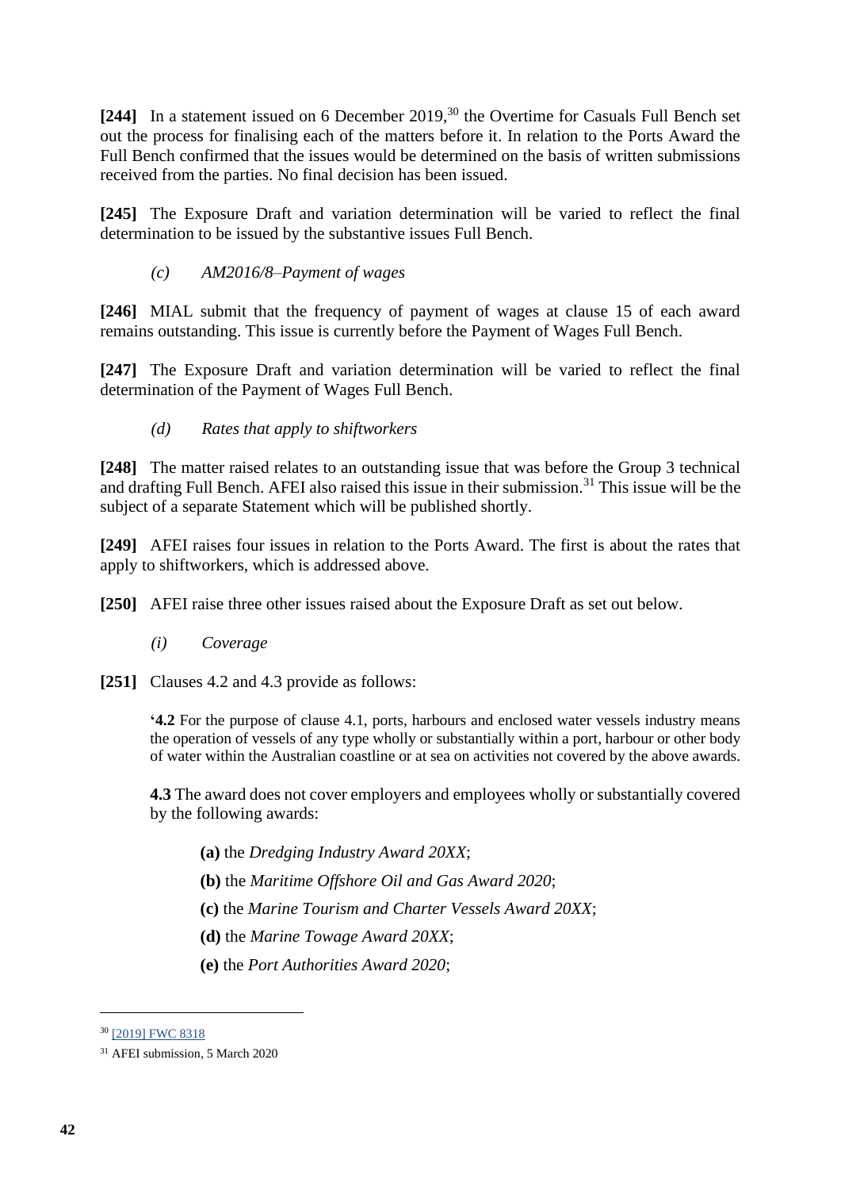**[244]** In a statement issued on 6 December 2019,[30] the Overtime for Casuals Full Bench set out the process for finalising each of the matters before it. In relation to the Ports Award the Full Bench confirmed that the issues would be determined on the basis of written submissions received from the parties. No final decision has been issued.

**[245]** The Exposure Draft and variation determination will be varied to reflect the final determination to be issued by the substantive issues Full Bench.

*(c) AM2016/8–Payment of wages*

**[246]** MIAL submit that the frequency of payment of wages at clause 15 of each award remains outstanding. This issue is currently before the Payment of Wages Full Bench.

**[247]** The Exposure Draft and variation determination will be varied to reflect the final determination of the Payment of Wages Full Bench.

*(d) Rates that apply to shiftworkers*

**[248]** The matter raised relates to an outstanding issue that was before the Group 3 technical and drafting Full Bench. AFEI also raised this issue in their submission.[31] This issue will be the subject of a separate Statement which will be published shortly.

**[249]** AFEI raises four issues in relation to the Ports Award. The first is about the rates that apply to shiftworkers, which is addressed above.

**[250]** AFEI raise three other issues raised about the Exposure Draft as set out below.

*(i) Coverage*

**[251]** Clauses 4.2 and 4.3 provide as follows:

> '**4.2** For the purpose of clause 4.1, ports, harbours and enclosed water vessels industry means the operation of vessels of any type wholly or substantially within a port, harbour or other body of water within the Australian coastline or at sea on activities not covered by the above awards.
>
> **4.3** The award does not cover employers and employees wholly or substantially covered by the following awards:
>
> **(a)** the *Dredging Industry Award 20XX*;
>
> **(b)** the *Maritime Offshore Oil and Gas Award 2020*;
>
> **(c)** the *Marine Tourism and Charter Vessels Award 20XX*;
>
> **(d)** the *Marine Towage Award 20XX*;
>
> **(e)** the *Port Authorities Award 2020*;

---

[30] [2019] FWC 8318

[31] AFEI submission, 5 March 2020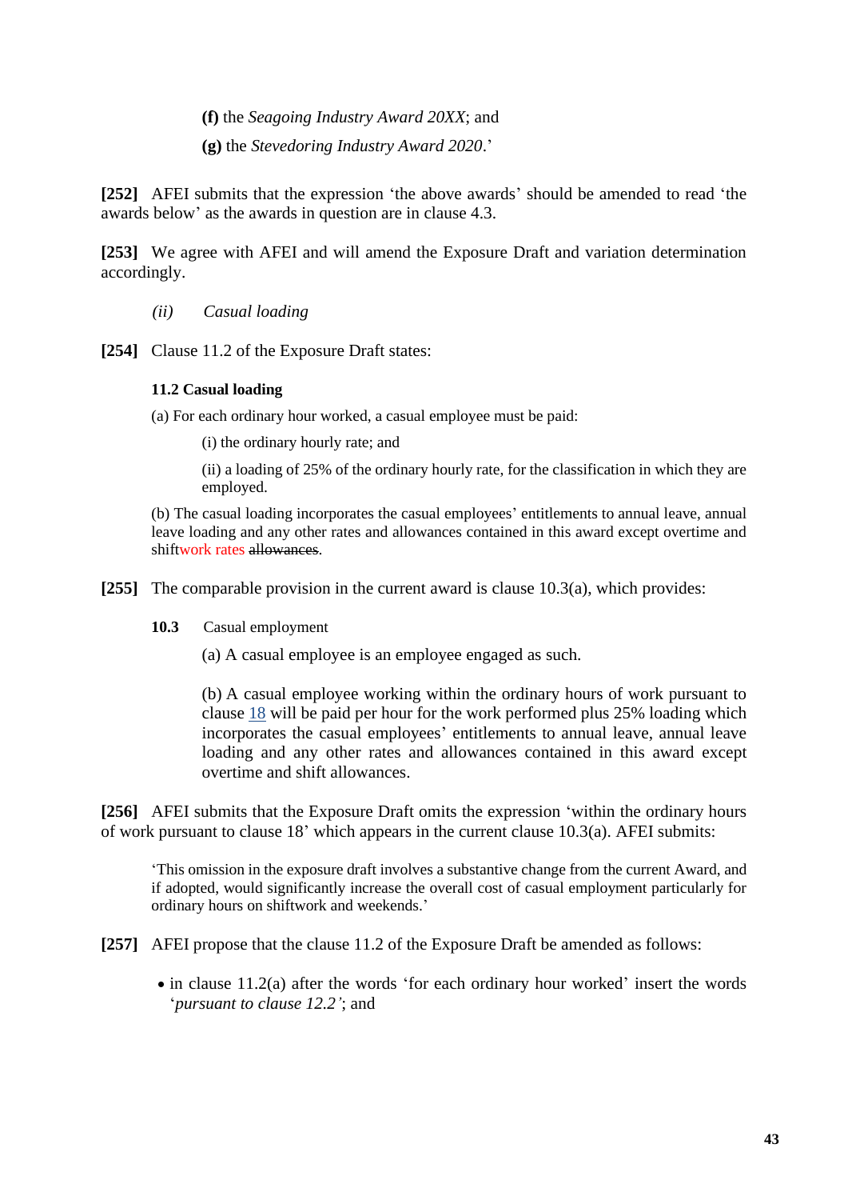**(f)** the *Seagoing Industry Award 20XX*; and

**(g)** the *Stevedoring Industry Award 2020*.'

**[252]** AFEI submits that the expression 'the above awards' should be amended to read 'the awards below' as the awards in question are in clause 4.3.

**[253]** We agree with AFEI and will amend the Exposure Draft and variation determination accordingly.

*(ii) Casual loading*

**[254]** Clause 11.2 of the Exposure Draft states:

> **11.2 Casual loading**
>
> (a) For each ordinary hour worked, a casual employee must be paid:
>
> (i) the ordinary hourly rate; and
>
> (ii) a loading of 25% of the ordinary hourly rate, for the classification in which they are employed.
>
> (b) The casual loading incorporates the casual employees' entitlements to annual leave, annual leave loading and any other rates and allowances contained in this award except overtime and shiftwork rates ~~allowances~~.

**[255]** The comparable provision in the current award is clause 10.3(a), which provides:

> **10.3** Casual employment
>
> (a) A casual employee is an employee engaged as such.
>
> (b) A casual employee working within the ordinary hours of work pursuant to clause 18 will be paid per hour for the work performed plus 25% loading which incorporates the casual employees' entitlements to annual leave, annual leave loading and any other rates and allowances contained in this award except overtime and shift allowances.

**[256]** AFEI submits that the Exposure Draft omits the expression 'within the ordinary hours of work pursuant to clause 18' which appears in the current clause 10.3(a). AFEI submits:

> 'This omission in the exposure draft involves a substantive change from the current Award, and if adopted, would significantly increase the overall cost of casual employment particularly for ordinary hours on shiftwork and weekends.'

**[257]** AFEI propose that the clause 11.2 of the Exposure Draft be amended as follows:

- in clause 11.2(a) after the words 'for each ordinary hour worked' insert the words '*pursuant to clause 12.2'*; and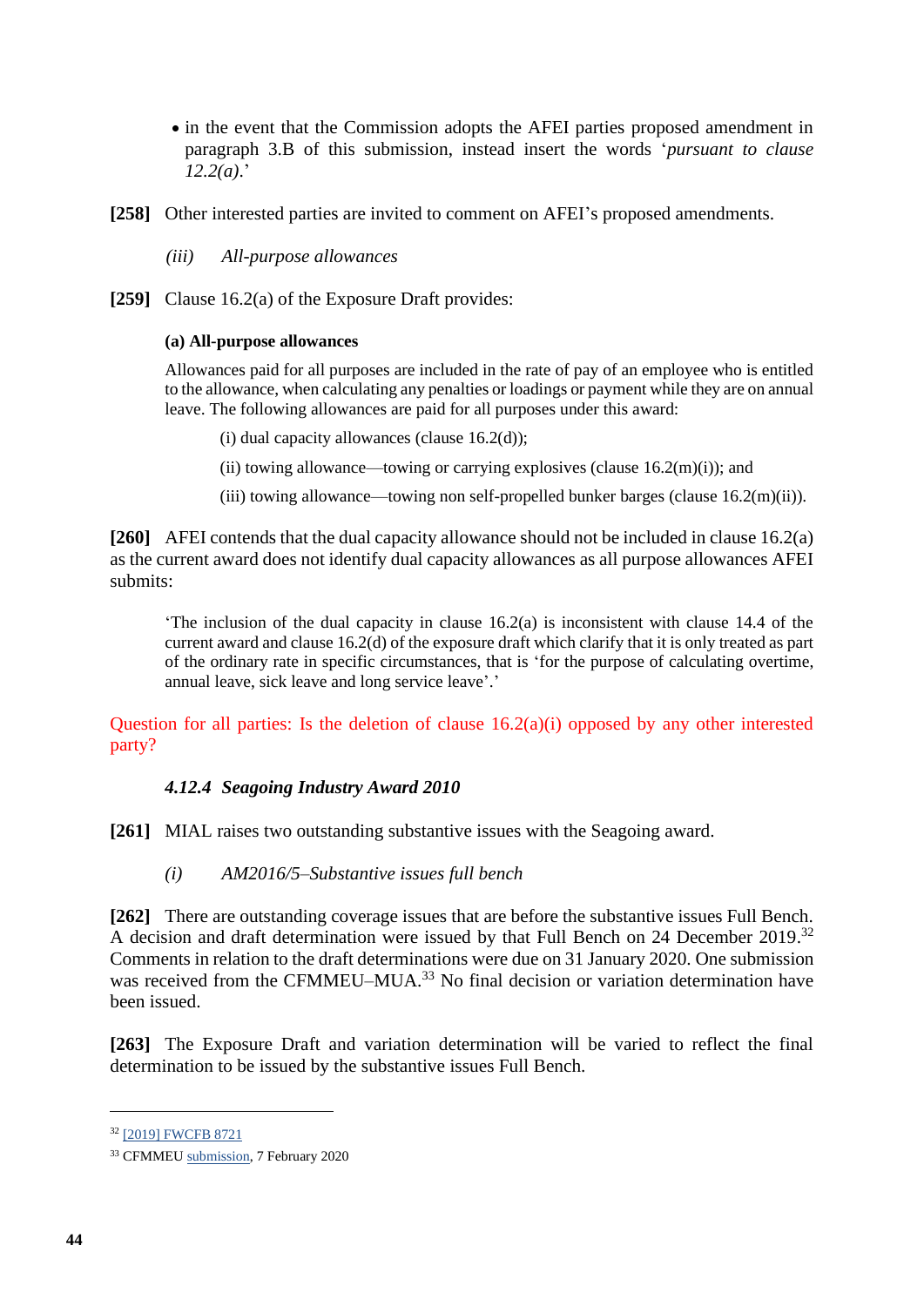- in the event that the Commission adopts the AFEI parties proposed amendment in paragraph 3.B of this submission, instead insert the words '*pursuant to clause 12.2(a)*.'

**[258]** Other interested parties are invited to comment on AFEI's proposed amendments.

*(iii) All-purpose allowances*

**[259]** Clause 16.2(a) of the Exposure Draft provides:

> **(a) All-purpose allowances**
>
> Allowances paid for all purposes are included in the rate of pay of an employee who is entitled to the allowance, when calculating any penalties or loadings or payment while they are on annual leave. The following allowances are paid for all purposes under this award:
>
> (i) dual capacity allowances (clause 16.2(d));
>
> (ii) towing allowance—towing or carrying explosives (clause 16.2(m)(i)); and
>
> (iii) towing allowance—towing non self-propelled bunker barges (clause 16.2(m)(ii)).

**[260]** AFEI contends that the dual capacity allowance should not be included in clause 16.2(a) as the current award does not identify dual capacity allowances as all purpose allowances AFEI submits:

> 'The inclusion of the dual capacity in clause 16.2(a) is inconsistent with clause 14.4 of the current award and clause 16.2(d) of the exposure draft which clarify that it is only treated as part of the ordinary rate in specific circumstances, that is 'for the purpose of calculating overtime, annual leave, sick leave and long service leave'.'

Question for all parties: Is the deletion of clause 16.2(a)(i) opposed by any other interested party?

### *4.12.4 Seagoing Industry Award 2010*

**[261]** MIAL raises two outstanding substantive issues with the Seagoing award.

*(i) AM2016/5–Substantive issues full bench*

**[262]** There are outstanding coverage issues that are before the substantive issues Full Bench. A decision and draft determination were issued by that Full Bench on 24 December 2019.[32] Comments in relation to the draft determinations were due on 31 January 2020. One submission was received from the CFMMEU–MUA.[33] No final decision or variation determination have been issued.

**[263]** The Exposure Draft and variation determination will be varied to reflect the final determination to be issued by the substantive issues Full Bench.

---

[32] [2019] FWCFB 8721

[33] CFMMEU submission, 7 February 2020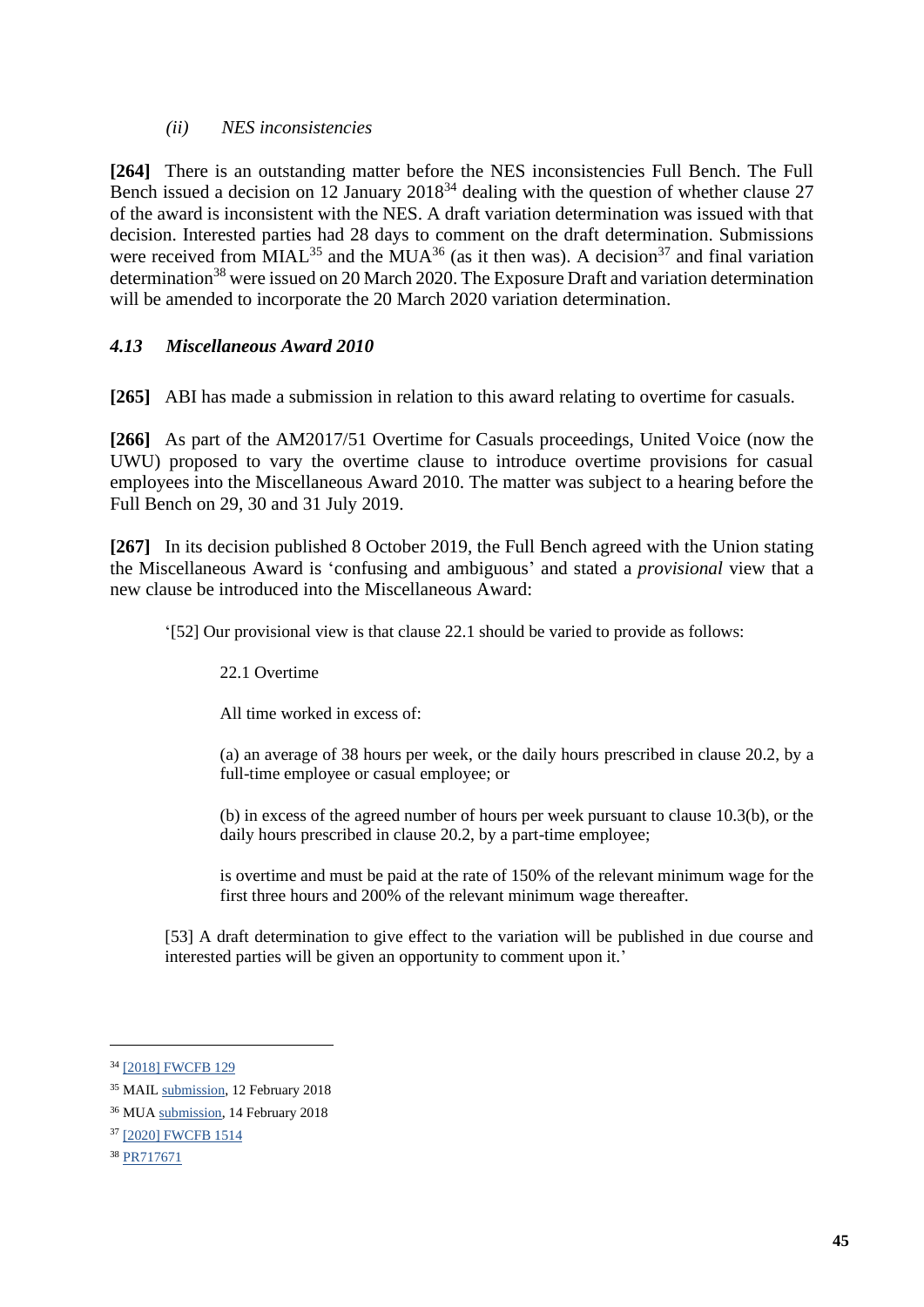*(ii) NES inconsistencies*

**[264]** There is an outstanding matter before the NES inconsistencies Full Bench. The Full Bench issued a decision on 12 January 2018[34] dealing with the question of whether clause 27 of the award is inconsistent with the NES. A draft variation determination was issued with that decision. Interested parties had 28 days to comment on the draft determination. Submissions were received from MIAL[35] and the MUA[36] (as it then was). A decision[37] and final variation determination[38] were issued on 20 March 2020. The Exposure Draft and variation determination will be amended to incorporate the 20 March 2020 variation determination.

### *4.13 Miscellaneous Award 2010*

**[265]** ABI has made a submission in relation to this award relating to overtime for casuals.

**[266]** As part of the AM2017/51 Overtime for Casuals proceedings, United Voice (now the UWU) proposed to vary the overtime clause to introduce overtime provisions for casual employees into the Miscellaneous Award 2010. The matter was subject to a hearing before the Full Bench on 29, 30 and 31 July 2019.

**[267]** In its decision published 8 October 2019, the Full Bench agreed with the Union stating the Miscellaneous Award is 'confusing and ambiguous' and stated a *provisional* view that a new clause be introduced into the Miscellaneous Award:

> '[52] Our provisional view is that clause 22.1 should be varied to provide as follows:
>
> > 22.1 Overtime
> >
> > All time worked in excess of:
> >
> > (a) an average of 38 hours per week, or the daily hours prescribed in clause 20.2, by a full-time employee or casual employee; or
> >
> > (b) in excess of the agreed number of hours per week pursuant to clause 10.3(b), or the daily hours prescribed in clause 20.2, by a part-time employee;
> >
> > is overtime and must be paid at the rate of 150% of the relevant minimum wage for the first three hours and 200% of the relevant minimum wage thereafter.
>
> [53] A draft determination to give effect to the variation will be published in due course and interested parties will be given an opportunity to comment upon it.'

---

[34] [2018] FWCFB 129

[35] MAIL submission, 12 February 2018

[36] MUA submission, 14 February 2018

[37] [2020] FWCFB 1514

[38] PR717671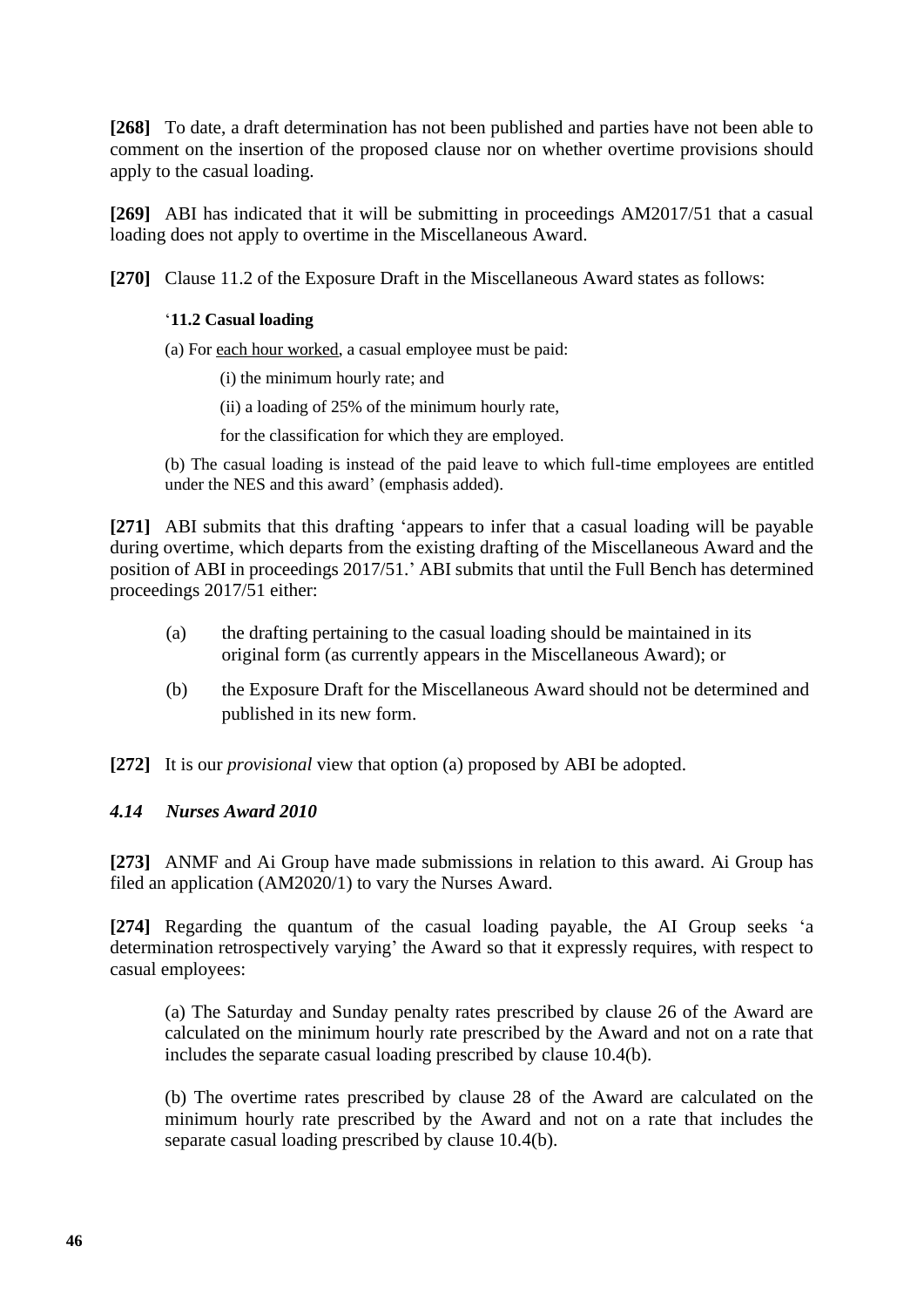**[268]** To date, a draft determination has not been published and parties have not been able to comment on the insertion of the proposed clause nor on whether overtime provisions should apply to the casual loading.

**[269]** ABI has indicated that it will be submitting in proceedings AM2017/51 that a casual loading does not apply to overtime in the Miscellaneous Award.

**[270]** Clause 11.2 of the Exposure Draft in the Miscellaneous Award states as follows:

> '**11.2 Casual loading**
>
> (a) For <u>each hour worked</u>, a casual employee must be paid:
>
> (i) the minimum hourly rate; and
>
> (ii) a loading of 25% of the minimum hourly rate,
>
> for the classification for which they are employed.
>
> (b) The casual loading is instead of the paid leave to which full-time employees are entitled under the NES and this award' (emphasis added).

**[271]** ABI submits that this drafting 'appears to infer that a casual loading will be payable during overtime, which departs from the existing drafting of the Miscellaneous Award and the position of ABI in proceedings 2017/51.' ABI submits that until the Full Bench has determined proceedings 2017/51 either:

(a) the drafting pertaining to the casual loading should be maintained in its original form (as currently appears in the Miscellaneous Award); or

(b) the Exposure Draft for the Miscellaneous Award should not be determined and published in its new form.

**[272]** It is our *provisional* view that option (a) proposed by ABI be adopted.

### *4.14 Nurses Award 2010*

**[273]** ANMF and Ai Group have made submissions in relation to this award. Ai Group has filed an application (AM2020/1) to vary the Nurses Award.

**[274]** Regarding the quantum of the casual loading payable, the AI Group seeks 'a determination retrospectively varying' the Award so that it expressly requires, with respect to casual employees:

> (a) The Saturday and Sunday penalty rates prescribed by clause 26 of the Award are calculated on the minimum hourly rate prescribed by the Award and not on a rate that includes the separate casual loading prescribed by clause 10.4(b).
>
> (b) The overtime rates prescribed by clause 28 of the Award are calculated on the minimum hourly rate prescribed by the Award and not on a rate that includes the separate casual loading prescribed by clause 10.4(b).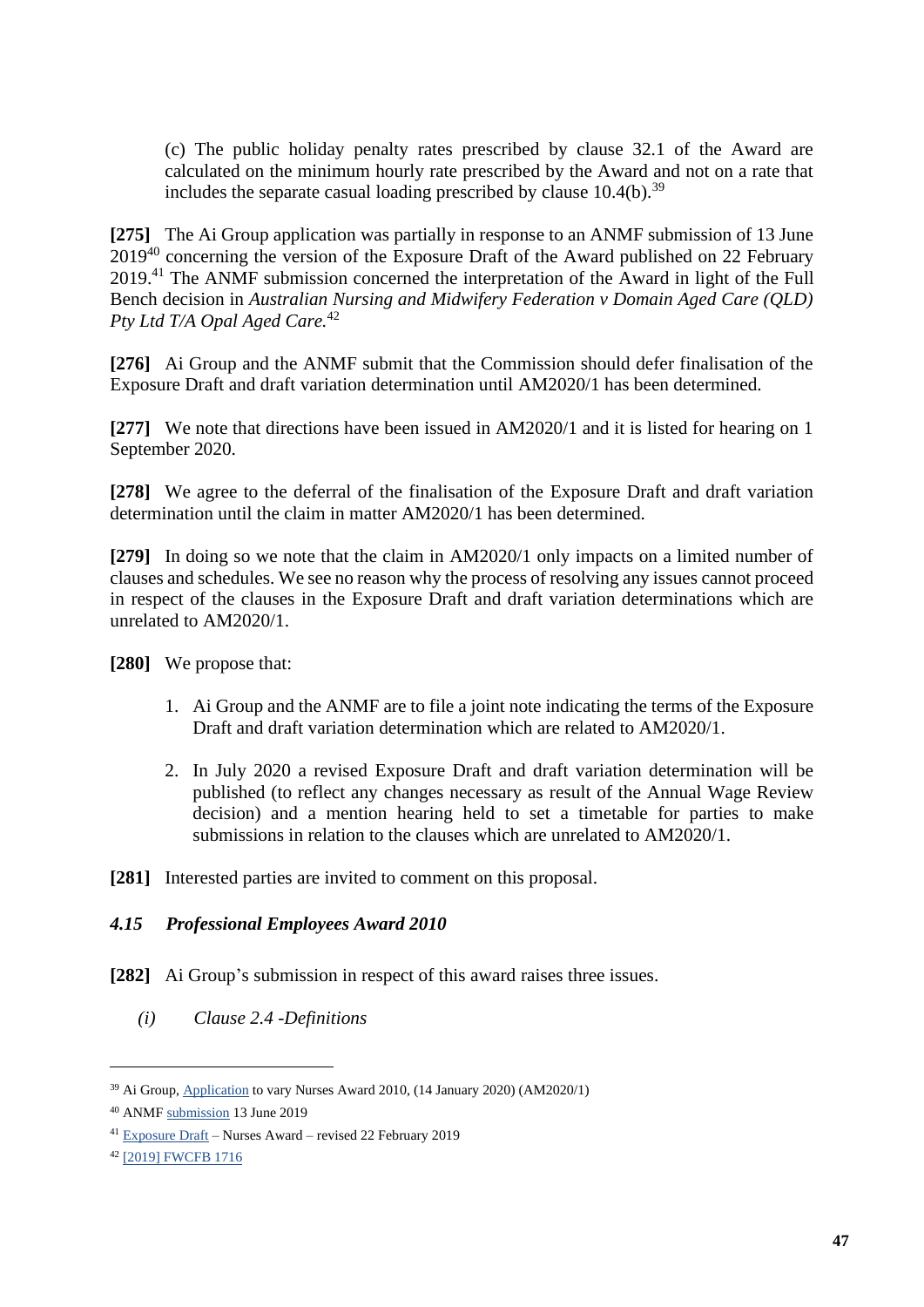(c) The public holiday penalty rates prescribed by clause 32.1 of the Award are calculated on the minimum hourly rate prescribed by the Award and not on a rate that includes the separate casual loading prescribed by clause 10.4(b).[39]

**[275]** The Ai Group application was partially in response to an ANMF submission of 13 June 2019[40] concerning the version of the Exposure Draft of the Award published on 22 February 2019.[41] The ANMF submission concerned the interpretation of the Award in light of the Full Bench decision in *Australian Nursing and Midwifery Federation v Domain Aged Care (QLD) Pty Ltd T/A Opal Aged Care.*[42]

**[276]** Ai Group and the ANMF submit that the Commission should defer finalisation of the Exposure Draft and draft variation determination until AM2020/1 has been determined.

**[277]** We note that directions have been issued in AM2020/1 and it is listed for hearing on 1 September 2020.

**[278]** We agree to the deferral of the finalisation of the Exposure Draft and draft variation determination until the claim in matter AM2020/1 has been determined.

**[279]** In doing so we note that the claim in AM2020/1 only impacts on a limited number of clauses and schedules. We see no reason why the process of resolving any issues cannot proceed in respect of the clauses in the Exposure Draft and draft variation determinations which are unrelated to AM2020/1.

**[280]** We propose that:

1. Ai Group and the ANMF are to file a joint note indicating the terms of the Exposure Draft and draft variation determination which are related to AM2020/1.
2. In July 2020 a revised Exposure Draft and draft variation determination will be published (to reflect any changes necessary as result of the Annual Wage Review decision) and a mention hearing held to set a timetable for parties to make submissions in relation to the clauses which are unrelated to AM2020/1.

**[281]** Interested parties are invited to comment on this proposal.

### *4.15 Professional Employees Award 2010*

**[282]** Ai Group's submission in respect of this award raises three issues.

*(i) Clause 2.4 -Definitions*

---

[39] Ai Group, Application to vary Nurses Award 2010, (14 January 2020) (AM2020/1)

[40] ANMF submission 13 June 2019

[41] Exposure Draft – Nurses Award – revised 22 February 2019

[42] [2019] FWCFB 1716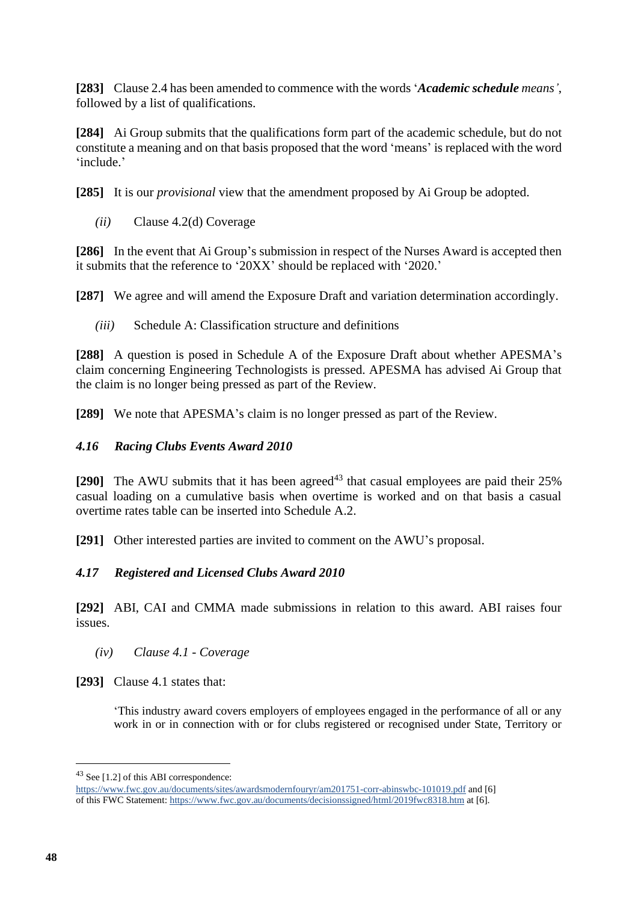**[283]** Clause 2.4 has been amended to commence with the words '***Academic schedule** means'*, followed by a list of qualifications.

**[284]** Ai Group submits that the qualifications form part of the academic schedule, but do not constitute a meaning and on that basis proposed that the word 'means' is replaced with the word 'include.'

**[285]** It is our *provisional* view that the amendment proposed by Ai Group be adopted.

*(ii)* Clause 4.2(d) Coverage

**[286]** In the event that Ai Group's submission in respect of the Nurses Award is accepted then it submits that the reference to '20XX' should be replaced with '2020.'

**[287]** We agree and will amend the Exposure Draft and variation determination accordingly.

*(iii)* Schedule A: Classification structure and definitions

**[288]** A question is posed in Schedule A of the Exposure Draft about whether APESMA's claim concerning Engineering Technologists is pressed. APESMA has advised Ai Group that the claim is no longer being pressed as part of the Review.

**[289]** We note that APESMA's claim is no longer pressed as part of the Review.

### *4.16 Racing Clubs Events Award 2010*

**[290]** The AWU submits that it has been agreed[43] that casual employees are paid their 25% casual loading on a cumulative basis when overtime is worked and on that basis a casual overtime rates table can be inserted into Schedule A.2.

**[291]** Other interested parties are invited to comment on the AWU's proposal.

### *4.17 Registered and Licensed Clubs Award 2010*

**[292]** ABI, CAI and CMMA made submissions in relation to this award. ABI raises four issues.

*(iv) Clause 4.1 - Coverage*

**[293]** Clause 4.1 states that:

> 'This industry award covers employers of employees engaged in the performance of all or any work in or in connection with or for clubs registered or recognised under State, Territory or

---

[43] See [1.2] of this ABI correspondence: https://www.fwc.gov.au/documents/sites/awardsmodernfouryr/am201751-corr-abinswbc-101019.pdf and [6] of this FWC Statement: https://www.fwc.gov.au/documents/decisionssigned/html/2019fwc8318.htm at [6].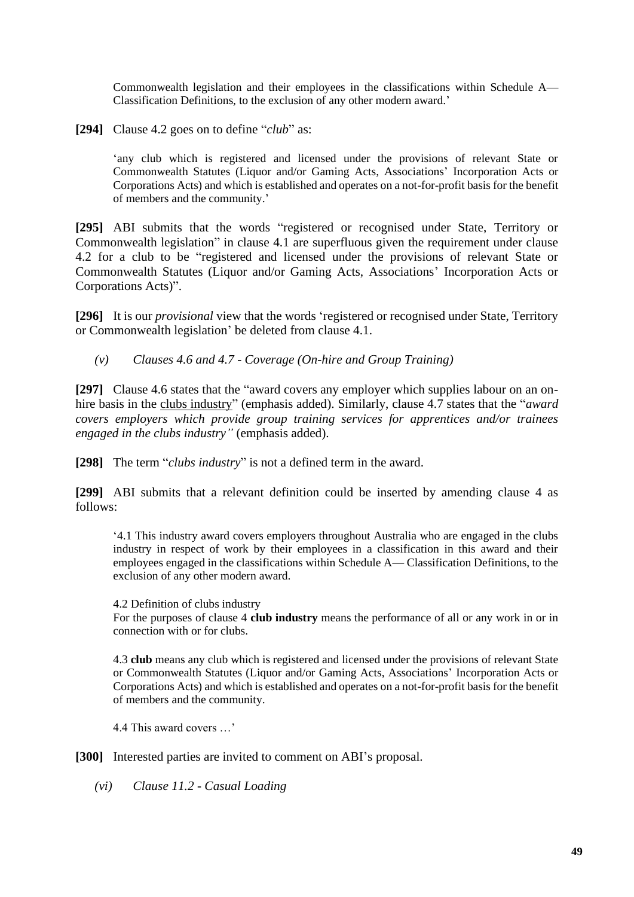> Commonwealth legislation and their employees in the classifications within Schedule A— Classification Definitions, to the exclusion of any other modern award.'

**[294]** Clause 4.2 goes on to define "*club*" as:

> 'any club which is registered and licensed under the provisions of relevant State or Commonwealth Statutes (Liquor and/or Gaming Acts, Associations' Incorporation Acts or Corporations Acts) and which is established and operates on a not-for-profit basis for the benefit of members and the community.'

**[295]** ABI submits that the words "registered or recognised under State, Territory or Commonwealth legislation" in clause 4.1 are superfluous given the requirement under clause 4.2 for a club to be "registered and licensed under the provisions of relevant State or Commonwealth Statutes (Liquor and/or Gaming Acts, Associations' Incorporation Acts or Corporations Acts)".

**[296]** It is our *provisional* view that the words 'registered or recognised under State, Territory or Commonwealth legislation' be deleted from clause 4.1.

*(v) Clauses 4.6 and 4.7 - Coverage (On-hire and Group Training)*

**[297]** Clause 4.6 states that the "award covers any employer which supplies labour on an on-hire basis in the clubs industry" (emphasis added). Similarly, clause 4.7 states that the "*award covers employers which provide group training services for apprentices and/or trainees engaged in the clubs industry"* (emphasis added).

**[298]** The term "*clubs industry*" is not a defined term in the award.

**[299]** ABI submits that a relevant definition could be inserted by amending clause 4 as follows:

> '4.1 This industry award covers employers throughout Australia who are engaged in the clubs industry in respect of work by their employees in a classification in this award and their employees engaged in the classifications within Schedule A— Classification Definitions, to the exclusion of any other modern award.
>
> 4.2 Definition of clubs industry
> For the purposes of clause 4 **club industry** means the performance of all or any work in or in connection with or for clubs.
>
> 4.3 **club** means any club which is registered and licensed under the provisions of relevant State or Commonwealth Statutes (Liquor and/or Gaming Acts, Associations' Incorporation Acts or Corporations Acts) and which is established and operates on a not-for-profit basis for the benefit of members and the community.
>
> 4.4 This award covers …'

**[300]** Interested parties are invited to comment on ABI's proposal.

*(vi) Clause 11.2 - Casual Loading*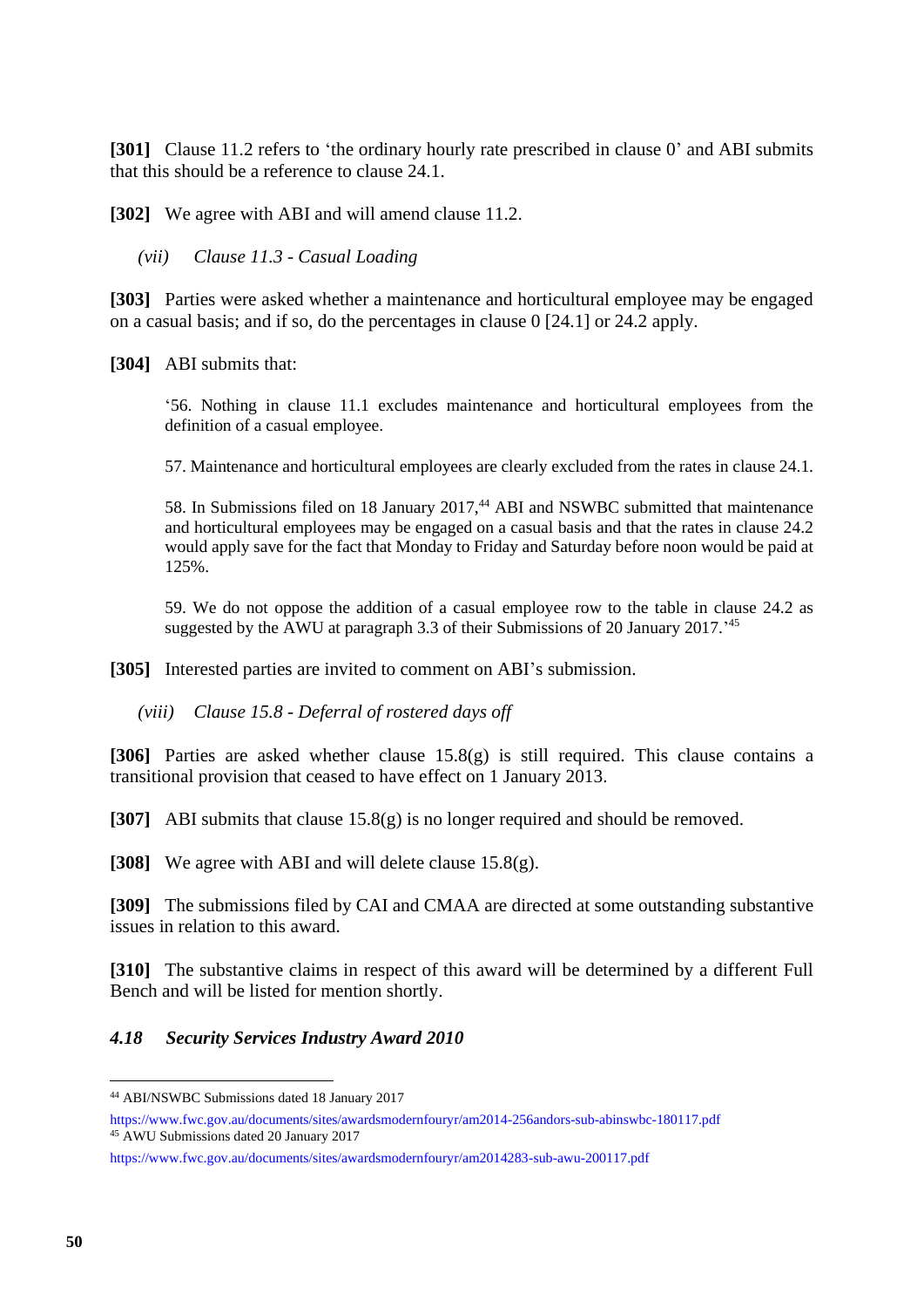**[301]** Clause 11.2 refers to 'the ordinary hourly rate prescribed in clause 0' and ABI submits that this should be a reference to clause 24.1.

**[302]** We agree with ABI and will amend clause 11.2.

*(vii) Clause 11.3 - Casual Loading*

**[303]** Parties were asked whether a maintenance and horticultural employee may be engaged on a casual basis; and if so, do the percentages in clause 0 [24.1] or 24.2 apply.

**[304]** ABI submits that:

> '56. Nothing in clause 11.1 excludes maintenance and horticultural employees from the definition of a casual employee.
>
> 57. Maintenance and horticultural employees are clearly excluded from the rates in clause 24.1.
>
> 58. In Submissions filed on 18 January 2017,[44] ABI and NSWBC submitted that maintenance and horticultural employees may be engaged on a casual basis and that the rates in clause 24.2 would apply save for the fact that Monday to Friday and Saturday before noon would be paid at 125%.
>
> 59. We do not oppose the addition of a casual employee row to the table in clause 24.2 as suggested by the AWU at paragraph 3.3 of their Submissions of 20 January 2017.'[45]

**[305]** Interested parties are invited to comment on ABI's submission.

*(viii) Clause 15.8 - Deferral of rostered days off*

**[306]** Parties are asked whether clause 15.8(g) is still required. This clause contains a transitional provision that ceased to have effect on 1 January 2013.

**[307]** ABI submits that clause 15.8(g) is no longer required and should be removed.

**[308]** We agree with ABI and will delete clause 15.8(g).

**[309]** The submissions filed by CAI and CMAA are directed at some outstanding substantive issues in relation to this award.

**[310]** The substantive claims in respect of this award will be determined by a different Full Bench and will be listed for mention shortly.

### *4.18 Security Services Industry Award 2010*

---

[44] ABI/NSWBC Submissions dated 18 January 2017
https://www.fwc.gov.au/documents/sites/awardsmodernfouryr/am2014-256andors-sub-abinswbc-180117.pdf

[45] AWU Submissions dated 20 January 2017
https://www.fwc.gov.au/documents/sites/awardsmodernfouryr/am2014283-sub-awu-200117.pdf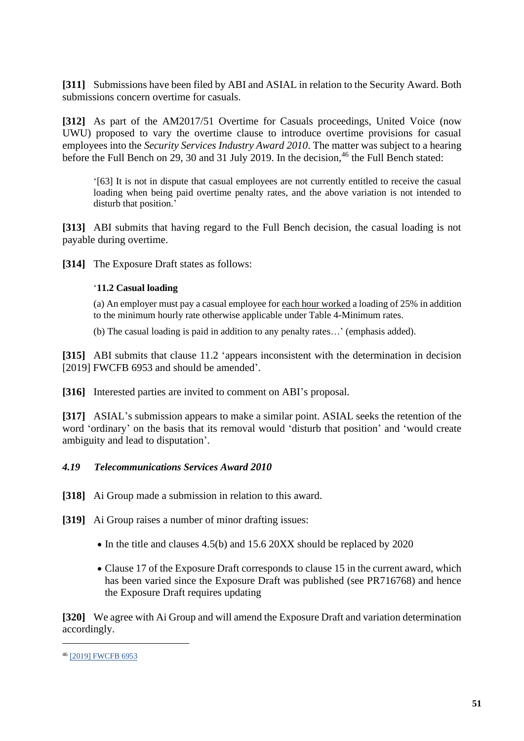**[311]** Submissions have been filed by ABI and ASIAL in relation to the Security Award. Both submissions concern overtime for casuals.

**[312]** As part of the AM2017/51 Overtime for Casuals proceedings, United Voice (now UWU) proposed to vary the overtime clause to introduce overtime provisions for casual employees into the *Security Services Industry Award 2010*. The matter was subject to a hearing before the Full Bench on 29, 30 and 31 July 2019. In the decision,[46] the Full Bench stated:

> '[63] It is not in dispute that casual employees are not currently entitled to receive the casual loading when being paid overtime penalty rates, and the above variation is not intended to disturb that position.'

**[313]** ABI submits that having regard to the Full Bench decision, the casual loading is not payable during overtime.

**[314]** The Exposure Draft states as follows:

> '**11.2 Casual loading**
>
> (a) An employer must pay a casual employee for <u>each hour worked</u> a loading of 25% in addition to the minimum hourly rate otherwise applicable under Table 4-Minimum rates.
>
> (b) The casual loading is paid in addition to any penalty rates…' (emphasis added).

**[315]** ABI submits that clause 11.2 'appears inconsistent with the determination in decision [2019] FWCFB 6953 and should be amended'.

**[316]** Interested parties are invited to comment on ABI's proposal.

**[317]** ASIAL's submission appears to make a similar point. ASIAL seeks the retention of the word 'ordinary' on the basis that its removal would 'disturb that position' and 'would create ambiguity and lead to disputation'.

### *4.19 Telecommunications Services Award 2010*

**[318]** Ai Group made a submission in relation to this award.

**[319]** Ai Group raises a number of minor drafting issues:

- In the title and clauses 4.5(b) and 15.6 20XX should be replaced by 2020
- Clause 17 of the Exposure Draft corresponds to clause 15 in the current award, which has been varied since the Exposure Draft was published (see PR716768) and hence the Exposure Draft requires updating

**[320]** We agree with Ai Group and will amend the Exposure Draft and variation determination accordingly.

---

[46] [2019] FWCFB 6953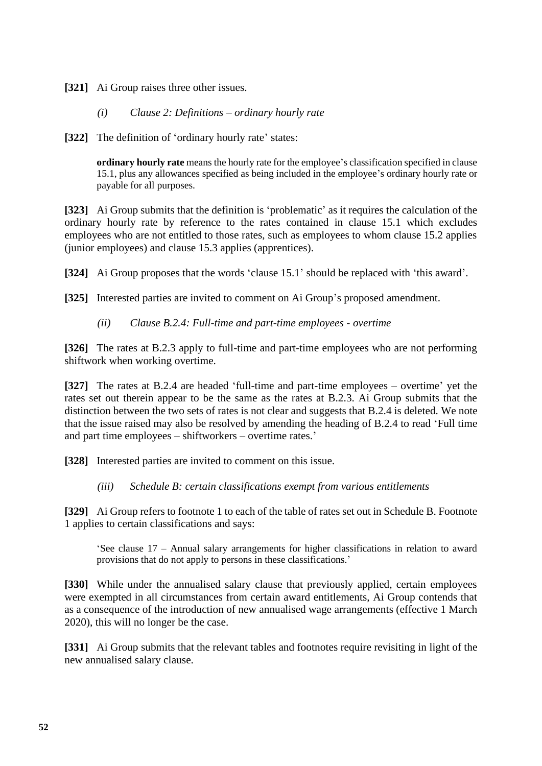**[321]** Ai Group raises three other issues.

*(i) Clause 2: Definitions – ordinary hourly rate*

**[322]** The definition of 'ordinary hourly rate' states:

> **ordinary hourly rate** means the hourly rate for the employee's classification specified in clause 15.1, plus any allowances specified as being included in the employee's ordinary hourly rate or payable for all purposes.

**[323]** Ai Group submits that the definition is 'problematic' as it requires the calculation of the ordinary hourly rate by reference to the rates contained in clause 15.1 which excludes employees who are not entitled to those rates, such as employees to whom clause 15.2 applies (junior employees) and clause 15.3 applies (apprentices).

**[324]** Ai Group proposes that the words 'clause 15.1' should be replaced with 'this award'.

**[325]** Interested parties are invited to comment on Ai Group's proposed amendment.

*(ii) Clause B.2.4: Full-time and part-time employees - overtime*

**[326]** The rates at B.2.3 apply to full-time and part-time employees who are not performing shiftwork when working overtime.

**[327]** The rates at B.2.4 are headed 'full-time and part-time employees – overtime' yet the rates set out therein appear to be the same as the rates at B.2.3. Ai Group submits that the distinction between the two sets of rates is not clear and suggests that B.2.4 is deleted. We note that the issue raised may also be resolved by amending the heading of B.2.4 to read 'Full time and part time employees – shiftworkers – overtime rates.'

**[328]** Interested parties are invited to comment on this issue.

*(iii) Schedule B: certain classifications exempt from various entitlements*

**[329]** Ai Group refers to footnote 1 to each of the table of rates set out in Schedule B. Footnote 1 applies to certain classifications and says:

> 'See clause 17 – Annual salary arrangements for higher classifications in relation to award provisions that do not apply to persons in these classifications.'

**[330]** While under the annualised salary clause that previously applied, certain employees were exempted in all circumstances from certain award entitlements, Ai Group contends that as a consequence of the introduction of new annualised wage arrangements (effective 1 March 2020), this will no longer be the case.

**[331]** Ai Group submits that the relevant tables and footnotes require revisiting in light of the new annualised salary clause.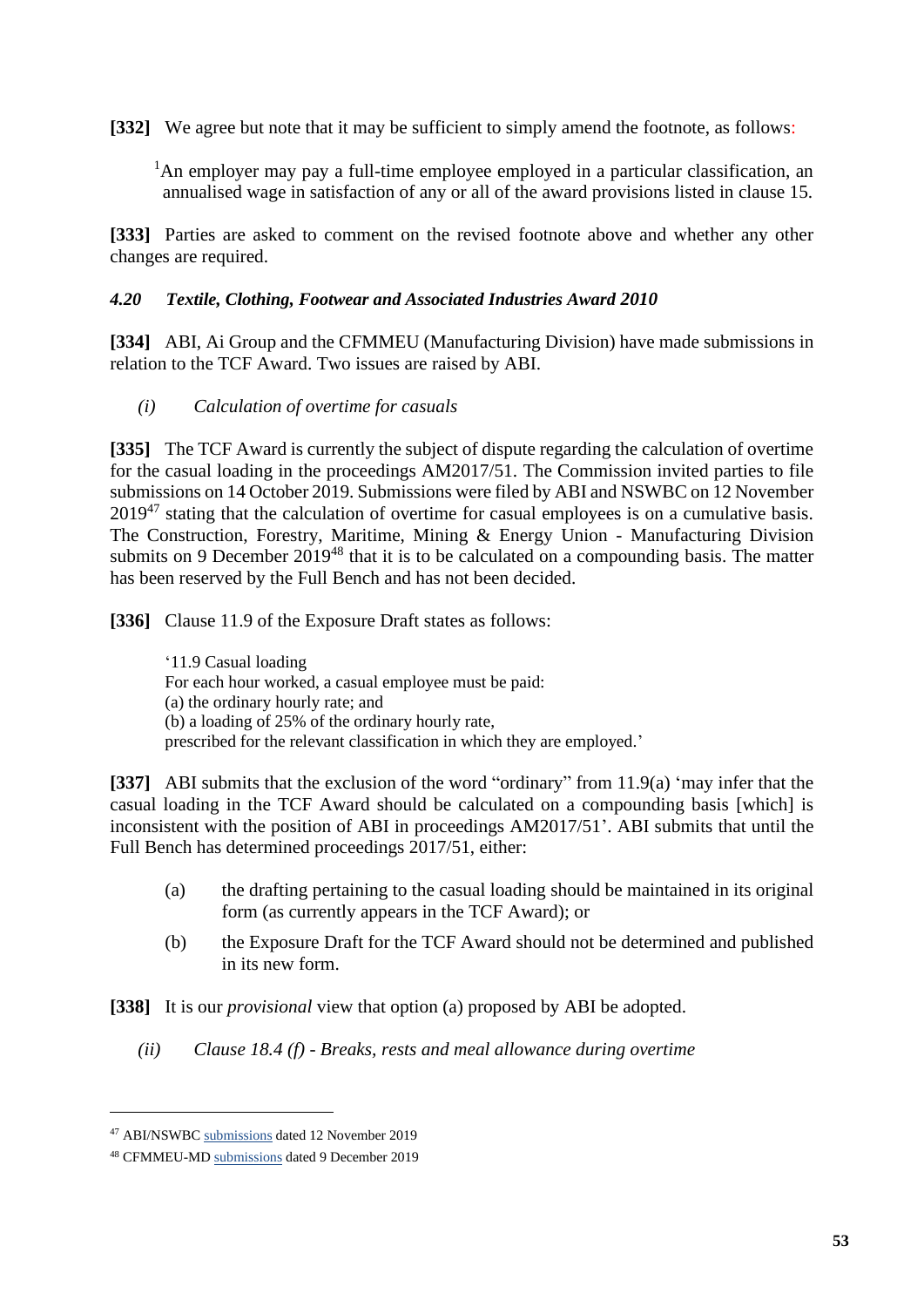**[332]** We agree but note that it may be sufficient to simply amend the footnote, as follows:

> [1]An employer may pay a full-time employee employed in a particular classification, an annualised wage in satisfaction of any or all of the award provisions listed in clause 15.

**[333]** Parties are asked to comment on the revised footnote above and whether any other changes are required.

### *4.20 Textile, Clothing, Footwear and Associated Industries Award 2010*

**[334]** ABI, Ai Group and the CFMMEU (Manufacturing Division) have made submissions in relation to the TCF Award. Two issues are raised by ABI.

#### *(i) Calculation of overtime for casuals*

**[335]** The TCF Award is currently the subject of dispute regarding the calculation of overtime for the casual loading in the proceedings AM2017/51. The Commission invited parties to file submissions on 14 October 2019. Submissions were filed by ABI and NSWBC on 12 November 2019[47] stating that the calculation of overtime for casual employees is on a cumulative basis. The Construction, Forestry, Maritime, Mining & Energy Union - Manufacturing Division submits on 9 December 2019[48] that it is to be calculated on a compounding basis. The matter has been reserved by the Full Bench and has not been decided.

**[336]** Clause 11.9 of the Exposure Draft states as follows:

> '11.9 Casual loading
> For each hour worked, a casual employee must be paid:
> (a) the ordinary hourly rate; and
> (b) a loading of 25% of the ordinary hourly rate,
> prescribed for the relevant classification in which they are employed.'

**[337]** ABI submits that the exclusion of the word "ordinary" from 11.9(a) 'may infer that the casual loading in the TCF Award should be calculated on a compounding basis [which] is inconsistent with the position of ABI in proceedings AM2017/51'. ABI submits that until the Full Bench has determined proceedings 2017/51, either:

(a) the drafting pertaining to the casual loading should be maintained in its original form (as currently appears in the TCF Award); or

(b) the Exposure Draft for the TCF Award should not be determined and published in its new form.

**[338]** It is our *provisional* view that option (a) proposed by ABI be adopted.

#### *(ii) Clause 18.4 (f) - Breaks, rests and meal allowance during overtime*

---

[47] ABI/NSWBC submissions dated 12 November 2019

[48] CFMMEU-MD submissions dated 9 December 2019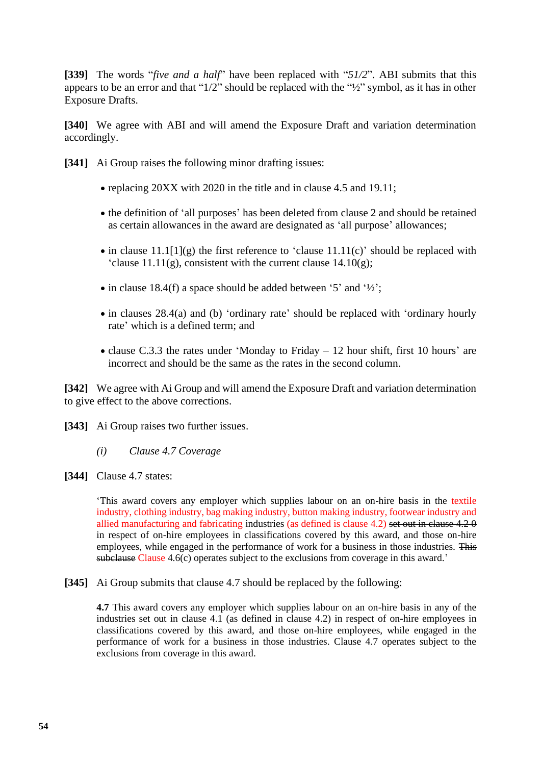**[339]** The words "*five and a half*" have been replaced with "*51/2*". ABI submits that this appears to be an error and that "1/2" should be replaced with the "½" symbol, as it has in other Exposure Drafts.

**[340]** We agree with ABI and will amend the Exposure Draft and variation determination accordingly.

**[341]** Ai Group raises the following minor drafting issues:

- replacing 20XX with 2020 in the title and in clause 4.5 and 19.11;
- the definition of 'all purposes' has been deleted from clause 2 and should be retained as certain allowances in the award are designated as 'all purpose' allowances;
- in clause 11.1[1](g) the first reference to 'clause 11.11(c)' should be replaced with 'clause 11.11(g), consistent with the current clause 14.10(g);
- in clause 18.4(f) a space should be added between '5' and '½';
- in clauses 28.4(a) and (b) 'ordinary rate' should be replaced with 'ordinary hourly rate' which is a defined term; and
- clause C.3.3 the rates under 'Monday to Friday – 12 hour shift, first 10 hours' are incorrect and should be the same as the rates in the second column.

**[342]** We agree with Ai Group and will amend the Exposure Draft and variation determination to give effect to the above corrections.

**[343]** Ai Group raises two further issues.

*(i) Clause 4.7 Coverage*

**[344]** Clause 4.7 states:

> 'This award covers any employer which supplies labour on an on-hire basis in the textile industry, clothing industry, bag making industry, button making industry, footwear industry and allied manufacturing and fabricating industries (as defined is clause 4.2) ~~set out in clause 4.2 0~~ in respect of on-hire employees in classifications covered by this award, and those on-hire employees, while engaged in the performance of work for a business in those industries. ~~This subclause~~ Clause 4.6(c) operates subject to the exclusions from coverage in this award.'

**[345]** Ai Group submits that clause 4.7 should be replaced by the following:

> **4.7** This award covers any employer which supplies labour on an on-hire basis in any of the industries set out in clause 4.1 (as defined in clause 4.2) in respect of on-hire employees in classifications covered by this award, and those on-hire employees, while engaged in the performance of work for a business in those industries. Clause 4.7 operates subject to the exclusions from coverage in this award.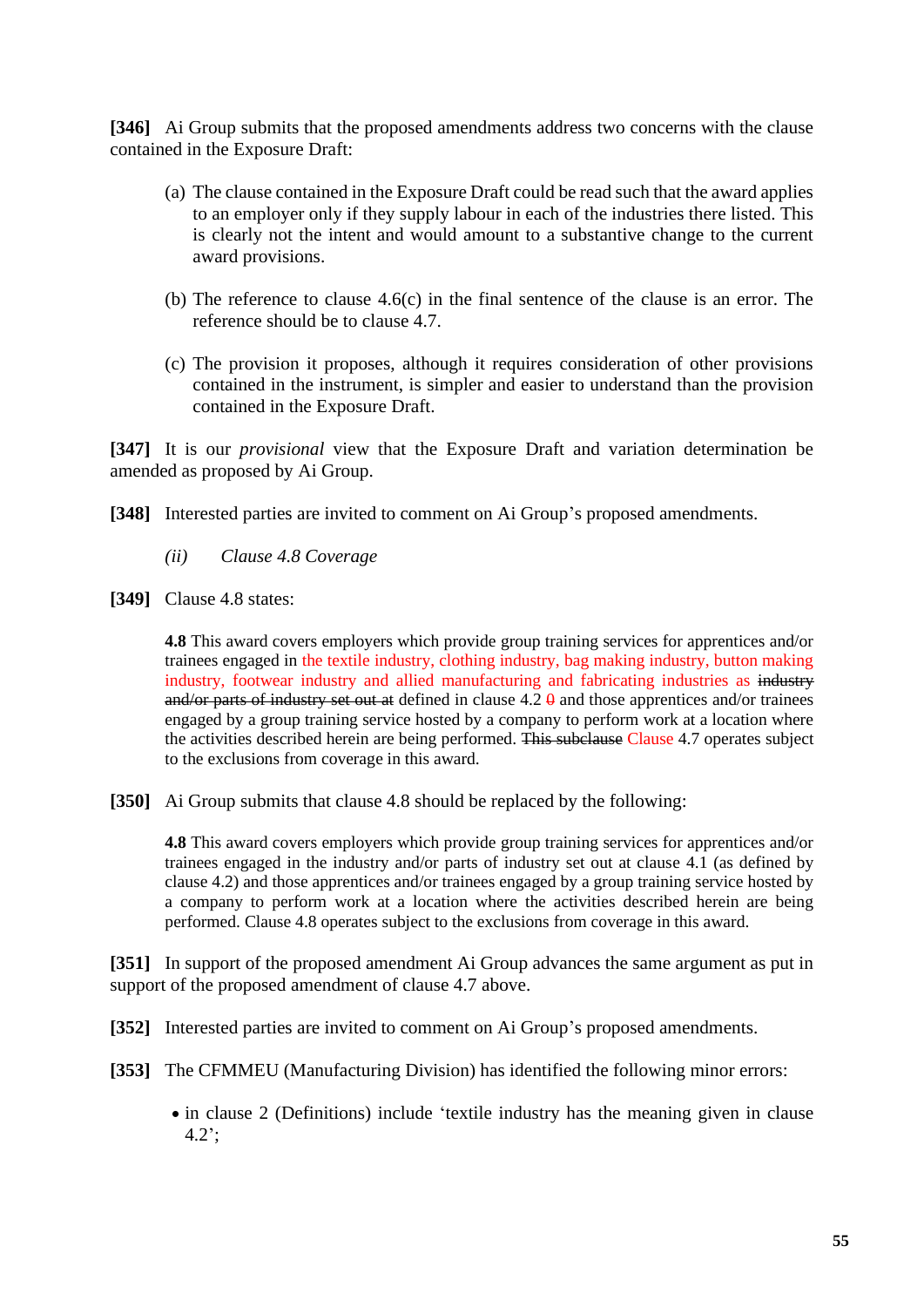**[346]** Ai Group submits that the proposed amendments address two concerns with the clause contained in the Exposure Draft:

(a) The clause contained in the Exposure Draft could be read such that the award applies to an employer only if they supply labour in each of the industries there listed. This is clearly not the intent and would amount to a substantive change to the current award provisions.

(b) The reference to clause 4.6(c) in the final sentence of the clause is an error. The reference should be to clause 4.7.

(c) The provision it proposes, although it requires consideration of other provisions contained in the instrument, is simpler and easier to understand than the provision contained in the Exposure Draft.

**[347]** It is our *provisional* view that the Exposure Draft and variation determination be amended as proposed by Ai Group.

**[348]** Interested parties are invited to comment on Ai Group's proposed amendments.

*(ii) Clause 4.8 Coverage*

**[349]** Clause 4.8 states:

> **4.8** This award covers employers which provide group training services for apprentices and/or trainees engaged in the textile industry, clothing industry, bag making industry, button making industry, footwear industry and allied manufacturing and fabricating industries as ~~industry and/or parts of industry set out at~~ defined in clause 4.2 ~~0~~ and those apprentices and/or trainees engaged by a group training service hosted by a company to perform work at a location where the activities described herein are being performed. ~~This subclause~~ Clause 4.7 operates subject to the exclusions from coverage in this award.

**[350]** Ai Group submits that clause 4.8 should be replaced by the following:

> **4.8** This award covers employers which provide group training services for apprentices and/or trainees engaged in the industry and/or parts of industry set out at clause 4.1 (as defined by clause 4.2) and those apprentices and/or trainees engaged by a group training service hosted by a company to perform work at a location where the activities described herein are being performed. Clause 4.8 operates subject to the exclusions from coverage in this award.

**[351]** In support of the proposed amendment Ai Group advances the same argument as put in support of the proposed amendment of clause 4.7 above.

**[352]** Interested parties are invited to comment on Ai Group's proposed amendments.

**[353]** The CFMMEU (Manufacturing Division) has identified the following minor errors:

- in clause 2 (Definitions) include 'textile industry has the meaning given in clause 4.2';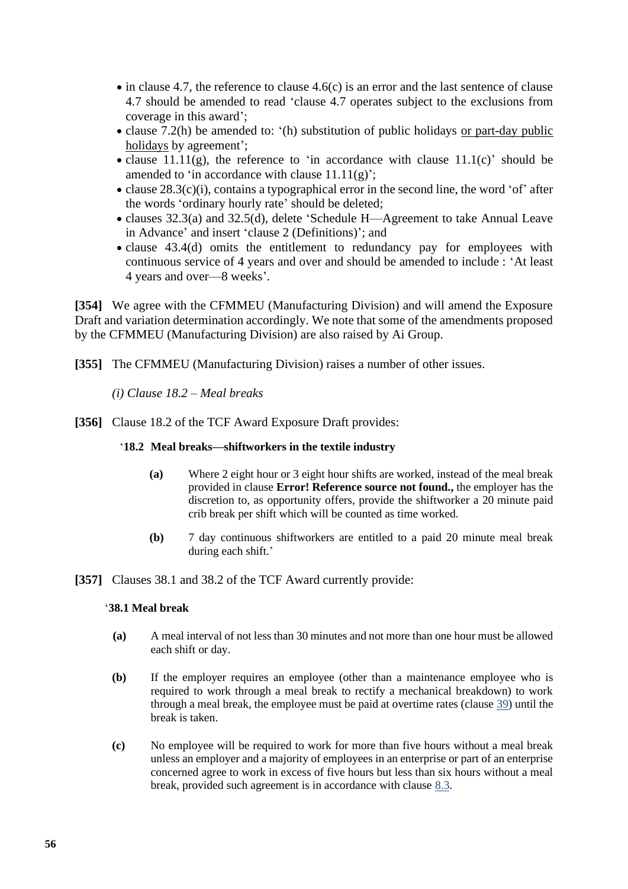- in clause 4.7, the reference to clause 4.6(c) is an error and the last sentence of clause 4.7 should be amended to read 'clause 4.7 operates subject to the exclusions from coverage in this award';
- clause 7.2(h) be amended to: '(h) substitution of public holidays <u>or part-day public holidays</u> by agreement';
- clause 11.11(g), the reference to 'in accordance with clause 11.1(c)' should be amended to 'in accordance with clause 11.11(g)';
- clause 28.3(c)(i), contains a typographical error in the second line, the word 'of' after the words 'ordinary hourly rate' should be deleted;
- clauses 32.3(a) and 32.5(d), delete 'Schedule H—Agreement to take Annual Leave in Advance' and insert 'clause 2 (Definitions)'; and
- clause 43.4(d) omits the entitlement to redundancy pay for employees with continuous service of 4 years and over and should be amended to include : 'At least 4 years and over—8 weeks'.

**[354]** We agree with the CFMMEU (Manufacturing Division) and will amend the Exposure Draft and variation determination accordingly. We note that some of the amendments proposed by the CFMMEU (Manufacturing Division) are also raised by Ai Group.

**[355]** The CFMMEU (Manufacturing Division) raises a number of other issues.

*(i) Clause 18.2 – Meal breaks*

**[356]** Clause 18.2 of the TCF Award Exposure Draft provides:

'**18.2 Meal breaks—shiftworkers in the textile industry**

**(a)** Where 2 eight hour or 3 eight hour shifts are worked, instead of the meal break provided in clause **Error! Reference source not found.,** the employer has the discretion to, as opportunity offers, provide the shiftworker a 20 minute paid crib break per shift which will be counted as time worked.

**(b)** 7 day continuous shiftworkers are entitled to a paid 20 minute meal break during each shift.'

**[357]** Clauses 38.1 and 38.2 of the TCF Award currently provide:

'**38.1 Meal break**

**(a)** A meal interval of not less than 30 minutes and not more than one hour must be allowed each shift or day.

**(b)** If the employer requires an employee (other than a maintenance employee who is required to work through a meal break to rectify a mechanical breakdown) to work through a meal break, the employee must be paid at overtime rates (clause 39) until the break is taken.

**(c)** No employee will be required to work for more than five hours without a meal break unless an employer and a majority of employees in an enterprise or part of an enterprise concerned agree to work in excess of five hours but less than six hours without a meal break, provided such agreement is in accordance with clause 8.3.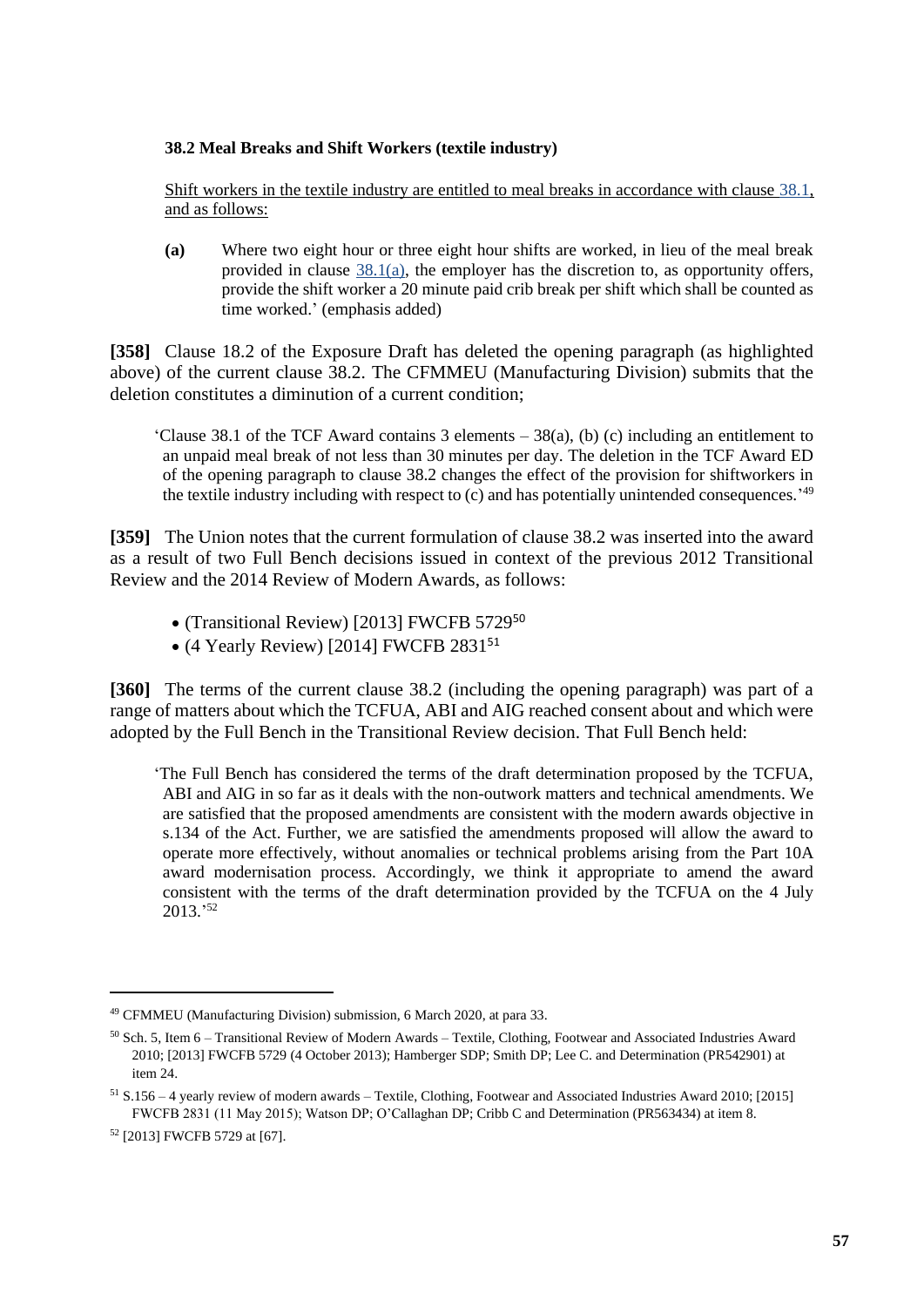**38.2 Meal Breaks and Shift Workers (textile industry)**

Shift workers in the textile industry are entitled to meal breaks in accordance with clause 38.1, and as follows:

**(a)** Where two eight hour or three eight hour shifts are worked, in lieu of the meal break provided in clause 38.1(a), the employer has the discretion to, as opportunity offers, provide the shift worker a 20 minute paid crib break per shift which shall be counted as time worked.' (emphasis added)

**[358]** Clause 18.2 of the Exposure Draft has deleted the opening paragraph (as highlighted above) of the current clause 38.2. The CFMMEU (Manufacturing Division) submits that the deletion constitutes a diminution of a current condition;

> 'Clause 38.1 of the TCF Award contains 3 elements – 38(a), (b) (c) including an entitlement to an unpaid meal break of not less than 30 minutes per day. The deletion in the TCF Award ED of the opening paragraph to clause 38.2 changes the effect of the provision for shiftworkers in the textile industry including with respect to (c) and has potentially unintended consequences.'[49]

**[359]** The Union notes that the current formulation of clause 38.2 was inserted into the award as a result of two Full Bench decisions issued in context of the previous 2012 Transitional Review and the 2014 Review of Modern Awards, as follows:

- (Transitional Review) [2013] FWCFB 5729[50]
- (4 Yearly Review) [2014] FWCFB 2831[51]

**[360]** The terms of the current clause 38.2 (including the opening paragraph) was part of a range of matters about which the TCFUA, ABI and AIG reached consent about and which were adopted by the Full Bench in the Transitional Review decision. That Full Bench held:

> 'The Full Bench has considered the terms of the draft determination proposed by the TCFUA, ABI and AIG in so far as it deals with the non-outwork matters and technical amendments. We are satisfied that the proposed amendments are consistent with the modern awards objective in s.134 of the Act. Further, we are satisfied the amendments proposed will allow the award to operate more effectively, without anomalies or technical problems arising from the Part 10A award modernisation process. Accordingly, we think it appropriate to amend the award consistent with the terms of the draft determination provided by the TCFUA on the 4 July 2013.'[52]

---

[49] CFMMEU (Manufacturing Division) submission, 6 March 2020, at para 33.

[50] Sch. 5, Item 6 – Transitional Review of Modern Awards – Textile, Clothing, Footwear and Associated Industries Award 2010; [2013] FWCFB 5729 (4 October 2013); Hamberger SDP; Smith DP; Lee C. and Determination (PR542901) at item 24.

[51] S.156 – 4 yearly review of modern awards – Textile, Clothing, Footwear and Associated Industries Award 2010; [2015] FWCFB 2831 (11 May 2015); Watson DP; O'Callaghan DP; Cribb C and Determination (PR563434) at item 8.

[52] [2013] FWCFB 5729 at [67].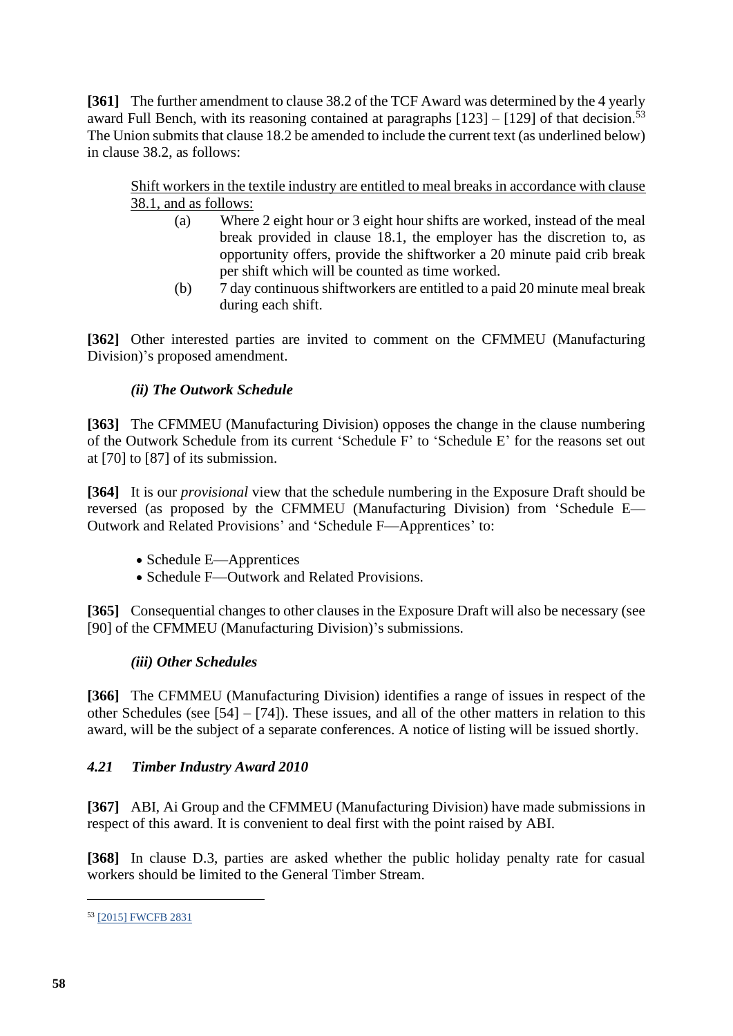**[361]** The further amendment to clause 38.2 of the TCF Award was determined by the 4 yearly award Full Bench, with its reasoning contained at paragraphs [123] – [129] of that decision.[53] The Union submits that clause 18.2 be amended to include the current text (as underlined below) in clause 38.2, as follows:

> <u>Shift workers in the textile industry are entitled to meal breaks in accordance with clause 38.1, and as follows:</u>
>
> (a) Where 2 eight hour or 3 eight hour shifts are worked, instead of the meal break provided in clause 18.1, the employer has the discretion to, as opportunity offers, provide the shiftworker a 20 minute paid crib break per shift which will be counted as time worked.
>
> (b) 7 day continuous shiftworkers are entitled to a paid 20 minute meal break during each shift.

**[362]** Other interested parties are invited to comment on the CFMMEU (Manufacturing Division)'s proposed amendment.

***(ii) The Outwork Schedule***

**[363]** The CFMMEU (Manufacturing Division) opposes the change in the clause numbering of the Outwork Schedule from its current 'Schedule F' to 'Schedule E' for the reasons set out at [70] to [87] of its submission.

**[364]** It is our *provisional* view that the schedule numbering in the Exposure Draft should be reversed (as proposed by the CFMMEU (Manufacturing Division) from 'Schedule E—Outwork and Related Provisions' and 'Schedule F—Apprentices' to:

- Schedule E—Apprentices
- Schedule F—Outwork and Related Provisions.

**[365]** Consequential changes to other clauses in the Exposure Draft will also be necessary (see [90] of the CFMMEU (Manufacturing Division)'s submissions.

***(iii) Other Schedules***

**[366]** The CFMMEU (Manufacturing Division) identifies a range of issues in respect of the other Schedules (see [54] – [74]). These issues, and all of the other matters in relation to this award, will be the subject of a separate conferences. A notice of listing will be issued shortly.

### *4.21 Timber Industry Award 2010*

**[367]** ABI, Ai Group and the CFMMEU (Manufacturing Division) have made submissions in respect of this award. It is convenient to deal first with the point raised by ABI.

**[368]** In clause D.3, parties are asked whether the public holiday penalty rate for casual workers should be limited to the General Timber Stream.

---

[53] [2015] FWCFB 2831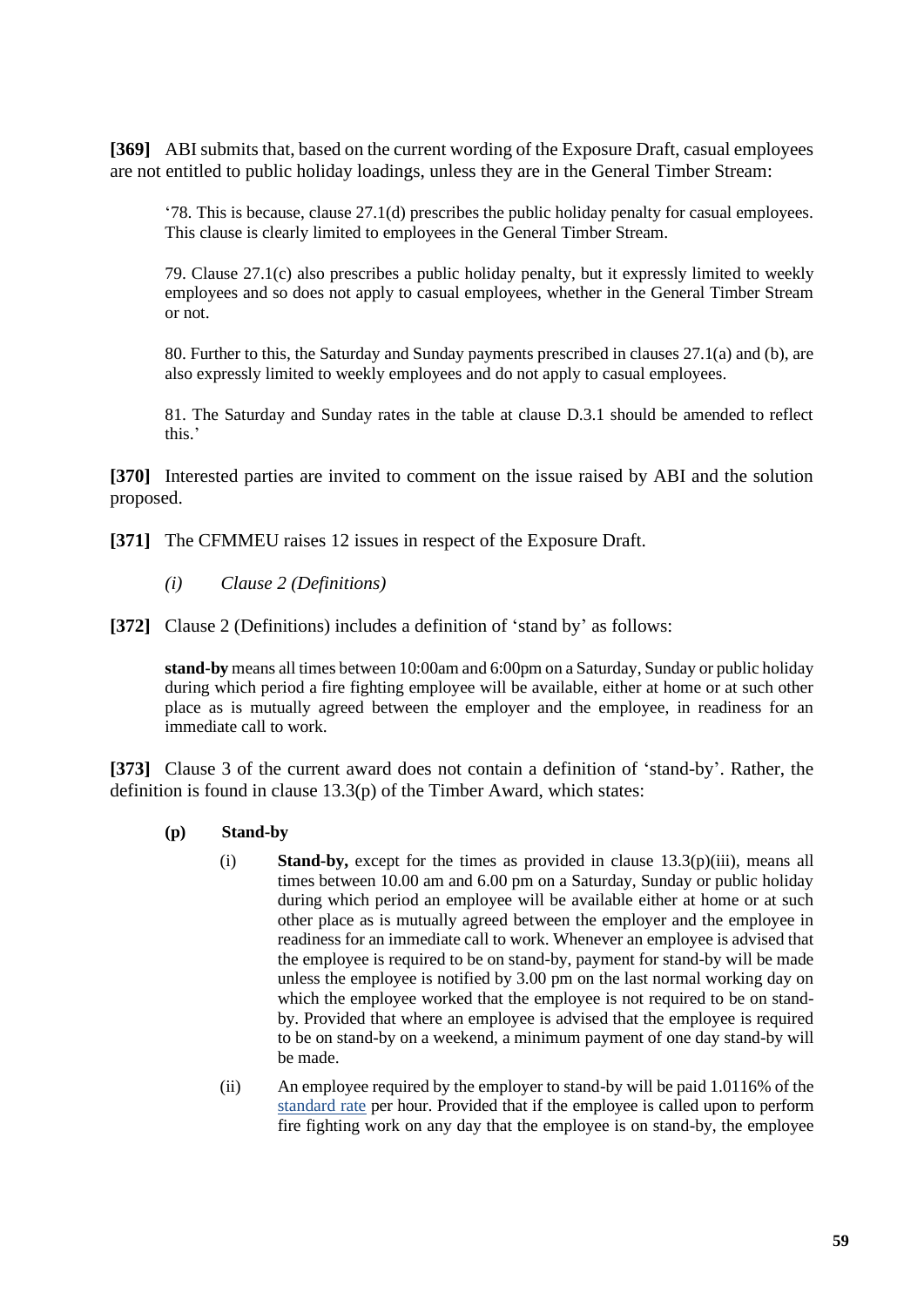**[369]** ABI submits that, based on the current wording of the Exposure Draft, casual employees are not entitled to public holiday loadings, unless they are in the General Timber Stream:

> '78. This is because, clause 27.1(d) prescribes the public holiday penalty for casual employees. This clause is clearly limited to employees in the General Timber Stream.
>
> 79. Clause 27.1(c) also prescribes a public holiday penalty, but it expressly limited to weekly employees and so does not apply to casual employees, whether in the General Timber Stream or not.
>
> 80. Further to this, the Saturday and Sunday payments prescribed in clauses 27.1(a) and (b), are also expressly limited to weekly employees and do not apply to casual employees.
>
> 81. The Saturday and Sunday rates in the table at clause D.3.1 should be amended to reflect this.'

**[370]** Interested parties are invited to comment on the issue raised by ABI and the solution proposed.

**[371]** The CFMMEU raises 12 issues in respect of the Exposure Draft.

*(i) Clause 2 (Definitions)*

**[372]** Clause 2 (Definitions) includes a definition of 'stand by' as follows:

> **stand-by** means all times between 10:00am and 6:00pm on a Saturday, Sunday or public holiday during which period a fire fighting employee will be available, either at home or at such other place as is mutually agreed between the employer and the employee, in readiness for an immediate call to work.

**[373]** Clause 3 of the current award does not contain a definition of 'stand-by'. Rather, the definition is found in clause 13.3(p) of the Timber Award, which states:

> **(p) Stand-by**
>
> (i) **Stand-by,** except for the times as provided in clause 13.3(p)(iii), means all times between 10.00 am and 6.00 pm on a Saturday, Sunday or public holiday during which period an employee will be available either at home or at such other place as is mutually agreed between the employer and the employee in readiness for an immediate call to work. Whenever an employee is advised that the employee is required to be on stand-by, payment for stand-by will be made unless the employee is notified by 3.00 pm on the last normal working day on which the employee worked that the employee is not required to be on stand-by. Provided that where an employee is advised that the employee is required to be on stand-by on a weekend, a minimum payment of one day stand-by will be made.
>
> (ii) An employee required by the employer to stand-by will be paid 1.0116% of the standard rate per hour. Provided that if the employee is called upon to perform fire fighting work on any day that the employee is on stand-by, the employee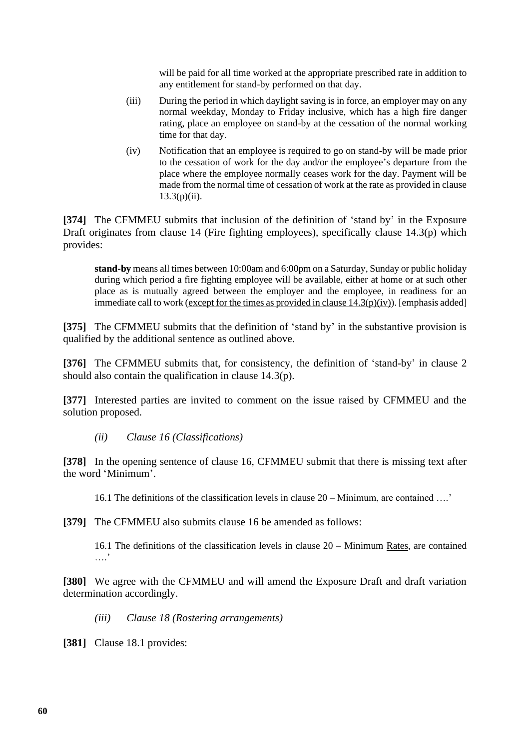will be paid for all time worked at the appropriate prescribed rate in addition to any entitlement for stand-by performed on that day.

(iii) During the period in which daylight saving is in force, an employer may on any normal weekday, Monday to Friday inclusive, which has a high fire danger rating, place an employee on stand-by at the cessation of the normal working time for that day.

(iv) Notification that an employee is required to go on stand-by will be made prior to the cessation of work for the day and/or the employee's departure from the place where the employee normally ceases work for the day. Payment will be made from the normal time of cessation of work at the rate as provided in clause 13.3(p)(ii).

**[374]** The CFMMEU submits that inclusion of the definition of 'stand by' in the Exposure Draft originates from clause 14 (Fire fighting employees), specifically clause 14.3(p) which provides:

> **stand-by** means all times between 10:00am and 6:00pm on a Saturday, Sunday or public holiday during which period a fire fighting employee will be available, either at home or at such other place as is mutually agreed between the employer and the employee, in readiness for an immediate call to work <u>(except for the times as provided in clause 14.3(p)(iv))</u>. [emphasis added]

**[375]** The CFMMEU submits that the definition of 'stand by' in the substantive provision is qualified by the additional sentence as outlined above.

**[376]** The CFMMEU submits that, for consistency, the definition of 'stand-by' in clause 2 should also contain the qualification in clause 14.3(p).

**[377]** Interested parties are invited to comment on the issue raised by CFMMEU and the solution proposed.

*(ii) Clause 16 (Classifications)*

**[378]** In the opening sentence of clause 16, CFMMEU submit that there is missing text after the word 'Minimum'.

> 16.1 The definitions of the classification levels in clause 20 – Minimum, are contained ….'

**[379]** The CFMMEU also submits clause 16 be amended as follows:

> 16.1 The definitions of the classification levels in clause 20 – Minimum <u>Rates</u>, are contained ….'

**[380]** We agree with the CFMMEU and will amend the Exposure Draft and draft variation determination accordingly.

*(iii) Clause 18 (Rostering arrangements)*

**[381]** Clause 18.1 provides: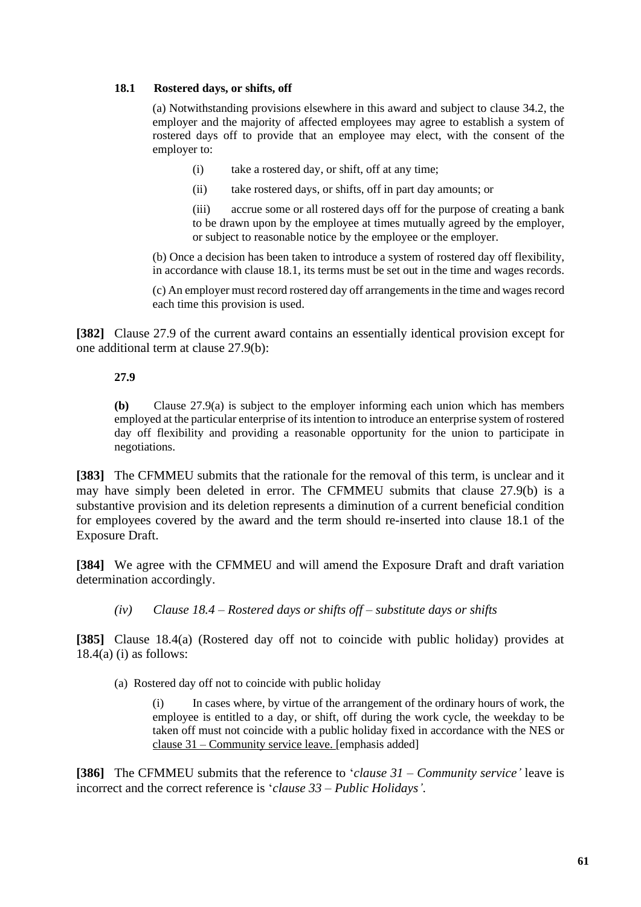**18.1 Rostered days, or shifts, off**

(a) Notwithstanding provisions elsewhere in this award and subject to clause 34.2, the employer and the majority of affected employees may agree to establish a system of rostered days off to provide that an employee may elect, with the consent of the employer to:

(i) take a rostered day, or shift, off at any time;

(ii) take rostered days, or shifts, off in part day amounts; or

(iii) accrue some or all rostered days off for the purpose of creating a bank to be drawn upon by the employee at times mutually agreed by the employer, or subject to reasonable notice by the employee or the employer.

(b) Once a decision has been taken to introduce a system of rostered day off flexibility, in accordance with clause 18.1, its terms must be set out in the time and wages records.

(c) An employer must record rostered day off arrangements in the time and wages record each time this provision is used.

**[382]** Clause 27.9 of the current award contains an essentially identical provision except for one additional term at clause 27.9(b):

**27.9**

**(b)** Clause 27.9(a) is subject to the employer informing each union which has members employed at the particular enterprise of its intention to introduce an enterprise system of rostered day off flexibility and providing a reasonable opportunity for the union to participate in negotiations.

**[383]** The CFMMEU submits that the rationale for the removal of this term, is unclear and it may have simply been deleted in error. The CFMMEU submits that clause 27.9(b) is a substantive provision and its deletion represents a diminution of a current beneficial condition for employees covered by the award and the term should re-inserted into clause 18.1 of the Exposure Draft.

**[384]** We agree with the CFMMEU and will amend the Exposure Draft and draft variation determination accordingly.

*(iv) Clause 18.4 – Rostered days or shifts off – substitute days or shifts*

**[385]** Clause 18.4(a) (Rostered day off not to coincide with public holiday) provides at 18.4(a) (i) as follows:

(a) Rostered day off not to coincide with public holiday

(i) In cases where, by virtue of the arrangement of the ordinary hours of work, the employee is entitled to a day, or shift, off during the work cycle, the weekday to be taken off must not coincide with a public holiday fixed in accordance with the NES or <u>clause 31 – Community service leave.</u> [emphasis added]

**[386]** The CFMMEU submits that the reference to '*clause 31 – Community service'* leave is incorrect and the correct reference is '*clause 33 – Public Holidays'*.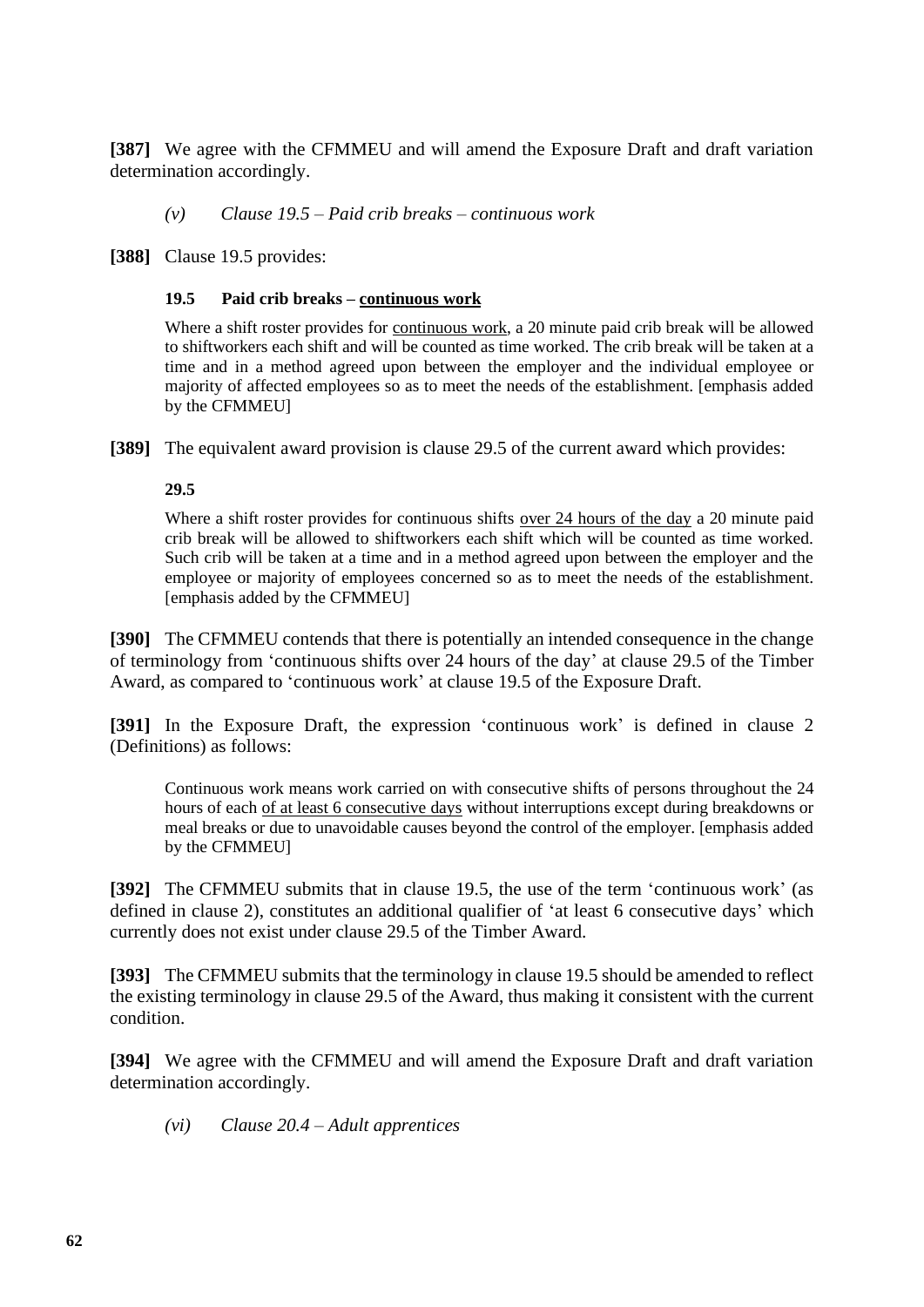**[387]** We agree with the CFMMEU and will amend the Exposure Draft and draft variation determination accordingly.

*(v) Clause 19.5 – Paid crib breaks – continuous work*

**[388]** Clause 19.5 provides:

> **19.5 Paid crib breaks – continuous work**
>
> Where a shift roster provides for continuous work, a 20 minute paid crib break will be allowed to shiftworkers each shift and will be counted as time worked. The crib break will be taken at a time and in a method agreed upon between the employer and the individual employee or majority of affected employees so as to meet the needs of the establishment. [emphasis added by the CFMMEU]

**[389]** The equivalent award provision is clause 29.5 of the current award which provides:

> **29.5**
>
> Where a shift roster provides for continuous shifts over 24 hours of the day a 20 minute paid crib break will be allowed to shiftworkers each shift which will be counted as time worked. Such crib will be taken at a time and in a method agreed upon between the employer and the employee or majority of employees concerned so as to meet the needs of the establishment. [emphasis added by the CFMMEU]

**[390]** The CFMMEU contends that there is potentially an intended consequence in the change of terminology from 'continuous shifts over 24 hours of the day' at clause 29.5 of the Timber Award, as compared to 'continuous work' at clause 19.5 of the Exposure Draft.

**[391]** In the Exposure Draft, the expression 'continuous work' is defined in clause 2 (Definitions) as follows:

> Continuous work means work carried on with consecutive shifts of persons throughout the 24 hours of each of at least 6 consecutive days without interruptions except during breakdowns or meal breaks or due to unavoidable causes beyond the control of the employer. [emphasis added by the CFMMEU]

**[392]** The CFMMEU submits that in clause 19.5, the use of the term 'continuous work' (as defined in clause 2), constitutes an additional qualifier of 'at least 6 consecutive days' which currently does not exist under clause 29.5 of the Timber Award.

**[393]** The CFMMEU submits that the terminology in clause 19.5 should be amended to reflect the existing terminology in clause 29.5 of the Award, thus making it consistent with the current condition.

**[394]** We agree with the CFMMEU and will amend the Exposure Draft and draft variation determination accordingly.

*(vi) Clause 20.4 – Adult apprentices*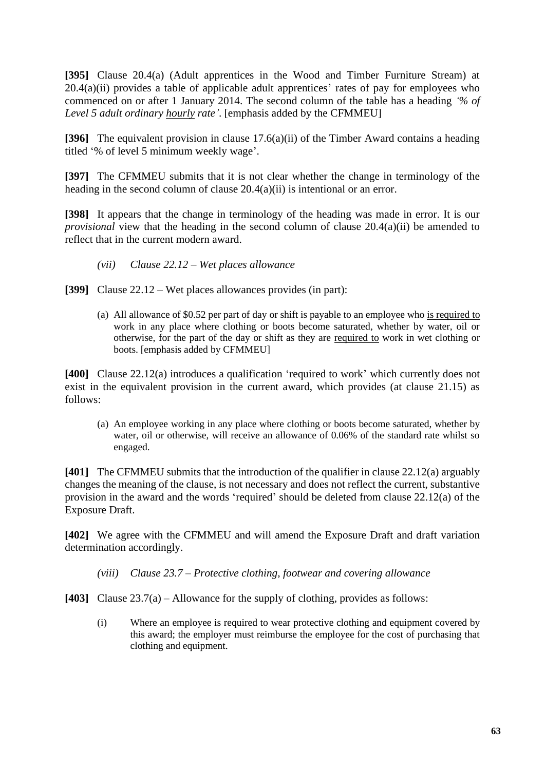**[395]** Clause 20.4(a) (Adult apprentices in the Wood and Timber Furniture Stream) at 20.4(a)(ii) provides a table of applicable adult apprentices' rates of pay for employees who commenced on or after 1 January 2014. The second column of the table has a heading *'% of Level 5 adult ordinary <u>hourly</u> rate'*. [emphasis added by the CFMMEU]

**[396]** The equivalent provision in clause 17.6(a)(ii) of the Timber Award contains a heading titled '% of level 5 minimum weekly wage'.

**[397]** The CFMMEU submits that it is not clear whether the change in terminology of the heading in the second column of clause 20.4(a)(ii) is intentional or an error.

**[398]** It appears that the change in terminology of the heading was made in error. It is our *provisional* view that the heading in the second column of clause 20.4(a)(ii) be amended to reflect that in the current modern award.

*(vii) Clause 22.12 – Wet places allowance*

**[399]** Clause 22.12 – Wet places allowances provides (in part):

> (a) All allowance of $0.52 per part of day or shift is payable to an employee who <u>is required to</u> work in any place where clothing or boots become saturated, whether by water, oil or otherwise, for the part of the day or shift as they are <u>required to</u> work in wet clothing or boots. [emphasis added by CFMMEU]

**[400]** Clause 22.12(a) introduces a qualification 'required to work' which currently does not exist in the equivalent provision in the current award, which provides (at clause 21.15) as follows:

> (a) An employee working in any place where clothing or boots become saturated, whether by water, oil or otherwise, will receive an allowance of 0.06% of the standard rate whilst so engaged.

**[401]** The CFMMEU submits that the introduction of the qualifier in clause 22.12(a) arguably changes the meaning of the clause, is not necessary and does not reflect the current, substantive provision in the award and the words 'required' should be deleted from clause 22.12(a) of the Exposure Draft.

**[402]** We agree with the CFMMEU and will amend the Exposure Draft and draft variation determination accordingly.

*(viii) Clause 23.7 – Protective clothing, footwear and covering allowance*

**[403]** Clause 23.7(a) – Allowance for the supply of clothing, provides as follows:

> (i) Where an employee is required to wear protective clothing and equipment covered by this award; the employer must reimburse the employee for the cost of purchasing that clothing and equipment.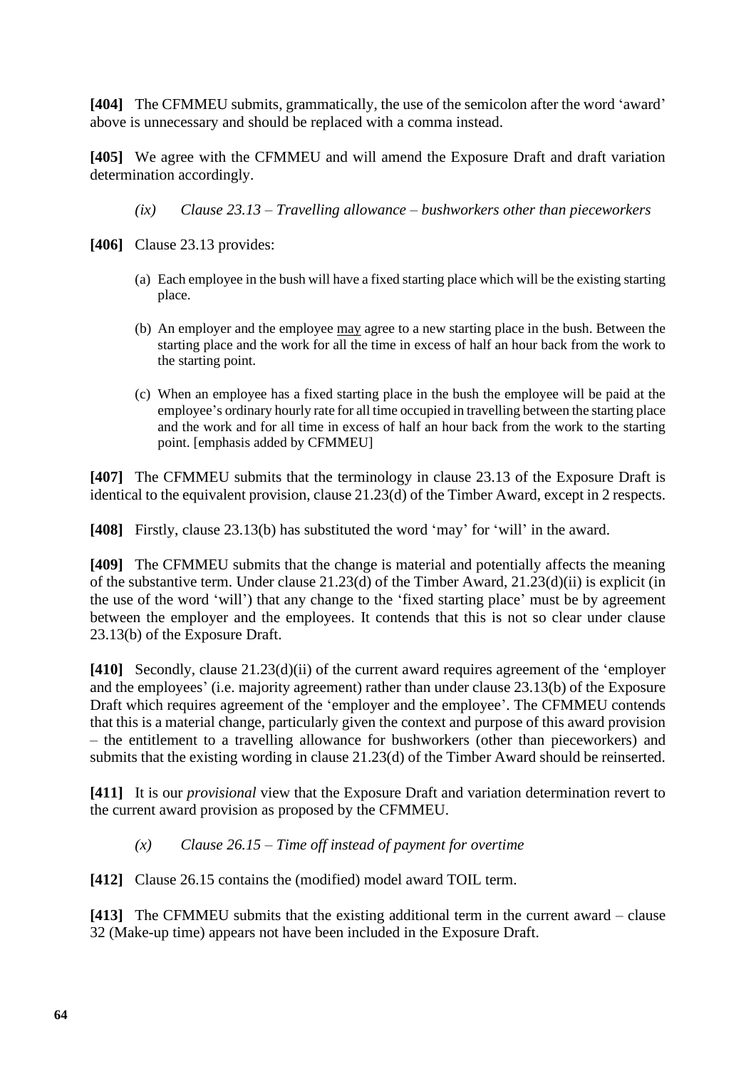**[404]** The CFMMEU submits, grammatically, the use of the semicolon after the word 'award' above is unnecessary and should be replaced with a comma instead.

**[405]** We agree with the CFMMEU and will amend the Exposure Draft and draft variation determination accordingly.

*(ix) Clause 23.13 – Travelling allowance – bushworkers other than pieceworkers*

**[406]** Clause 23.13 provides:

> (a) Each employee in the bush will have a fixed starting place which will be the existing starting place.
>
> (b) An employer and the employee <u>may</u> agree to a new starting place in the bush. Between the starting place and the work for all the time in excess of half an hour back from the work to the starting point.
>
> (c) When an employee has a fixed starting place in the bush the employee will be paid at the employee's ordinary hourly rate for all time occupied in travelling between the starting place and the work and for all time in excess of half an hour back from the work to the starting point. [emphasis added by CFMMEU]

**[407]** The CFMMEU submits that the terminology in clause 23.13 of the Exposure Draft is identical to the equivalent provision, clause 21.23(d) of the Timber Award, except in 2 respects.

**[408]** Firstly, clause 23.13(b) has substituted the word 'may' for 'will' in the award.

**[409]** The CFMMEU submits that the change is material and potentially affects the meaning of the substantive term. Under clause 21.23(d) of the Timber Award, 21.23(d)(ii) is explicit (in the use of the word 'will') that any change to the 'fixed starting place' must be by agreement between the employer and the employees. It contends that this is not so clear under clause 23.13(b) of the Exposure Draft.

**[410]** Secondly, clause 21.23(d)(ii) of the current award requires agreement of the 'employer and the employees' (i.e. majority agreement) rather than under clause 23.13(b) of the Exposure Draft which requires agreement of the 'employer and the employee'. The CFMMEU contends that this is a material change, particularly given the context and purpose of this award provision – the entitlement to a travelling allowance for bushworkers (other than pieceworkers) and submits that the existing wording in clause 21.23(d) of the Timber Award should be reinserted.

**[411]** It is our *provisional* view that the Exposure Draft and variation determination revert to the current award provision as proposed by the CFMMEU.

*(x) Clause 26.15 – Time off instead of payment for overtime*

**[412]** Clause 26.15 contains the (modified) model award TOIL term.

**[413]** The CFMMEU submits that the existing additional term in the current award – clause 32 (Make-up time) appears not have been included in the Exposure Draft.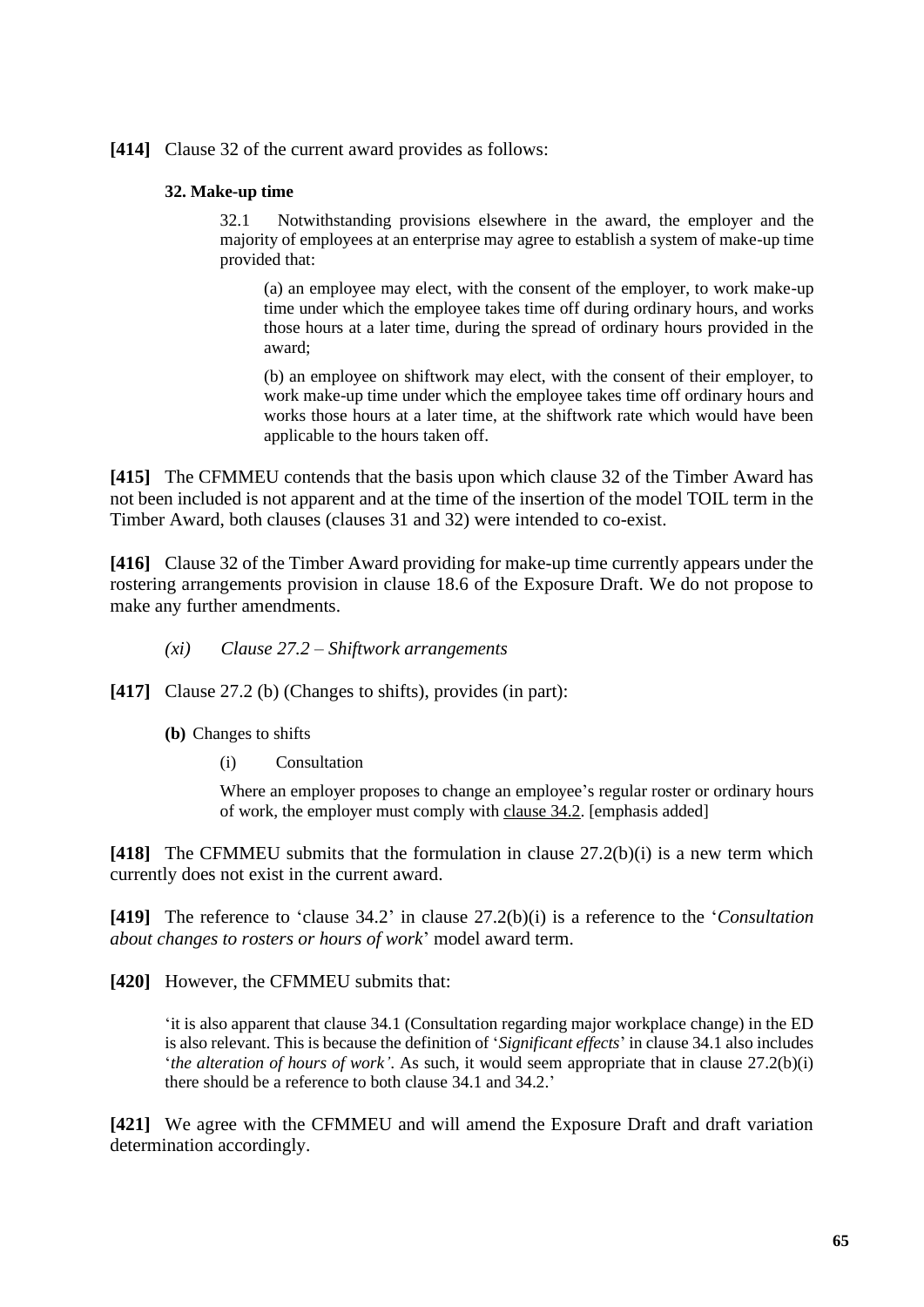**[414]** Clause 32 of the current award provides as follows:

> **32. Make-up time**
>
> 32.1 Notwithstanding provisions elsewhere in the award, the employer and the majority of employees at an enterprise may agree to establish a system of make-up time provided that:
>
> > (a) an employee may elect, with the consent of the employer, to work make-up time under which the employee takes time off during ordinary hours, and works those hours at a later time, during the spread of ordinary hours provided in the award;
> >
> > (b) an employee on shiftwork may elect, with the consent of their employer, to work make-up time under which the employee takes time off ordinary hours and works those hours at a later time, at the shiftwork rate which would have been applicable to the hours taken off.

**[415]** The CFMMEU contends that the basis upon which clause 32 of the Timber Award has not been included is not apparent and at the time of the insertion of the model TOIL term in the Timber Award, both clauses (clauses 31 and 32) were intended to co-exist.

**[416]** Clause 32 of the Timber Award providing for make-up time currently appears under the rostering arrangements provision in clause 18.6 of the Exposure Draft. We do not propose to make any further amendments.

*(xi) Clause 27.2 – Shiftwork arrangements*

**[417]** Clause 27.2 (b) (Changes to shifts), provides (in part):

> **(b)** Changes to shifts
>
> > (i) Consultation
> >
> > Where an employer proposes to change an employee's regular roster or ordinary hours of work, the employer must comply with clause 34.2. [emphasis added]

**[418]** The CFMMEU submits that the formulation in clause 27.2(b)(i) is a new term which currently does not exist in the current award.

**[419]** The reference to 'clause 34.2' in clause 27.2(b)(i) is a reference to the '*Consultation about changes to rosters or hours of work*' model award term.

**[420]** However, the CFMMEU submits that:

> 'it is also apparent that clause 34.1 (Consultation regarding major workplace change) in the ED is also relevant. This is because the definition of '*Significant effects*' in clause 34.1 also includes '*the alteration of hours of work'*. As such, it would seem appropriate that in clause 27.2(b)(i) there should be a reference to both clause 34.1 and 34.2.'

**[421]** We agree with the CFMMEU and will amend the Exposure Draft and draft variation determination accordingly.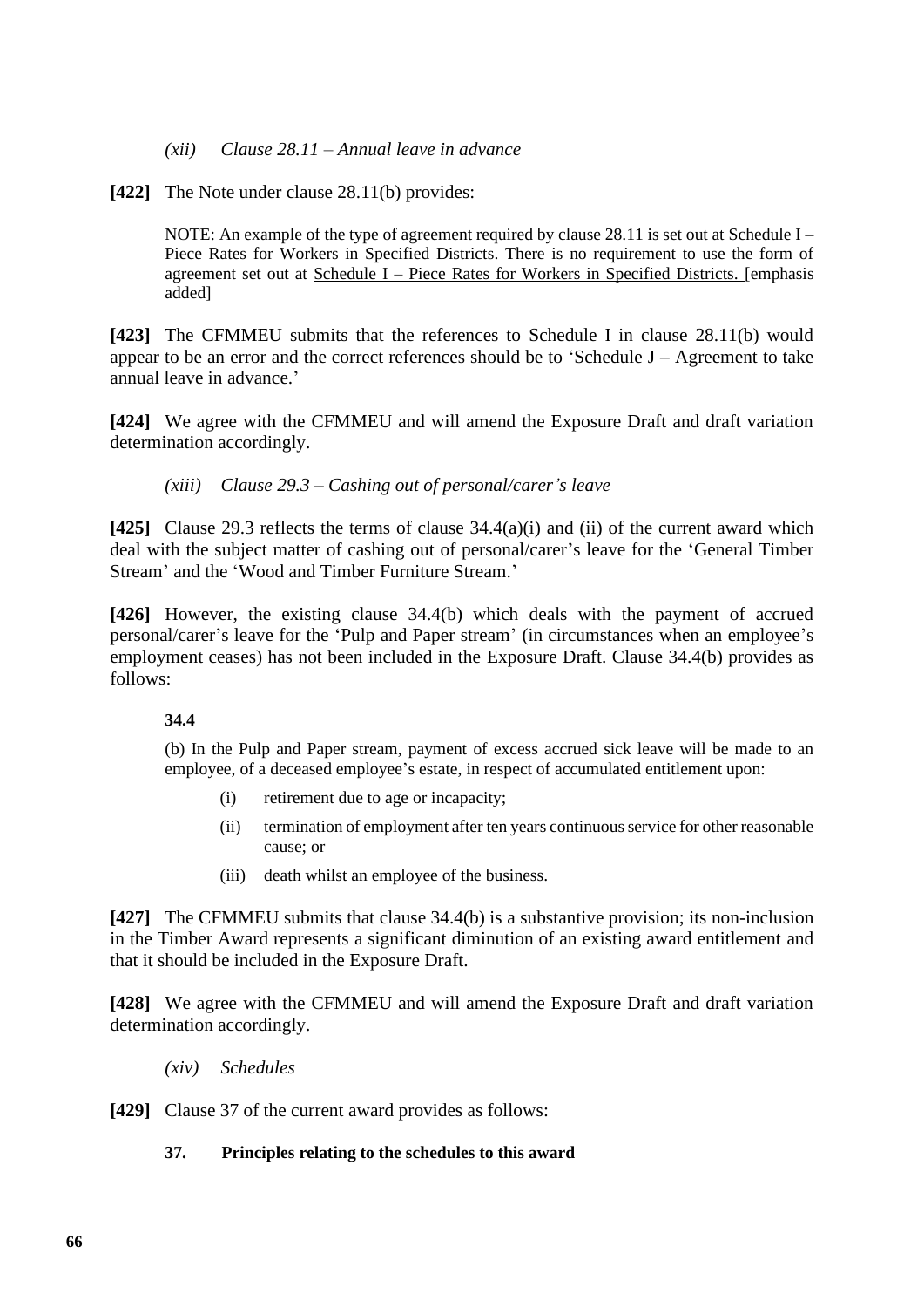*(xii) Clause 28.11 – Annual leave in advance*

**[422]** The Note under clause 28.11(b) provides:

> NOTE: An example of the type of agreement required by clause 28.11 is set out at Schedule I – Piece Rates for Workers in Specified Districts. There is no requirement to use the form of agreement set out at Schedule I – Piece Rates for Workers in Specified Districts. [emphasis added]

**[423]** The CFMMEU submits that the references to Schedule I in clause 28.11(b) would appear to be an error and the correct references should be to 'Schedule J – Agreement to take annual leave in advance.'

**[424]** We agree with the CFMMEU and will amend the Exposure Draft and draft variation determination accordingly.

*(xiii) Clause 29.3 – Cashing out of personal/carer's leave*

**[425]** Clause 29.3 reflects the terms of clause 34.4(a)(i) and (ii) of the current award which deal with the subject matter of cashing out of personal/carer's leave for the 'General Timber Stream' and the 'Wood and Timber Furniture Stream.'

**[426]** However, the existing clause 34.4(b) which deals with the payment of accrued personal/carer's leave for the 'Pulp and Paper stream' (in circumstances when an employee's employment ceases) has not been included in the Exposure Draft. Clause 34.4(b) provides as follows:

> **34.4**
>
> (b) In the Pulp and Paper stream, payment of excess accrued sick leave will be made to an employee, of a deceased employee's estate, in respect of accumulated entitlement upon:
>
> (i) retirement due to age or incapacity;
>
> (ii) termination of employment after ten years continuous service for other reasonable cause; or
>
> (iii) death whilst an employee of the business.

**[427]** The CFMMEU submits that clause 34.4(b) is a substantive provision; its non-inclusion in the Timber Award represents a significant diminution of an existing award entitlement and that it should be included in the Exposure Draft.

**[428]** We agree with the CFMMEU and will amend the Exposure Draft and draft variation determination accordingly.

*(xiv) Schedules*

**[429]** Clause 37 of the current award provides as follows:

> **37. Principles relating to the schedules to this award**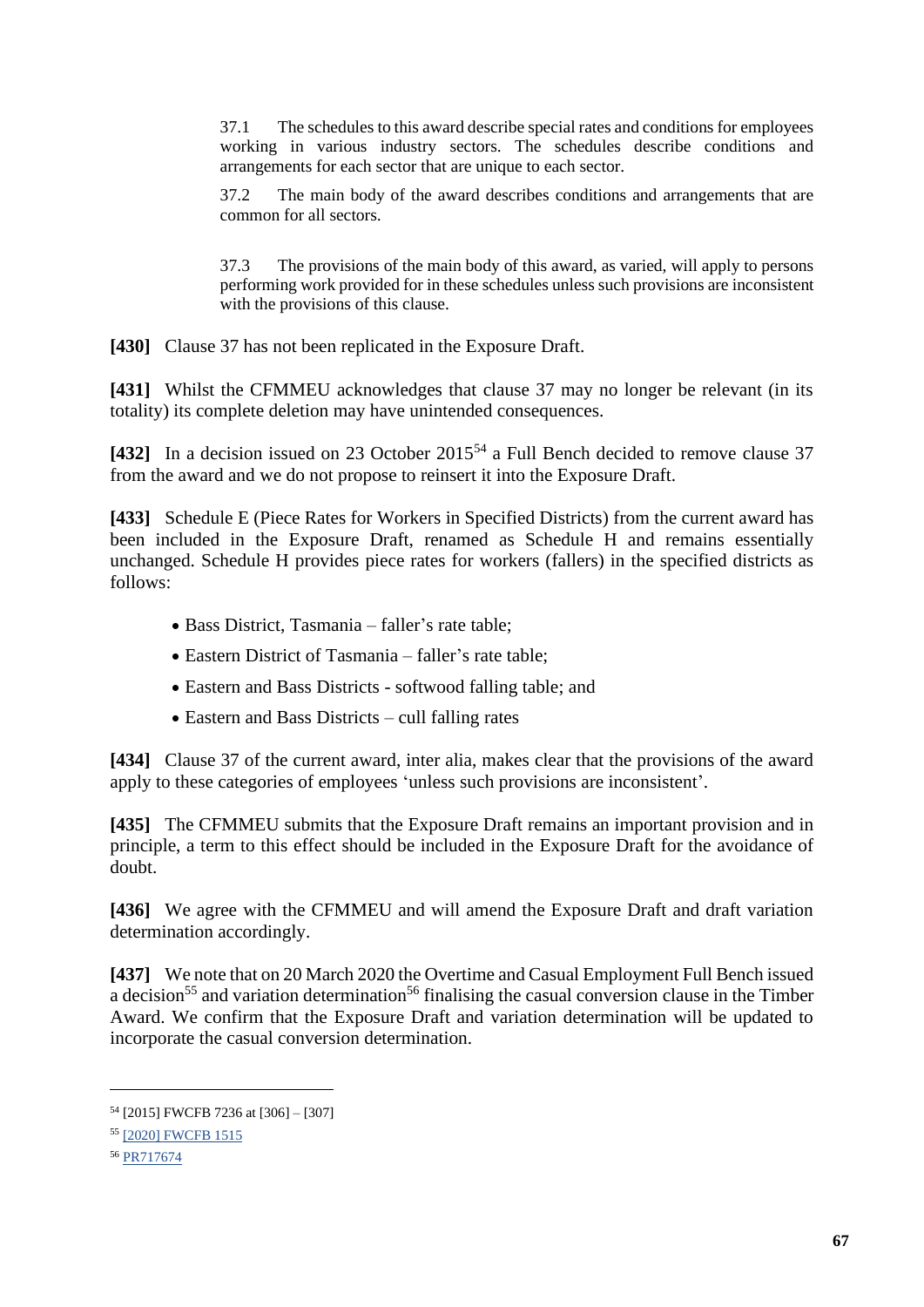> 37.1 The schedules to this award describe special rates and conditions for employees working in various industry sectors. The schedules describe conditions and arrangements for each sector that are unique to each sector.
>
> 37.2 The main body of the award describes conditions and arrangements that are common for all sectors.
>
> 37.3 The provisions of the main body of this award, as varied, will apply to persons performing work provided for in these schedules unless such provisions are inconsistent with the provisions of this clause.

**[430]** Clause 37 has not been replicated in the Exposure Draft.

**[431]** Whilst the CFMMEU acknowledges that clause 37 may no longer be relevant (in its totality) its complete deletion may have unintended consequences.

**[432]** In a decision issued on 23 October 2015[54] a Full Bench decided to remove clause 37 from the award and we do not propose to reinsert it into the Exposure Draft.

**[433]** Schedule E (Piece Rates for Workers in Specified Districts) from the current award has been included in the Exposure Draft, renamed as Schedule H and remains essentially unchanged. Schedule H provides piece rates for workers (fallers) in the specified districts as follows:

- Bass District, Tasmania – faller's rate table;
- Eastern District of Tasmania – faller's rate table;
- Eastern and Bass Districts - softwood falling table; and
- Eastern and Bass Districts – cull falling rates

**[434]** Clause 37 of the current award, inter alia, makes clear that the provisions of the award apply to these categories of employees 'unless such provisions are inconsistent'.

**[435]** The CFMMEU submits that the Exposure Draft remains an important provision and in principle, a term to this effect should be included in the Exposure Draft for the avoidance of doubt.

**[436]** We agree with the CFMMEU and will amend the Exposure Draft and draft variation determination accordingly.

**[437]** We note that on 20 March 2020 the Overtime and Casual Employment Full Bench issued a decision[55] and variation determination[56] finalising the casual conversion clause in the Timber Award. We confirm that the Exposure Draft and variation determination will be updated to incorporate the casual conversion determination.

---

[54] [2015] FWCFB 7236 at [306] – [307]

[55] [2020] FWCFB 1515

[56] PR717674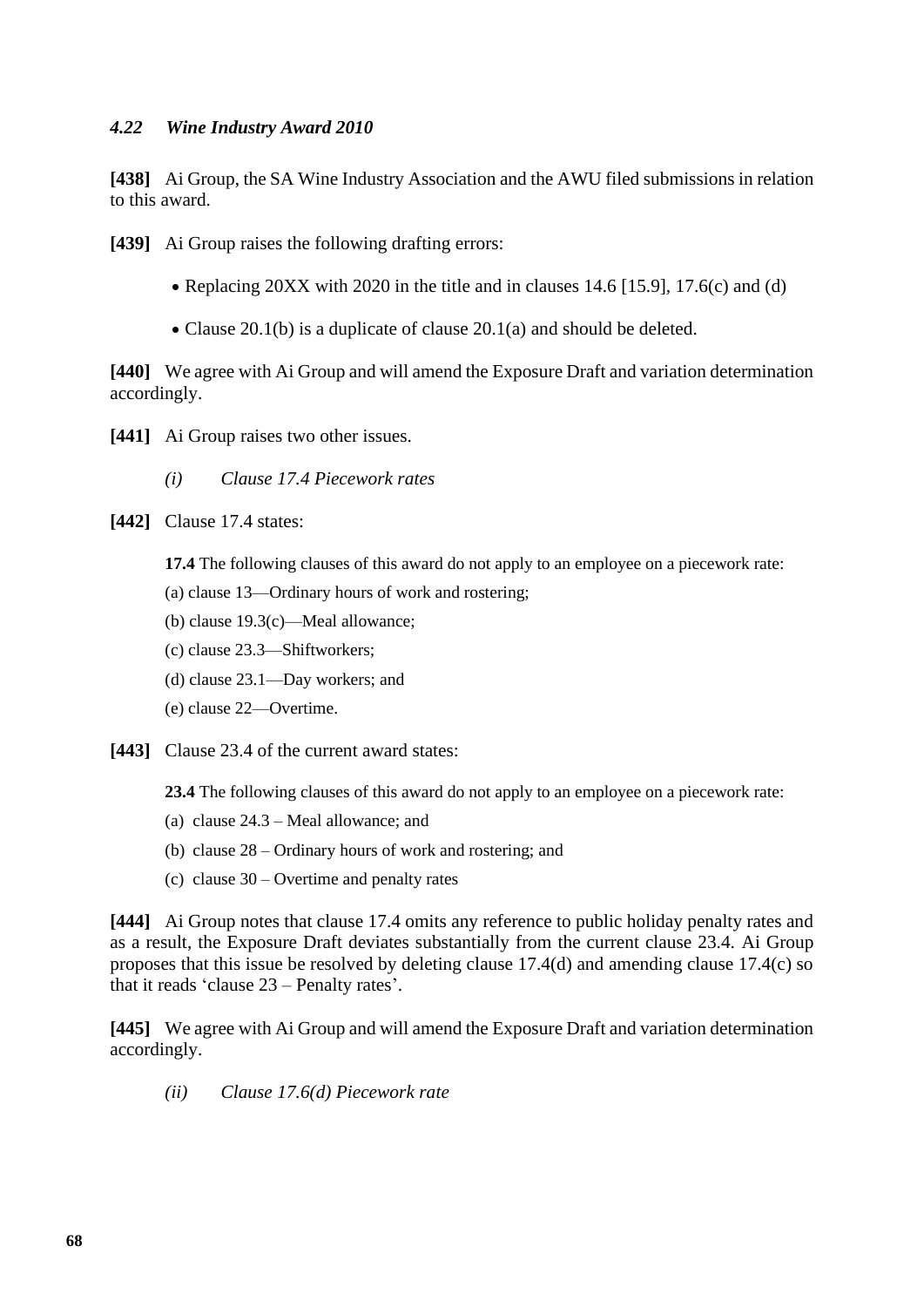#### *4.22 Wine Industry Award 2010*

**[438]** Ai Group, the SA Wine Industry Association and the AWU filed submissions in relation to this award.

**[439]** Ai Group raises the following drafting errors:

- Replacing 20XX with 2020 in the title and in clauses 14.6 [15.9], 17.6(c) and (d)
- Clause 20.1(b) is a duplicate of clause 20.1(a) and should be deleted.

**[440]** We agree with Ai Group and will amend the Exposure Draft and variation determination accordingly.

**[441]** Ai Group raises two other issues.

*(i) Clause 17.4 Piecework rates*

**[442]** Clause 17.4 states:

> **17.4** The following clauses of this award do not apply to an employee on a piecework rate:
>
> (a) clause 13—Ordinary hours of work and rostering;
>
> (b) clause 19.3(c)—Meal allowance;
>
> (c) clause 23.3—Shiftworkers;
>
> (d) clause 23.1—Day workers; and
>
> (e) clause 22—Overtime.

**[443]** Clause 23.4 of the current award states:

> **23.4** The following clauses of this award do not apply to an employee on a piecework rate:
>
> (a) clause 24.3 – Meal allowance; and
>
> (b) clause 28 – Ordinary hours of work and rostering; and
>
> (c) clause 30 – Overtime and penalty rates

**[444]** Ai Group notes that clause 17.4 omits any reference to public holiday penalty rates and as a result, the Exposure Draft deviates substantially from the current clause 23.4. Ai Group proposes that this issue be resolved by deleting clause 17.4(d) and amending clause 17.4(c) so that it reads 'clause 23 – Penalty rates'.

**[445]** We agree with Ai Group and will amend the Exposure Draft and variation determination accordingly.

*(ii) Clause 17.6(d) Piecework rate*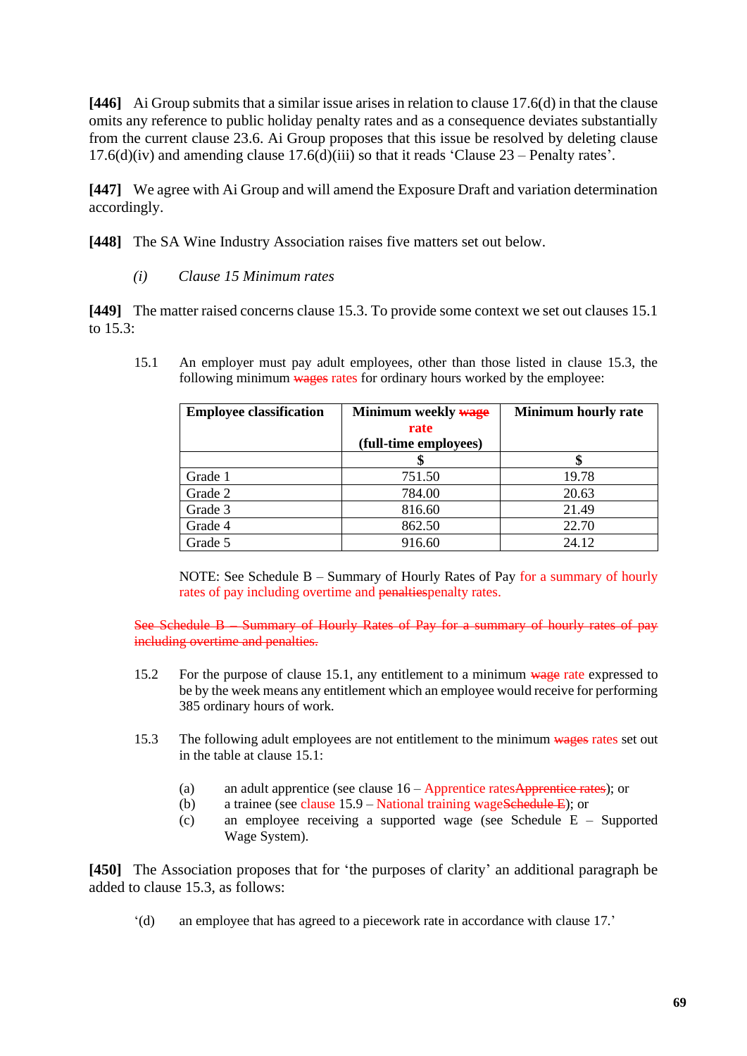**[446]** Ai Group submits that a similar issue arises in relation to clause 17.6(d) in that the clause omits any reference to public holiday penalty rates and as a consequence deviates substantially from the current clause 23.6. Ai Group proposes that this issue be resolved by deleting clause 17.6(d)(iv) and amending clause 17.6(d)(iii) so that it reads 'Clause 23 – Penalty rates'.

**[447]** We agree with Ai Group and will amend the Exposure Draft and variation determination accordingly.

**[448]** The SA Wine Industry Association raises five matters set out below.

*(i) Clause 15 Minimum rates*

**[449]** The matter raised concerns clause 15.3. To provide some context we set out clauses 15.1 to 15.3:

> 15.1 An employer must pay adult employees, other than those listed in clause 15.3, the following minimum ~~wages~~ rates for ordinary hours worked by the employee:
>
> | Employee classification | Minimum weekly ~~wage~~ rate (full-time employees) | Minimum hourly rate |
> |---|---|---|
> | | $ | $ |
> | Grade 1 | 751.50 | 19.78 |
> | Grade 2 | 784.00 | 20.63 |
> | Grade 3 | 816.60 | 21.49 |
> | Grade 4 | 862.50 | 22.70 |
> | Grade 5 | 916.60 | 24.12 |
>
> NOTE: See Schedule B – Summary of Hourly Rates of Pay for a summary of hourly rates of pay including overtime and ~~penalties~~penalty rates.
>
> ~~See Schedule B – Summary of Hourly Rates of Pay for a summary of hourly rates of pay including overtime and penalties.~~
>
> 15.2 For the purpose of clause 15.1, any entitlement to a minimum ~~wage~~ rate expressed to be by the week means any entitlement which an employee would receive for performing 38 ordinary hours of work.
>
> 15.3 The following adult employees are not entitlement to the minimum ~~wages~~ rates set out in the table at clause 15.1:
>
> (a) an adult apprentice (see clause 16 – Apprentice rates~~Apprentice rates~~); or
>
> (b) a trainee (see clause 15.9 – National training wage~~Schedule E~~); or
>
> (c) an employee receiving a supported wage (see Schedule E – Supported Wage System).

**[450]** The Association proposes that for 'the purposes of clarity' an additional paragraph be added to clause 15.3, as follows:

> '(d) an employee that has agreed to a piecework rate in accordance with clause 17.'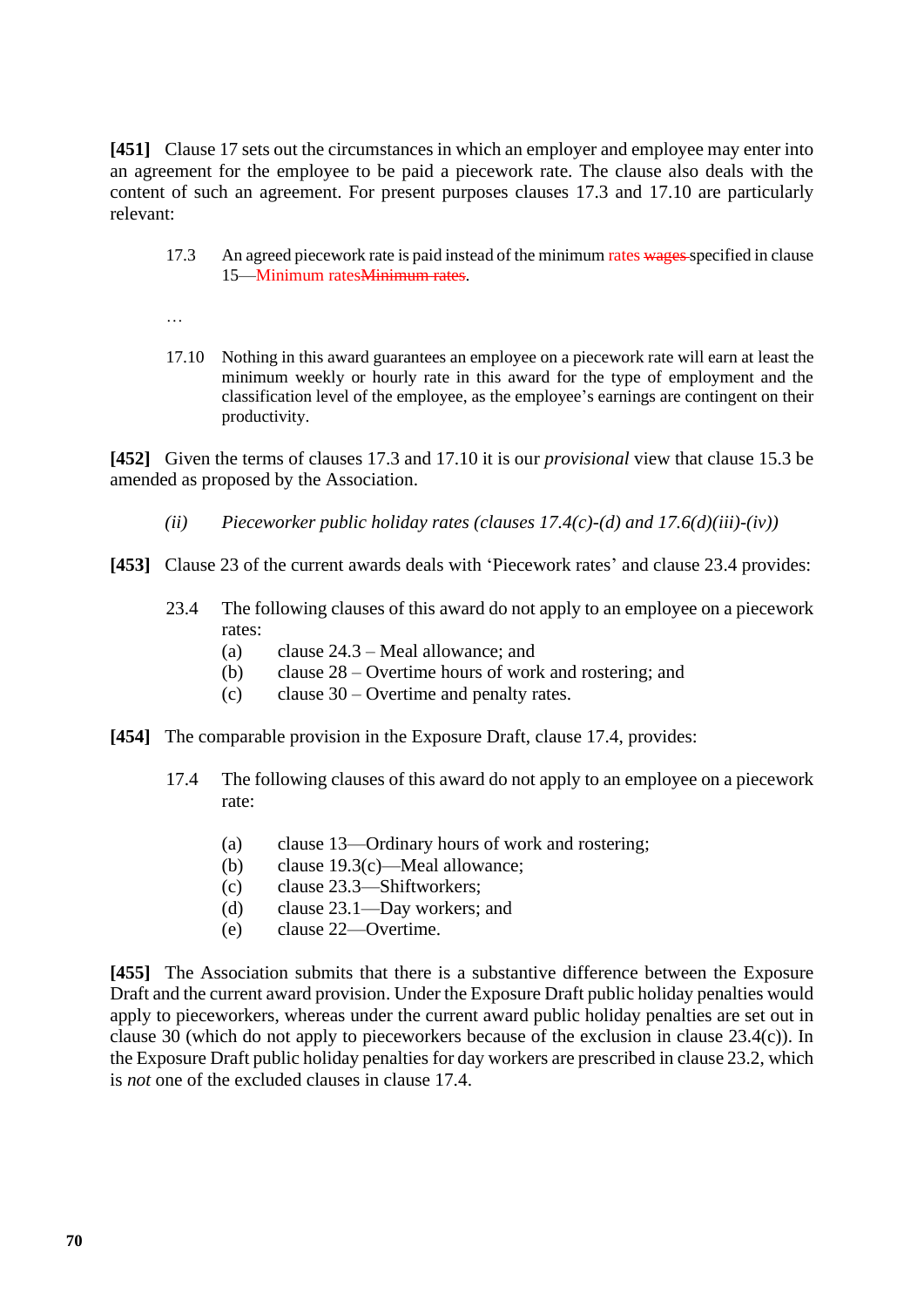**[451]** Clause 17 sets out the circumstances in which an employer and employee may enter into an agreement for the employee to be paid a piecework rate. The clause also deals with the content of such an agreement. For present purposes clauses 17.3 and 17.10 are particularly relevant:

> 17.3 An agreed piecework rate is paid instead of the minimum rates ~~wages~~ specified in clause 15—Minimum rates~~Minimum rates~~.
>
> …
>
> 17.10 Nothing in this award guarantees an employee on a piecework rate will earn at least the minimum weekly or hourly rate in this award for the type of employment and the classification level of the employee, as the employee's earnings are contingent on their productivity.

**[452]** Given the terms of clauses 17.3 and 17.10 it is our *provisional* view that clause 15.3 be amended as proposed by the Association.

*(ii) Pieceworker public holiday rates (clauses 17.4(c)-(d) and 17.6(d)(iii)-(iv))*

**[453]** Clause 23 of the current awards deals with 'Piecework rates' and clause 23.4 provides:

> 23.4 The following clauses of this award do not apply to an employee on a piecework rates:
>
> (a) clause 24.3 – Meal allowance; and
>
> (b) clause 28 – Overtime hours of work and rostering; and
>
> (c) clause 30 – Overtime and penalty rates.

**[454]** The comparable provision in the Exposure Draft, clause 17.4, provides:

> 17.4 The following clauses of this award do not apply to an employee on a piecework rate:
>
> (a) clause 13—Ordinary hours of work and rostering;
>
> (b) clause 19.3(c)—Meal allowance;
>
> (c) clause 23.3—Shiftworkers;
>
> (d) clause 23.1—Day workers; and
>
> (e) clause 22—Overtime.

**[455]** The Association submits that there is a substantive difference between the Exposure Draft and the current award provision. Under the Exposure Draft public holiday penalties would apply to pieceworkers, whereas under the current award public holiday penalties are set out in clause 30 (which do not apply to pieceworkers because of the exclusion in clause 23.4(c)). In the Exposure Draft public holiday penalties for day workers are prescribed in clause 23.2, which is *not* one of the excluded clauses in clause 17.4.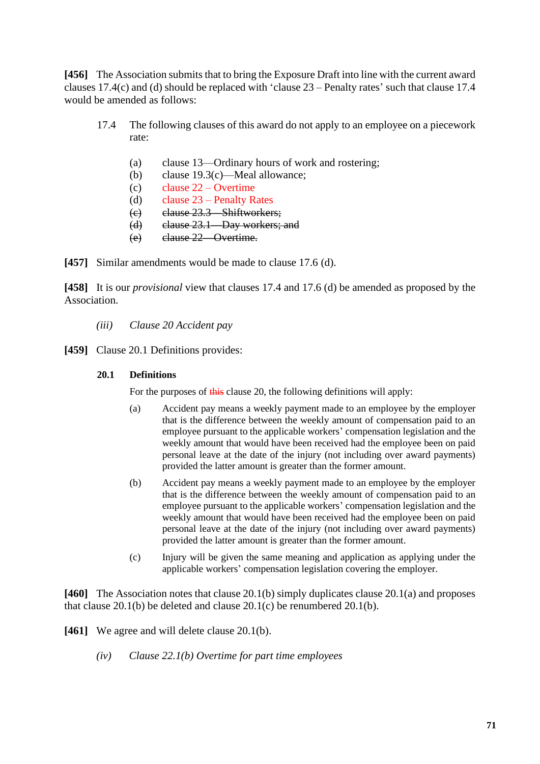**[456]** The Association submits that to bring the Exposure Draft into line with the current award clauses 17.4(c) and (d) should be replaced with 'clause 23 – Penalty rates' such that clause 17.4 would be amended as follows:

> 17.4 The following clauses of this award do not apply to an employee on a piecework rate:
>
> (a) clause 13—Ordinary hours of work and rostering;
> (b) clause 19.3(c)—Meal allowance;
> (c) clause 22 – Overtime
> (d) clause 23 – Penalty Rates
> ~~(c) clause 23.3—Shiftworkers;~~
> ~~(d) clause 23.1—Day workers; and~~
> ~~(e) clause 22—Overtime.~~

**[457]** Similar amendments would be made to clause 17.6 (d).

**[458]** It is our *provisional* view that clauses 17.4 and 17.6 (d) be amended as proposed by the Association.

*(iii) Clause 20 Accident pay*

**[459]** Clause 20.1 Definitions provides:

> **20.1 Definitions**
>
> For the purposes of ~~this~~ clause 20, the following definitions will apply:
>
> (a) Accident pay means a weekly payment made to an employee by the employer that is the difference between the weekly amount of compensation paid to an employee pursuant to the applicable workers' compensation legislation and the weekly amount that would have been received had the employee been on paid personal leave at the date of the injury (not including over award payments) provided the latter amount is greater than the former amount.
>
> (b) Accident pay means a weekly payment made to an employee by the employer that is the difference between the weekly amount of compensation paid to an employee pursuant to the applicable workers' compensation legislation and the weekly amount that would have been received had the employee been on paid personal leave at the date of the injury (not including over award payments) provided the latter amount is greater than the former amount.
>
> (c) Injury will be given the same meaning and application as applying under the applicable workers' compensation legislation covering the employer.

**[460]** The Association notes that clause 20.1(b) simply duplicates clause 20.1(a) and proposes that clause 20.1(b) be deleted and clause 20.1(c) be renumbered 20.1(b).

**[461]** We agree and will delete clause 20.1(b).

*(iv) Clause 22.1(b) Overtime for part time employees*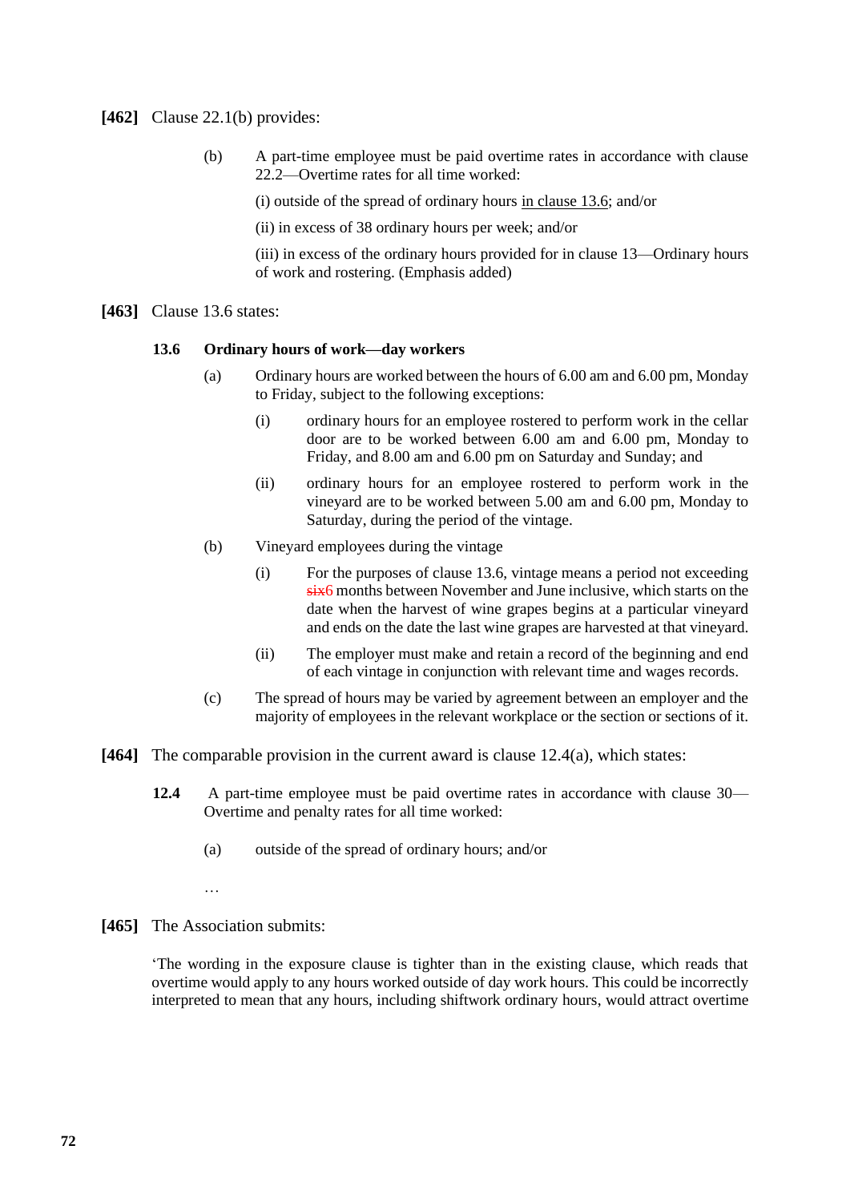**[462]** Clause 22.1(b) provides:

> (b) A part-time employee must be paid overtime rates in accordance with clause 22.2—Overtime rates for all time worked:
>
> (i) outside of the spread of ordinary hours in clause 13.6; and/or
>
> (ii) in excess of 38 ordinary hours per week; and/or
>
> (iii) in excess of the ordinary hours provided for in clause 13—Ordinary hours of work and rostering. (Emphasis added)

**[463]** Clause 13.6 states:

> **13.6 Ordinary hours of work—day workers**
>
> (a) Ordinary hours are worked between the hours of 6.00 am and 6.00 pm, Monday to Friday, subject to the following exceptions:
>
> (i) ordinary hours for an employee rostered to perform work in the cellar door are to be worked between 6.00 am and 6.00 pm, Monday to Friday, and 8.00 am and 6.00 pm on Saturday and Sunday; and
>
> (ii) ordinary hours for an employee rostered to perform work in the vineyard are to be worked between 5.00 am and 6.00 pm, Monday to Saturday, during the period of the vintage.
>
> (b) Vineyard employees during the vintage
>
> (i) For the purposes of clause 13.6, vintage means a period not exceeding ~~six~~6 months between November and June inclusive, which starts on the date when the harvest of wine grapes begins at a particular vineyard and ends on the date the last wine grapes are harvested at that vineyard.
>
> (ii) The employer must make and retain a record of the beginning and end of each vintage in conjunction with relevant time and wages records.
>
> (c) The spread of hours may be varied by agreement between an employer and the majority of employees in the relevant workplace or the section or sections of it.

**[464]** The comparable provision in the current award is clause 12.4(a), which states:

> **12.4** A part-time employee must be paid overtime rates in accordance with clause 30—Overtime and penalty rates for all time worked:
>
> (a) outside of the spread of ordinary hours; and/or
>
> …

**[465]** The Association submits:

'The wording in the exposure clause is tighter than in the existing clause, which reads that overtime would apply to any hours worked outside of day work hours. This could be incorrectly interpreted to mean that any hours, including shiftwork ordinary hours, would attract overtime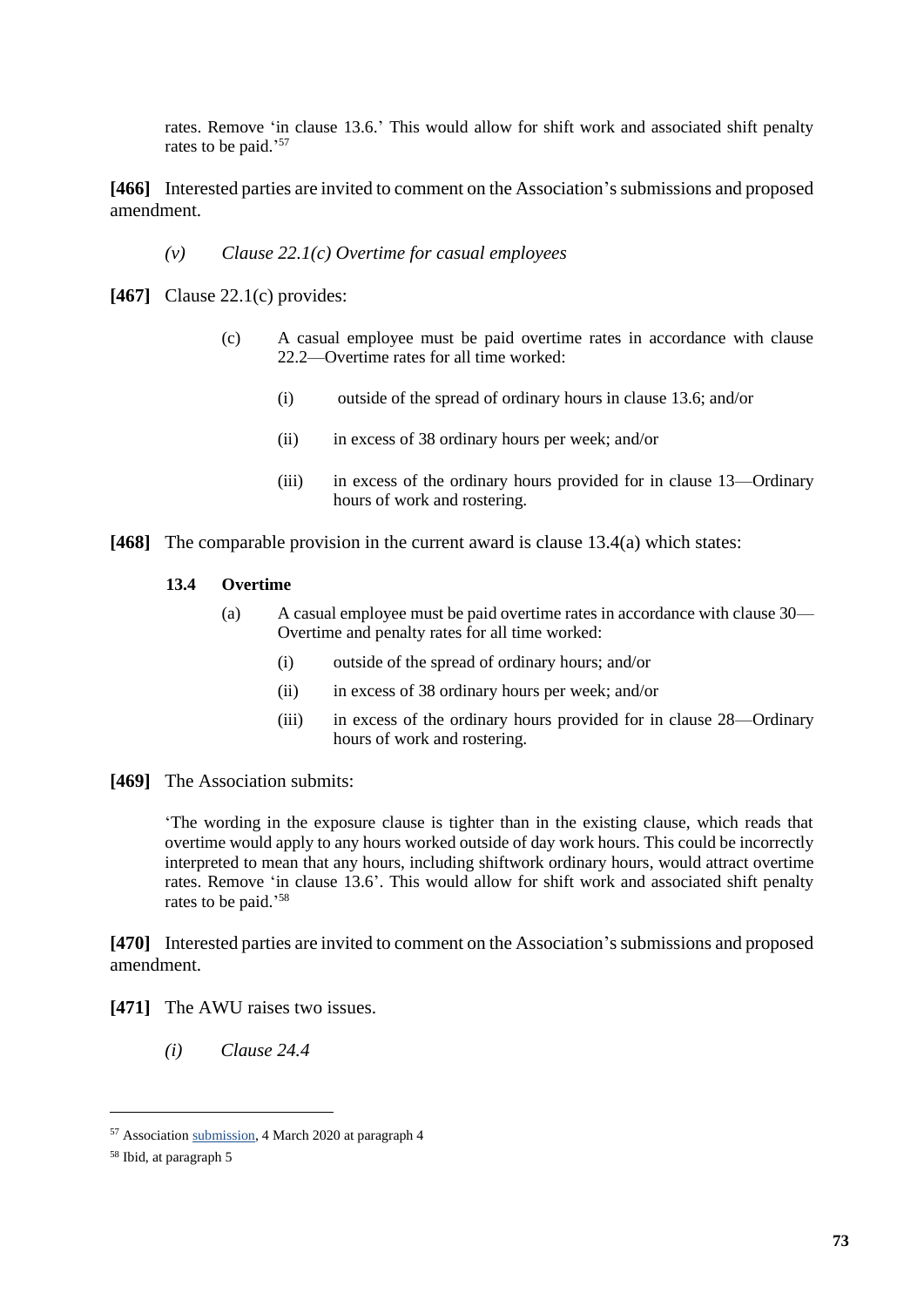rates. Remove 'in clause 13.6.' This would allow for shift work and associated shift penalty rates to be paid.'[57]

**[466]** Interested parties are invited to comment on the Association's submissions and proposed amendment.

*(v) Clause 22.1(c) Overtime for casual employees*

**[467]** Clause 22.1(c) provides:

> (c) A casual employee must be paid overtime rates in accordance with clause 22.2—Overtime rates for all time worked:
>
> (i) outside of the spread of ordinary hours in clause 13.6; and/or
>
> (ii) in excess of 38 ordinary hours per week; and/or
>
> (iii) in excess of the ordinary hours provided for in clause 13—Ordinary hours of work and rostering.

**[468]** The comparable provision in the current award is clause 13.4(a) which states:

> **13.4 Overtime**
>
> (a) A casual employee must be paid overtime rates in accordance with clause 30—Overtime and penalty rates for all time worked:
>
> (i) outside of the spread of ordinary hours; and/or
>
> (ii) in excess of 38 ordinary hours per week; and/or
>
> (iii) in excess of the ordinary hours provided for in clause 28—Ordinary hours of work and rostering.

**[469]** The Association submits:

> 'The wording in the exposure clause is tighter than in the existing clause, which reads that overtime would apply to any hours worked outside of day work hours. This could be incorrectly interpreted to mean that any hours, including shiftwork ordinary hours, would attract overtime rates. Remove 'in clause 13.6'. This would allow for shift work and associated shift penalty rates to be paid.'[58]

**[470]** Interested parties are invited to comment on the Association's submissions and proposed amendment.

**[471]** The AWU raises two issues.

*(i) Clause 24.4*

---

[57] Association submission, 4 March 2020 at paragraph 4

[58] Ibid, at paragraph 5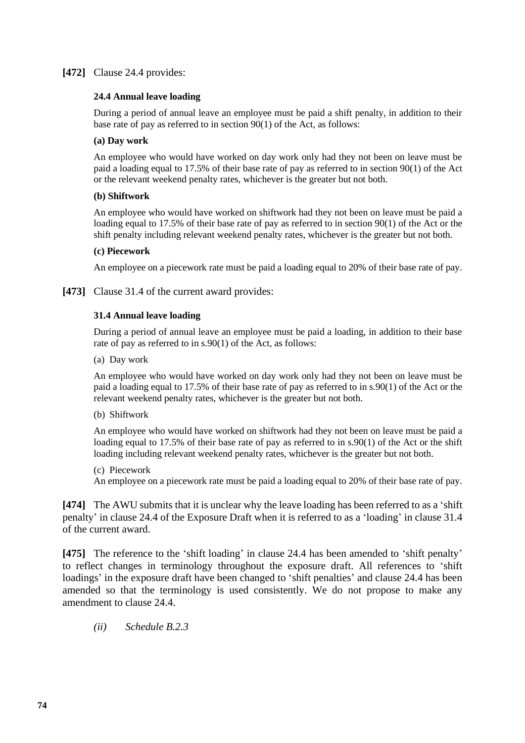**[472]** Clause 24.4 provides:

> **24.4 Annual leave loading**
>
> During a period of annual leave an employee must be paid a shift penalty, in addition to their base rate of pay as referred to in section 90(1) of the Act, as follows:
>
> **(a) Day work**
>
> An employee who would have worked on day work only had they not been on leave must be paid a loading equal to 17.5% of their base rate of pay as referred to in section 90(1) of the Act or the relevant weekend penalty rates, whichever is the greater but not both.
>
> **(b) Shiftwork**
>
> An employee who would have worked on shiftwork had they not been on leave must be paid a loading equal to 17.5% of their base rate of pay as referred to in section 90(1) of the Act or the shift penalty including relevant weekend penalty rates, whichever is the greater but not both.
>
> **(c) Piecework**
>
> An employee on a piecework rate must be paid a loading equal to 20% of their base rate of pay.

**[473]** Clause 31.4 of the current award provides:

> **31.4 Annual leave loading**
>
> During a period of annual leave an employee must be paid a loading, in addition to their base rate of pay as referred to in s.90(1) of the Act, as follows:
>
> (a) Day work
>
> An employee who would have worked on day work only had they not been on leave must be paid a loading equal to 17.5% of their base rate of pay as referred to in s.90(1) of the Act or the relevant weekend penalty rates, whichever is the greater but not both.
>
> (b) Shiftwork
>
> An employee who would have worked on shiftwork had they not been on leave must be paid a loading equal to 17.5% of their base rate of pay as referred to in s.90(1) of the Act or the shift loading including relevant weekend penalty rates, whichever is the greater but not both.
>
> (c) Piecework
>
> An employee on a piecework rate must be paid a loading equal to 20% of their base rate of pay.

**[474]** The AWU submits that it is unclear why the leave loading has been referred to as a 'shift penalty' in clause 24.4 of the Exposure Draft when it is referred to as a 'loading' in clause 31.4 of the current award.

**[475]** The reference to the 'shift loading' in clause 24.4 has been amended to 'shift penalty' to reflect changes in terminology throughout the exposure draft. All references to 'shift loadings' in the exposure draft have been changed to 'shift penalties' and clause 24.4 has been amended so that the terminology is used consistently. We do not propose to make any amendment to clause 24.4.

*(ii) Schedule B.2.3*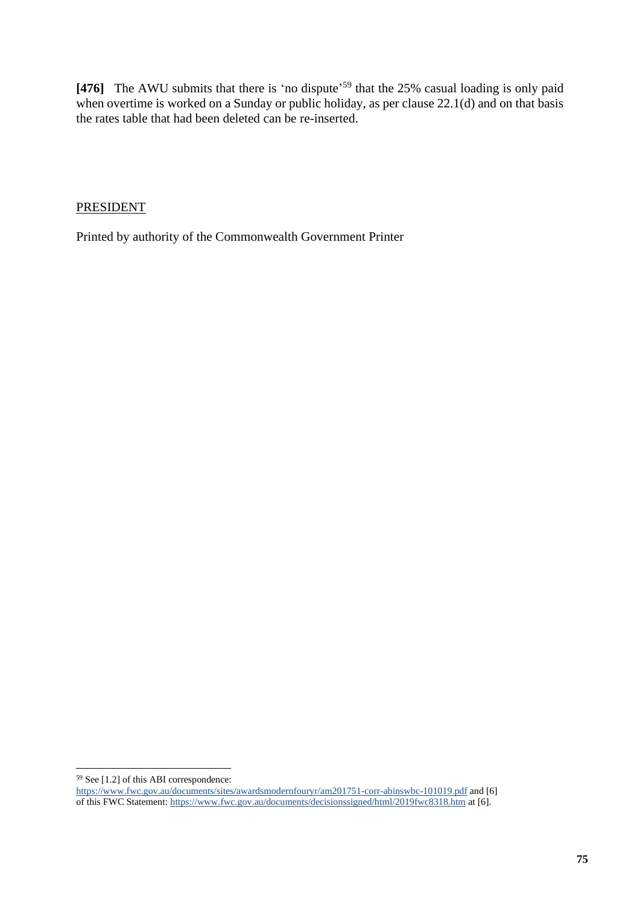**[476]** The AWU submits that there is 'no dispute'[59] that the 25% casual loading is only paid when overtime is worked on a Sunday or public holiday, as per clause 22.1(d) and on that basis the rates table that had been deleted can be re-inserted.

PRESIDENT

Printed by authority of the Commonwealth Government Printer

---

[59] See [1.2] of this ABI correspondence: https://www.fwc.gov.au/documents/sites/awardsmodernfouryr/am201751-corr-abinswbc-101019.pdf and [6] of this FWC Statement: https://www.fwc.gov.au/documents/decisionssigned/html/2019fwc8318.htm at [6].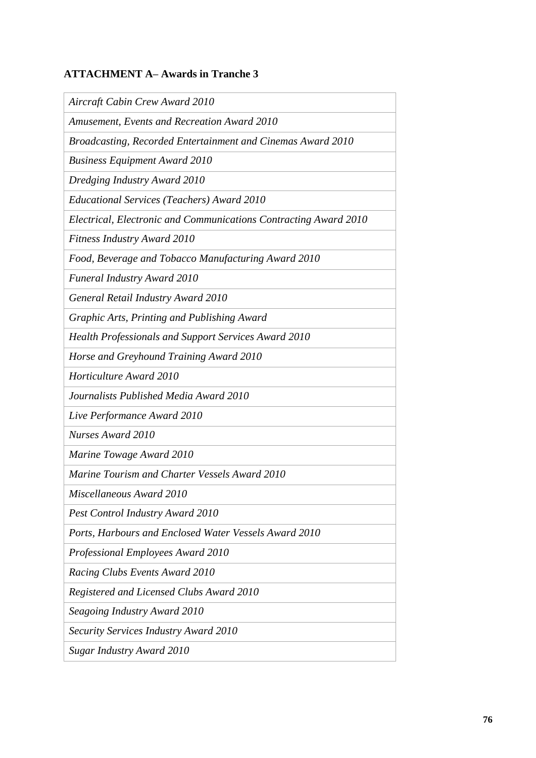**ATTACHMENT A– Awards in Tranche 3**

| |
|---|
| *Aircraft Cabin Crew Award 2010* |
| *Amusement, Events and Recreation Award 2010* |
| *Broadcasting, Recorded Entertainment and Cinemas Award 2010* |
| *Business Equipment Award 2010* |
| *Dredging Industry Award 2010* |
| *Educational Services (Teachers) Award 2010* |
| *Electrical, Electronic and Communications Contracting Award 2010* |
| *Fitness Industry Award 2010* |
| *Food, Beverage and Tobacco Manufacturing Award 2010* |
| *Funeral Industry Award 2010* |
| *General Retail Industry Award 2010* |
| *Graphic Arts, Printing and Publishing Award* |
| *Health Professionals and Support Services Award 2010* |
| *Horse and Greyhound Training Award 2010* |
| *Horticulture Award 2010* |
| *Journalists Published Media Award 2010* |
| *Live Performance Award 2010* |
| *Nurses Award 2010* |
| *Marine Towage Award 2010* |
| *Marine Tourism and Charter Vessels Award 2010* |
| *Miscellaneous Award 2010* |
| *Pest Control Industry Award 2010* |
| *Ports, Harbours and Enclosed Water Vessels Award 2010* |
| *Professional Employees Award 2010* |
| *Racing Clubs Events Award 2010* |
| *Registered and Licensed Clubs Award 2010* |
| *Seagoing Industry Award 2010* |
| *Security Services Industry Award 2010* |
| *Sugar Industry Award 2010* |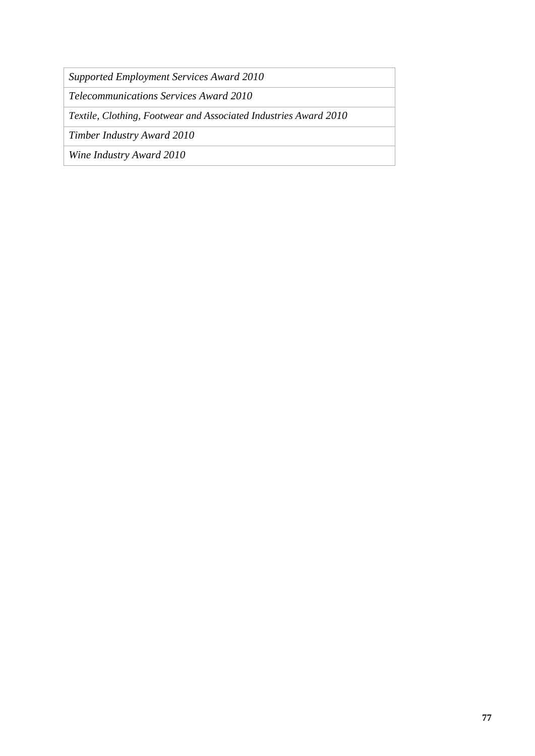| |
|---|
| *Supported Employment Services Award 2010* |
| *Telecommunications Services Award 2010* |
| *Textile, Clothing, Footwear and Associated Industries Award 2010* |
| *Timber Industry Award 2010* |
| *Wine Industry Award 2010* |